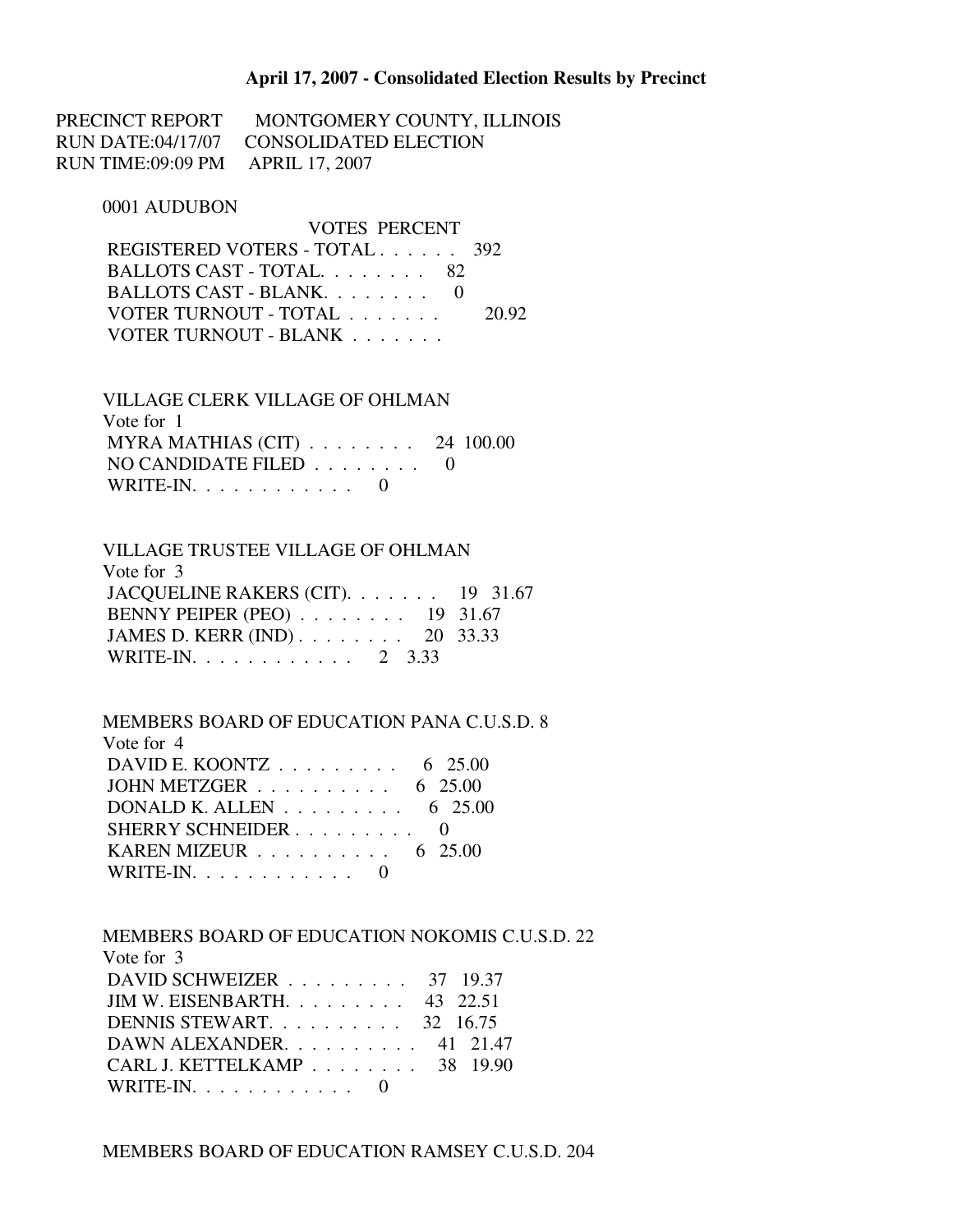# April 17, 2007 - Consolidated Election Results by Precinct

PRECINCT REPORT MONTGOMERY COUNTY, ILLINOIS
RUN DATE:04/17/07 CONSOLIDATED ELECTION
RUN TIME:09:09 PM APRIL 17, 2007

## 0001 AUDUBON

| | VOTES | PERCENT |
|---|---|---|
| REGISTERED VOTERS - TOTAL . . . . . . | 392 | |
| BALLOTS CAST - TOTAL. . . . . . . . | 82 | |
| BALLOTS CAST - BLANK. . . . . . . . | 0 | |
| VOTER TURNOUT - TOTAL . . . . . . . | | 20.92 |
| VOTER TURNOUT - BLANK . . . . . . . | | |

### VILLAGE CLERK VILLAGE OF OHLMAN

Vote for 1

| | VOTES | PERCENT |
|---|---|---|
| MYRA MATHIAS (CIT) . . . . . . . . | 24 | 100.00 |
| NO CANDIDATE FILED . . . . . . . . | 0 | |
| WRITE-IN. . . . . . . . . . . . | 0 | |

### VILLAGE TRUSTEE VILLAGE OF OHLMAN

Vote for 3

| | VOTES | PERCENT |
|---|---|---|
| JACQUELINE RAKERS (CIT). . . . . . . | 19 | 31.67 |
| BENNY PEIPER (PEO) . . . . . . . . | 19 | 31.67 |
| JAMES D. KERR (IND) . . . . . . . . | 20 | 33.33 |
| WRITE-IN. . . . . . . . . . . . | 2 | 3.33 |

### MEMBERS BOARD OF EDUCATION PANA C.U.S.D. 8

Vote for 4

| | VOTES | PERCENT |
|---|---|---|
| DAVID E. KOONTZ . . . . . . . . . | 6 | 25.00 |
| JOHN METZGER . . . . . . . . . . | 6 | 25.00 |
| DONALD K. ALLEN . . . . . . . . . | 6 | 25.00 |
| SHERRY SCHNEIDER . . . . . . . . . | 0 | |
| KAREN MIZEUR . . . . . . . . . . | 6 | 25.00 |
| WRITE-IN. . . . . . . . . . . . | 0 | |

### MEMBERS BOARD OF EDUCATION NOKOMIS C.U.S.D. 22

Vote for 3

| | VOTES | PERCENT |
|---|---|---|
| DAVID SCHWEIZER . . . . . . . . . | 37 | 19.37 |
| JIM W. EISENBARTH. . . . . . . . . | 43 | 22.51 |
| DENNIS STEWART. . . . . . . . . . | 32 | 16.75 |
| DAWN ALEXANDER. . . . . . . . . . | 41 | 21.47 |
| CARL J. KETTELKAMP . . . . . . . . | 38 | 19.90 |
| WRITE-IN. . . . . . . . . . . . | 0 | |

### MEMBERS BOARD OF EDUCATION RAMSEY C.U.S.D. 204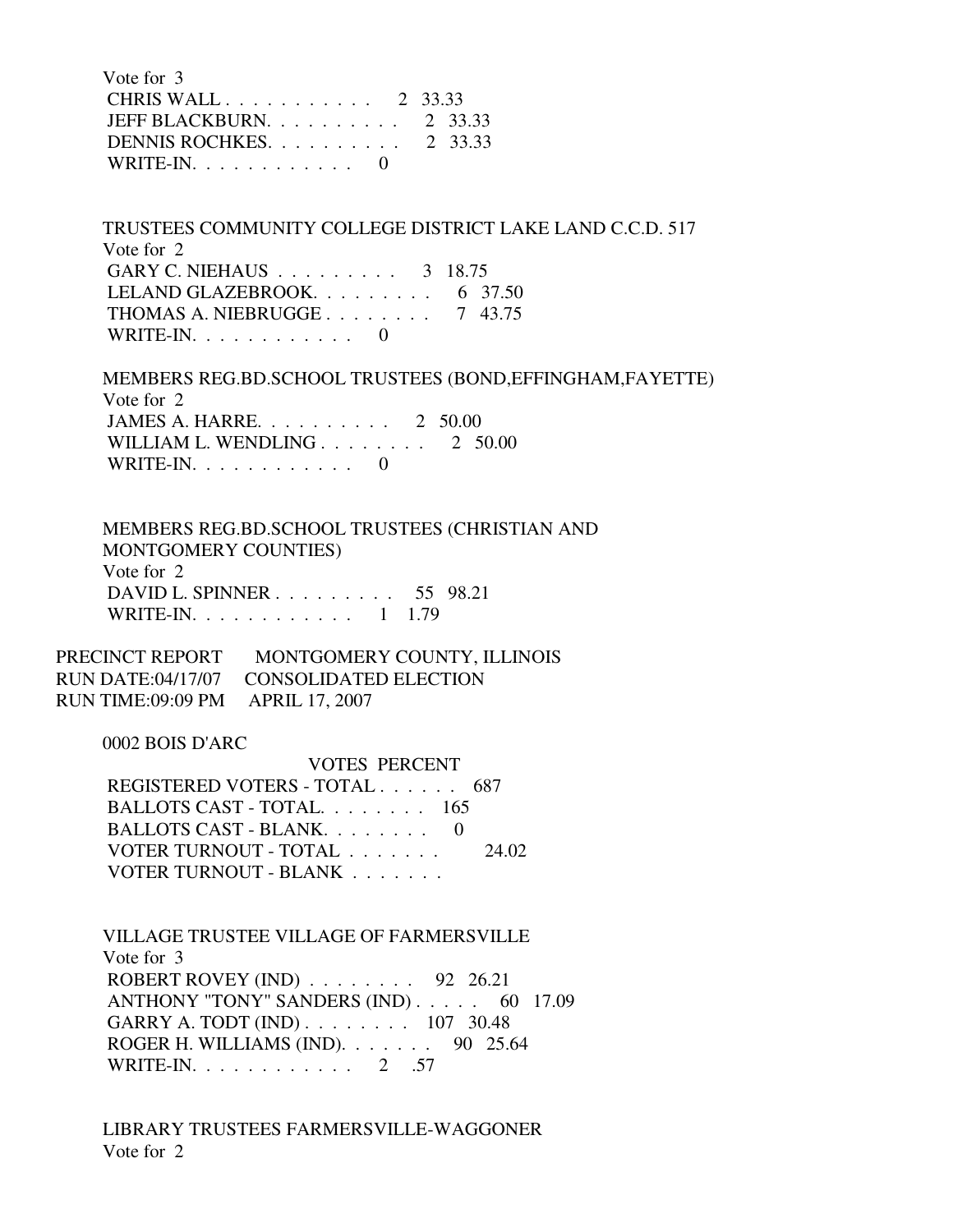Vote for 3

CHRIS WALL . . . . . . . . . . . 2 33.33
JEFF BLACKBURN. . . . . . . . . . 2 33.33
DENNIS ROCHKES. . . . . . . . . . 2 33.33
WRITE-IN. . . . . . . . . . . . 0

TRUSTEES COMMUNITY COLLEGE DISTRICT LAKE LAND C.C.D. 517
Vote for 2

GARY C. NIEHAUS . . . . . . . . . 3 18.75
LELAND GLAZEBROOK. . . . . . . . . 6 37.50
THOMAS A. NIEBRUGGE . . . . . . . . 7 43.75
WRITE-IN. . . . . . . . . . . . 0

MEMBERS REG.BD.SCHOOL TRUSTEES (BOND,EFFINGHAM,FAYETTE)
Vote for 2

JAMES A. HARRE. . . . . . . . . . 2 50.00
WILLIAM L. WENDLING . . . . . . . . 2 50.00
WRITE-IN. . . . . . . . . . . . 0

MEMBERS REG.BD.SCHOOL TRUSTEES (CHRISTIAN AND MONTGOMERY COUNTIES)
Vote for 2

DAVID L. SPINNER . . . . . . . . . 55 98.21
WRITE-IN. . . . . . . . . . . . 1 1.79

PRECINCT REPORT MONTGOMERY COUNTY, ILLINOIS
RUN DATE:04/17/07 CONSOLIDATED ELECTION
RUN TIME:09:09 PM APRIL 17, 2007

0002 BOIS D'ARC

| | VOTES | PERCENT |
|---|---|---|
| REGISTERED VOTERS - TOTAL . . . . . . | 687 | |
| BALLOTS CAST - TOTAL. . . . . . . . | 165 | |
| BALLOTS CAST - BLANK. . . . . . . . | 0 | |
| VOTER TURNOUT - TOTAL . . . . . . . | | 24.02 |
| VOTER TURNOUT - BLANK . . . . . . . | | |

VILLAGE TRUSTEE VILLAGE OF FARMERSVILLE
Vote for 3

ROBERT ROVEY (IND) . . . . . . . . 92 26.21
ANTHONY "TONY" SANDERS (IND) . . . . . 60 17.09
GARRY A. TODT (IND) . . . . . . . . 107 30.48
ROGER H. WILLIAMS (IND). . . . . . . 90 25.64
WRITE-IN. . . . . . . . . . . . 2 .57

LIBRARY TRUSTEES FARMERSVILLE-WAGGONER
Vote for 2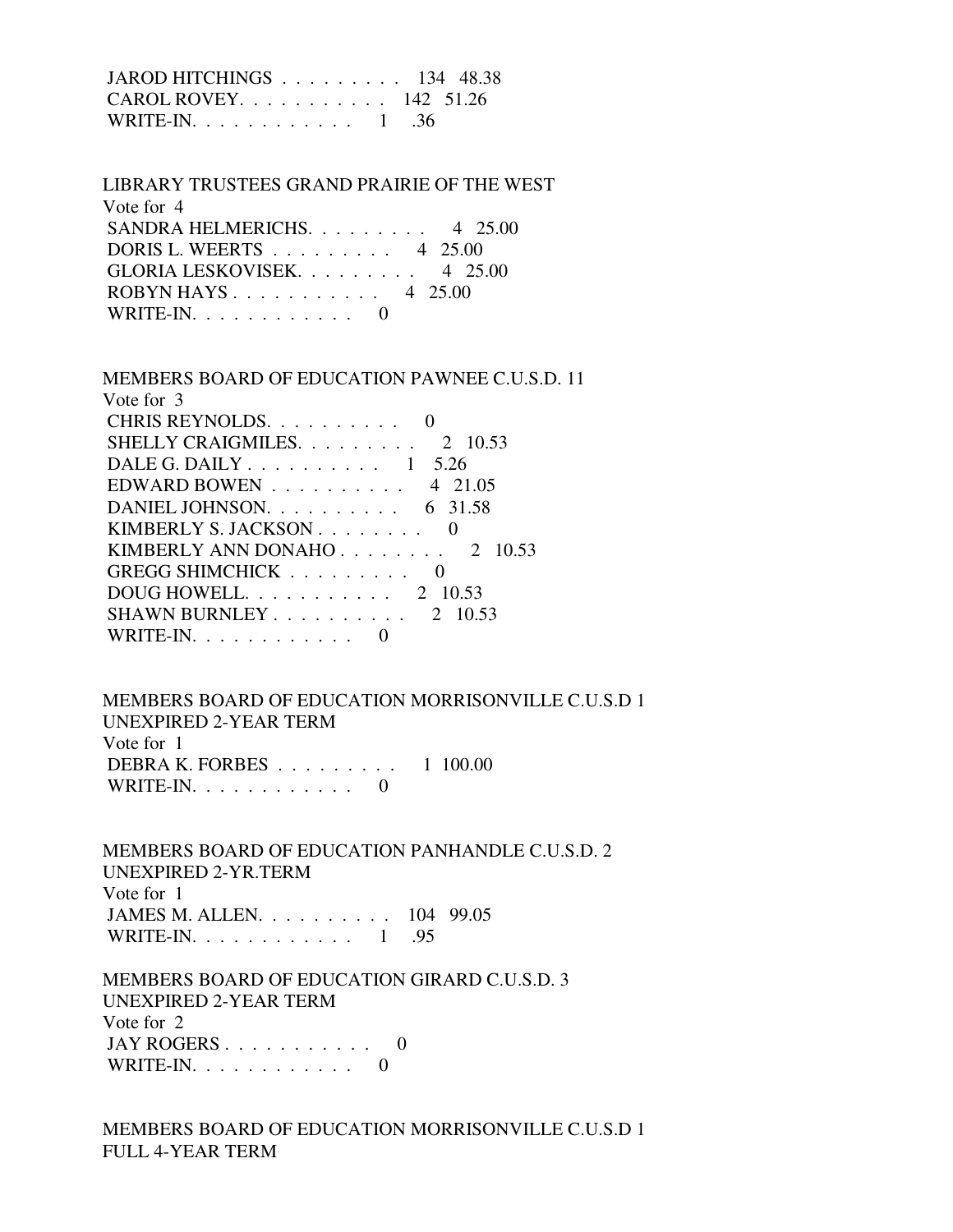JAROD HITCHINGS . . . . . . . . . 134 48.38
CAROL ROVEY. . . . . . . . . . . 142 51.26
WRITE-IN. . . . . . . . . . . . 1 .36

LIBRARY TRUSTEES GRAND PRAIRIE OF THE WEST
Vote for 4
SANDRA HELMERICHS. . . . . . . . . 4 25.00
DORIS L. WEERTS . . . . . . . . . 4 25.00
GLORIA LESKOVISEK. . . . . . . . . 4 25.00
ROBYN HAYS . . . . . . . . . . . 4 25.00
WRITE-IN. . . . . . . . . . . . 0

MEMBERS BOARD OF EDUCATION PAWNEE C.U.S.D. 11
Vote for 3
CHRIS REYNOLDS. . . . . . . . . . 0
SHELLY CRAIGMILES. . . . . . . . . 2 10.53
DALE G. DAILY . . . . . . . . . . 1 5.26
EDWARD BOWEN . . . . . . . . . . 4 21.05
DANIEL JOHNSON. . . . . . . . . . 6 31.58
KIMBERLY S. JACKSON . . . . . . . . 0
KIMBERLY ANN DONAHO . . . . . . . . 2 10.53
GREGG SHIMCHICK . . . . . . . . . 0
DOUG HOWELL. . . . . . . . . . . 2 10.53
SHAWN BURNLEY . . . . . . . . . . 2 10.53
WRITE-IN. . . . . . . . . . . . 0

MEMBERS BOARD OF EDUCATION MORRISONVILLE C.U.S.D 1
UNEXPIRED 2-YEAR TERM
Vote for 1
DEBRA K. FORBES . . . . . . . . . 1 100.00
WRITE-IN. . . . . . . . . . . . 0

MEMBERS BOARD OF EDUCATION PANHANDLE C.U.S.D. 2
UNEXPIRED 2-YR.TERM
Vote for 1
JAMES M. ALLEN. . . . . . . . . . 104 99.05
WRITE-IN. . . . . . . . . . . . 1 .95

MEMBERS BOARD OF EDUCATION GIRARD C.U.S.D. 3
UNEXPIRED 2-YEAR TERM
Vote for 2
JAY ROGERS . . . . . . . . . . . 0
WRITE-IN. . . . . . . . . . . . 0

MEMBERS BOARD OF EDUCATION MORRISONVILLE C.U.S.D 1
FULL 4-YEAR TERM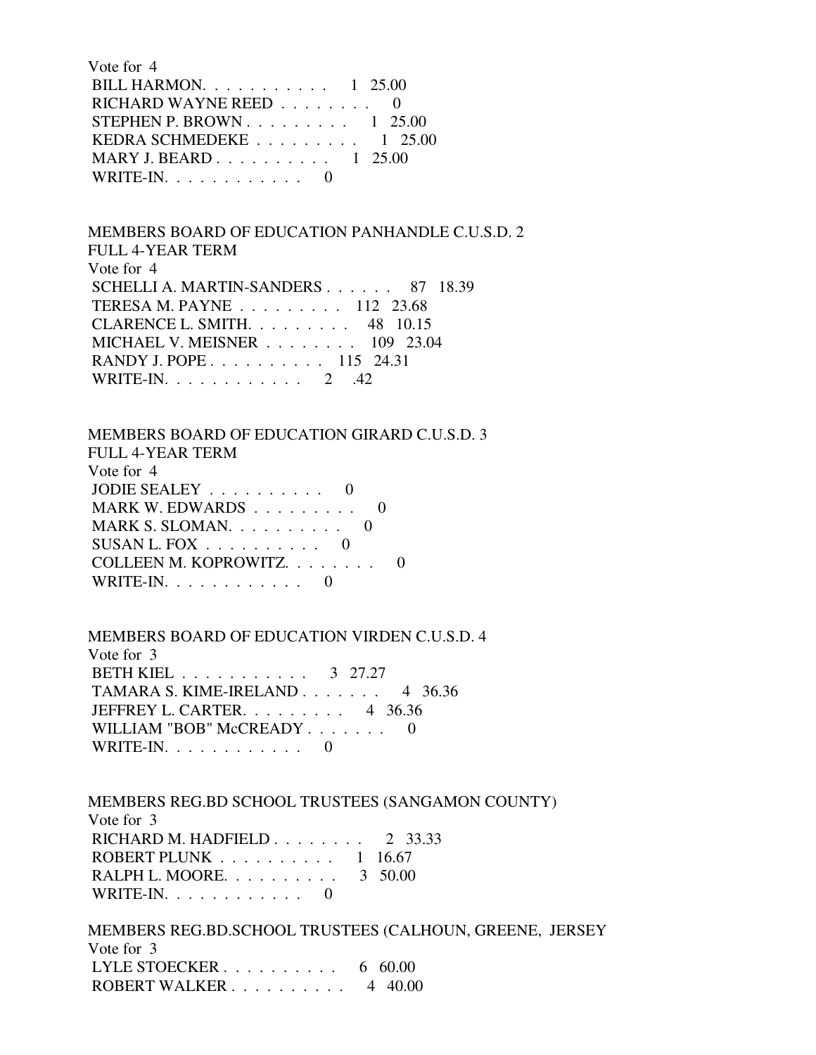Vote for 4

| Candidate | Votes | Percent |
|---|---|---|
| BILL HARMON | 1 | 25.00 |
| RICHARD WAYNE REED | 0 | |
| STEPHEN P. BROWN | 1 | 25.00 |
| KEDRA SCHMEDEKE | 1 | 25.00 |
| MARY J. BEARD | 1 | 25.00 |
| WRITE-IN | 0 | |

MEMBERS BOARD OF EDUCATION PANHANDLE C.U.S.D. 2
FULL 4-YEAR TERM
Vote for 4

| Candidate | Votes | Percent |
|---|---|---|
| SCHELLI A. MARTIN-SANDERS | 87 | 18.39 |
| TERESA M. PAYNE | 112 | 23.68 |
| CLARENCE L. SMITH | 48 | 10.15 |
| MICHAEL V. MEISNER | 109 | 23.04 |
| RANDY J. POPE | 115 | 24.31 |
| WRITE-IN | 2 | .42 |

MEMBERS BOARD OF EDUCATION GIRARD C.U.S.D. 3
FULL 4-YEAR TERM
Vote for 4

| Candidate | Votes | Percent |
|---|---|---|
| JODIE SEALEY | 0 | |
| MARK W. EDWARDS | 0 | |
| MARK S. SLOMAN | 0 | |
| SUSAN L. FOX | 0 | |
| COLLEEN M. KOPROWITZ | 0 | |
| WRITE-IN | 0 | |

MEMBERS BOARD OF EDUCATION VIRDEN C.U.S.D. 4
Vote for 3

| Candidate | Votes | Percent |
|---|---|---|
| BETH KIEL | 3 | 27.27 |
| TAMARA S. KIME-IRELAND | 4 | 36.36 |
| JEFFREY L. CARTER | 4 | 36.36 |
| WILLIAM "BOB" McCREADY | 0 | |
| WRITE-IN | 0 | |

MEMBERS REG.BD SCHOOL TRUSTEES (SANGAMON COUNTY)
Vote for 3

| Candidate | Votes | Percent |
|---|---|---|
| RICHARD M. HADFIELD | 2 | 33.33 |
| ROBERT PLUNK | 1 | 16.67 |
| RALPH L. MOORE | 3 | 50.00 |
| WRITE-IN | 0 | |

MEMBERS REG.BD.SCHOOL TRUSTEES (CALHOUN, GREENE, JERSEY
Vote for 3

| Candidate | Votes | Percent |
|---|---|---|
| LYLE STOECKER | 6 | 60.00 |
| ROBERT WALKER | 4 | 40.00 |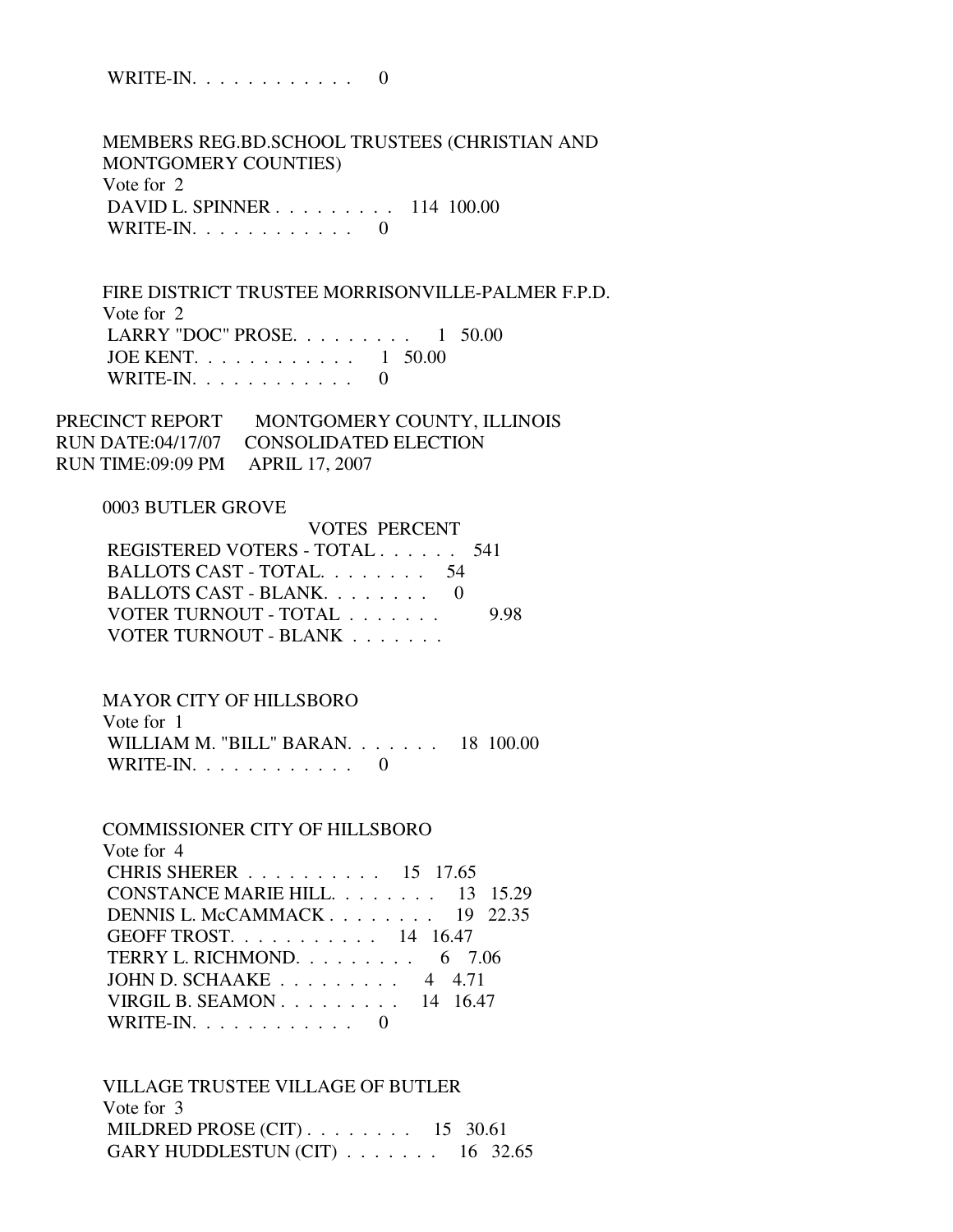WRITE-IN. . . . . . . . . . . . 0

MEMBERS REG.BD.SCHOOL TRUSTEES (CHRISTIAN AND MONTGOMERY COUNTIES)
Vote for 2

| | VOTES | PERCENT |
|---|---|---|
| DAVID L. SPINNER . . . . . . . . . | 114 | 100.00 |
| WRITE-IN. . . . . . . . . . . . | 0 | |

FIRE DISTRICT TRUSTEE MORRISONVILLE-PALMER F.P.D.
Vote for 2

| | VOTES | PERCENT |
|---|---|---|
| LARRY "DOC" PROSE. . . . . . . . . | 1 | 50.00 |
| JOE KENT. . . . . . . . . . . . | 1 | 50.00 |
| WRITE-IN. . . . . . . . . . . . | 0 | |

PRECINCT REPORT MONTGOMERY COUNTY, ILLINOIS
RUN DATE:04/17/07 CONSOLIDATED ELECTION
RUN TIME:09:09 PM APRIL 17, 2007

0003 BUTLER GROVE

| | VOTES | PERCENT |
|---|---|---|
| REGISTERED VOTERS - TOTAL . . . . . . | 541 | |
| BALLOTS CAST - TOTAL. . . . . . . . | 54 | |
| BALLOTS CAST - BLANK. . . . . . . . | 0 | |
| VOTER TURNOUT - TOTAL . . . . . . . | | 9.98 |
| VOTER TURNOUT - BLANK . . . . . . . | | |

MAYOR CITY OF HILLSBORO
Vote for 1

| | VOTES | PERCENT |
|---|---|---|
| WILLIAM M. "BILL" BARAN. . . . . . . | 18 | 100.00 |
| WRITE-IN. . . . . . . . . . . . | 0 | |

COMMISSIONER CITY OF HILLSBORO
Vote for 4

| | VOTES | PERCENT |
|---|---|---|
| CHRIS SHERER . . . . . . . . . . | 15 | 17.65 |
| CONSTANCE MARIE HILL. . . . . . . . | 13 | 15.29 |
| DENNIS L. McCAMMACK . . . . . . . . | 19 | 22.35 |
| GEOFF TROST. . . . . . . . . . . | 14 | 16.47 |
| TERRY L. RICHMOND. . . . . . . . . | 6 | 7.06 |
| JOHN D. SCHAAKE . . . . . . . . . | 4 | 4.71 |
| VIRGIL B. SEAMON . . . . . . . . . | 14 | 16.47 |
| WRITE-IN. . . . . . . . . . . . | 0 | |

VILLAGE TRUSTEE VILLAGE OF BUTLER
Vote for 3

| | VOTES | PERCENT |
|---|---|---|
| MILDRED PROSE (CIT) . . . . . . . . | 15 | 30.61 |
| GARY HUDDLESTUN (CIT) . . . . . . . | 16 | 32.65 |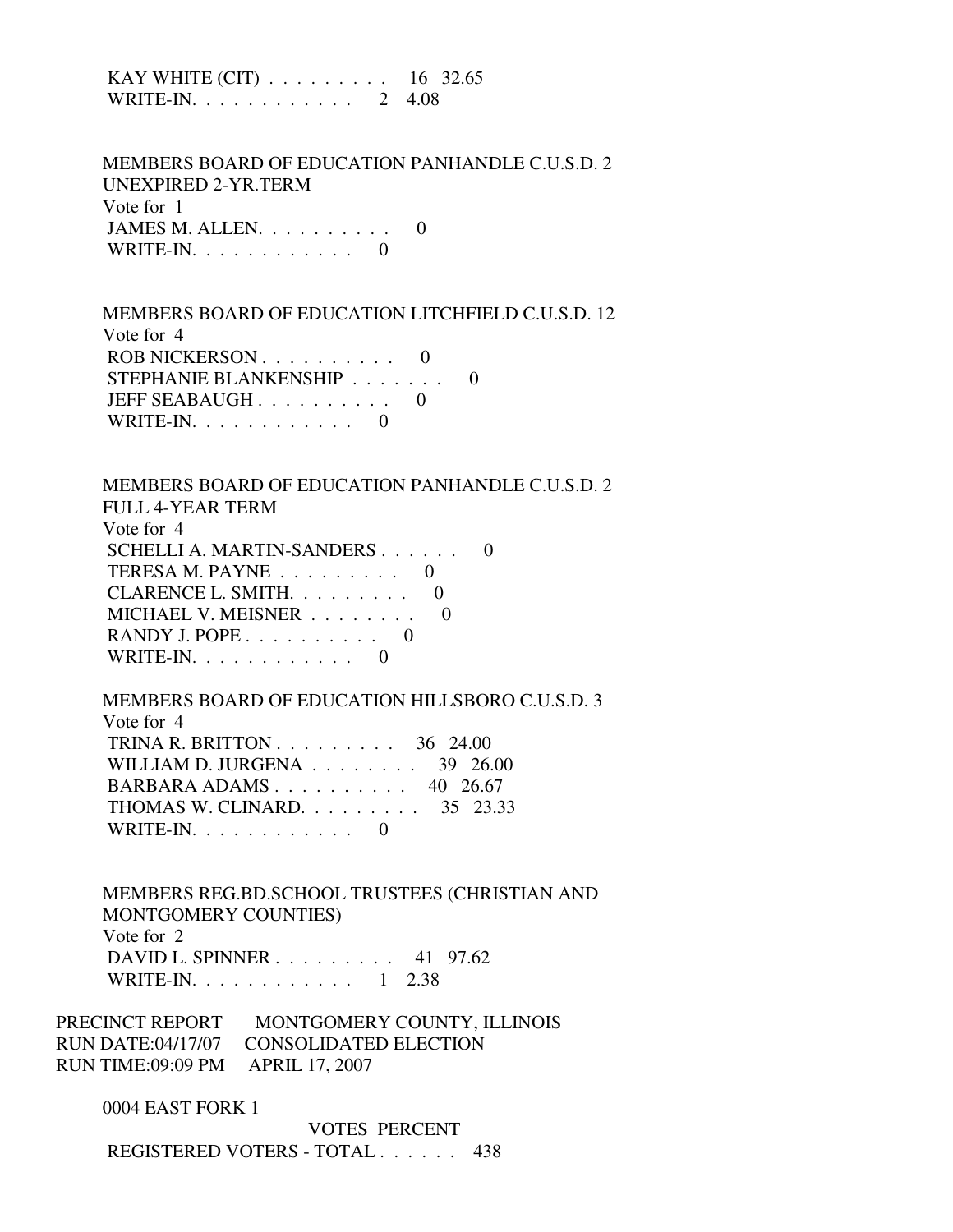KAY WHITE (CIT) . . . . . . . . . 16 32.65
WRITE-IN. . . . . . . . . . . . 2 4.08

MEMBERS BOARD OF EDUCATION PANHANDLE C.U.S.D. 2
UNEXPIRED 2-YR.TERM
Vote for 1
JAMES M. ALLEN. . . . . . . . . . 0
WRITE-IN. . . . . . . . . . . . 0

MEMBERS BOARD OF EDUCATION LITCHFIELD C.U.S.D. 12
Vote for 4
ROB NICKERSON . . . . . . . . . . 0
STEPHANIE BLANKENSHIP . . . . . . . 0
JEFF SEABAUGH . . . . . . . . . . 0
WRITE-IN. . . . . . . . . . . . 0

MEMBERS BOARD OF EDUCATION PANHANDLE C.U.S.D. 2
FULL 4-YEAR TERM
Vote for 4
SCHELLI A. MARTIN-SANDERS . . . . . . 0
TERESA M. PAYNE . . . . . . . . . 0
CLARENCE L. SMITH. . . . . . . . . 0
MICHAEL V. MEISNER . . . . . . . . 0
RANDY J. POPE . . . . . . . . . . 0
WRITE-IN. . . . . . . . . . . . 0

MEMBERS BOARD OF EDUCATION HILLSBORO C.U.S.D. 3
Vote for 4
TRINA R. BRITTON . . . . . . . . . 36 24.00
WILLIAM D. JURGENA . . . . . . . . 39 26.00
BARBARA ADAMS . . . . . . . . . . 40 26.67
THOMAS W. CLINARD. . . . . . . . . 35 23.33
WRITE-IN. . . . . . . . . . . . 0

MEMBERS REG.BD.SCHOOL TRUSTEES (CHRISTIAN AND
MONTGOMERY COUNTIES)
Vote for 2
DAVID L. SPINNER . . . . . . . . . 41 97.62
WRITE-IN. . . . . . . . . . . . 1 2.38

PRECINCT REPORT MONTGOMERY COUNTY, ILLINOIS
RUN DATE:04/17/07 CONSOLIDATED ELECTION
RUN TIME:09:09 PM APRIL 17, 2007

0004 EAST FORK 1

VOTES PERCENT
REGISTERED VOTERS - TOTAL . . . . . . 438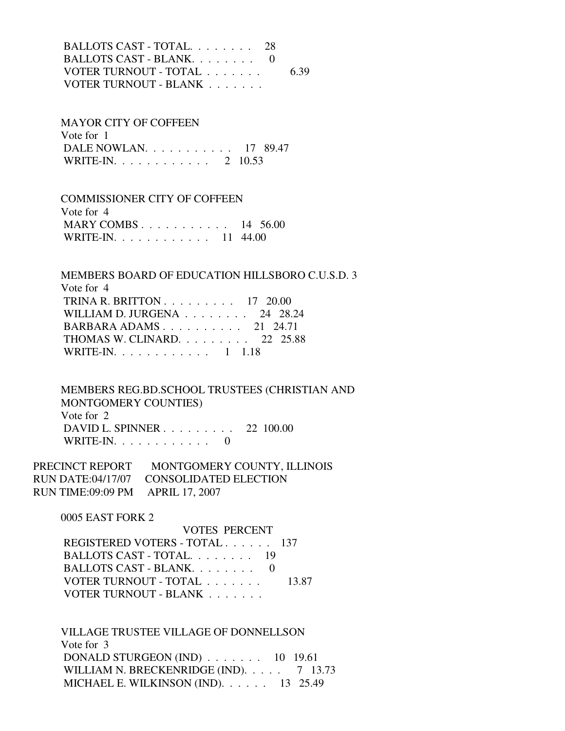BALLOTS CAST - TOTAL. . . . . . . . 28
BALLOTS CAST - BLANK. . . . . . . . 0
VOTER TURNOUT - TOTAL . . . . . . . 6.39
VOTER TURNOUT - BLANK . . . . . . .

MAYOR CITY OF COFFEEN
Vote for 1

| | VOTES | PERCENT |
|---|---|---|
| DALE NOWLAN. . . . . . . . . . . | 17 | 89.47 |
| WRITE-IN. . . . . . . . . . . . | 2 | 10.53 |

COMMISSIONER CITY OF COFFEEN
Vote for 4

| | VOTES | PERCENT |
|---|---|---|
| MARY COMBS . . . . . . . . . . . | 14 | 56.00 |
| WRITE-IN. . . . . . . . . . . . | 11 | 44.00 |

MEMBERS BOARD OF EDUCATION HILLSBORO C.U.S.D. 3
Vote for 4

| | VOTES | PERCENT |
|---|---|---|
| TRINA R. BRITTON . . . . . . . . . | 17 | 20.00 |
| WILLIAM D. JURGENA . . . . . . . . | 24 | 28.24 |
| BARBARA ADAMS . . . . . . . . . . | 21 | 24.71 |
| THOMAS W. CLINARD. . . . . . . . . | 22 | 25.88 |
| WRITE-IN. . . . . . . . . . . . | 1 | 1.18 |

MEMBERS REG.BD.SCHOOL TRUSTEES (CHRISTIAN AND MONTGOMERY COUNTIES)
Vote for 2

| | VOTES | PERCENT |
|---|---|---|
| DAVID L. SPINNER . . . . . . . . . | 22 | 100.00 |
| WRITE-IN. . . . . . . . . . . . | 0 | |

PRECINCT REPORT MONTGOMERY COUNTY, ILLINOIS
RUN DATE:04/17/07 CONSOLIDATED ELECTION
RUN TIME:09:09 PM APRIL 17, 2007

0005 EAST FORK 2

| | VOTES | PERCENT |
|---|---|---|
| REGISTERED VOTERS - TOTAL . . . . . . | 137 | |
| BALLOTS CAST - TOTAL. . . . . . . . | 19 | |
| BALLOTS CAST - BLANK. . . . . . . . | 0 | |
| VOTER TURNOUT - TOTAL . . . . . . . | | 13.87 |
| VOTER TURNOUT - BLANK . . . . . . . | | |

VILLAGE TRUSTEE VILLAGE OF DONNELLSON
Vote for 3

| | VOTES | PERCENT |
|---|---|---|
| DONALD STURGEON (IND) . . . . . . . | 10 | 19.61 |
| WILLIAM N. BRECKENRIDGE (IND). . . . . | 7 | 13.73 |
| MICHAEL E. WILKINSON (IND). . . . . . | 13 | 25.49 |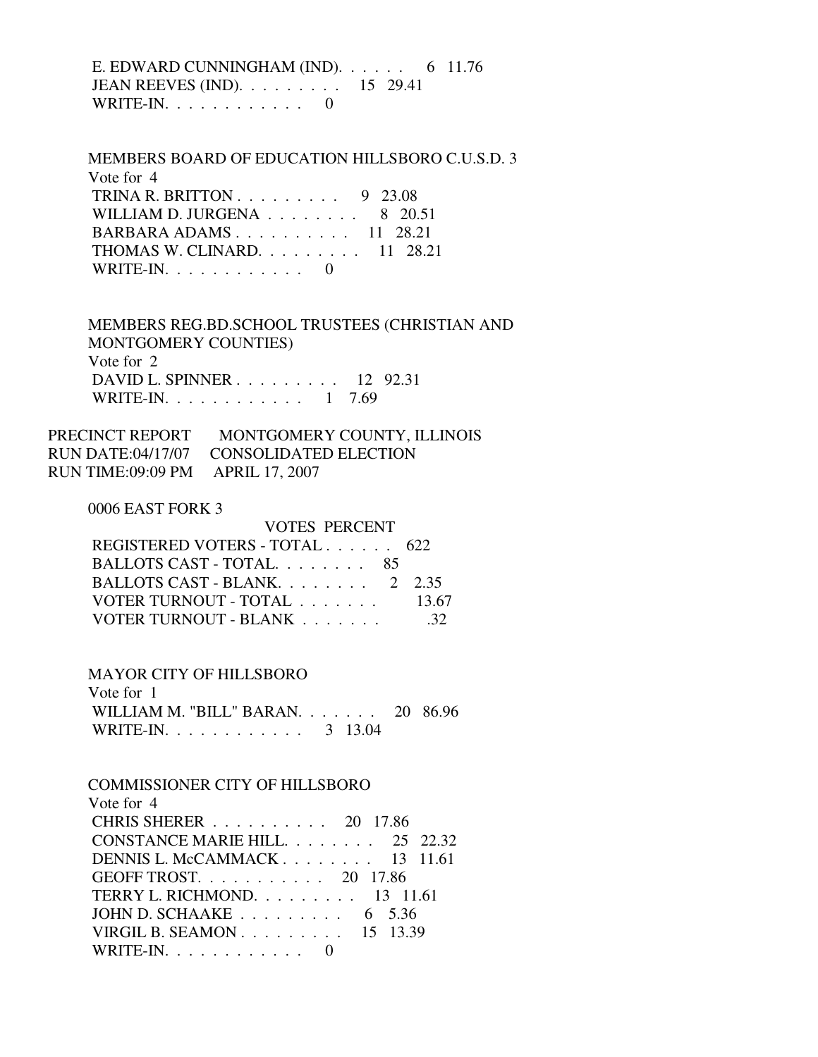E. EDWARD CUNNINGHAM (IND). . . . . . 6 11.76
JEAN REEVES (IND). . . . . . . . . 15 29.41
WRITE-IN. . . . . . . . . . . . 0

MEMBERS BOARD OF EDUCATION HILLSBORO C.U.S.D. 3
Vote for 4
TRINA R. BRITTON . . . . . . . . . 9 23.08
WILLIAM D. JURGENA . . . . . . . . 8 20.51
BARBARA ADAMS . . . . . . . . . . 11 28.21
THOMAS W. CLINARD. . . . . . . . . 11 28.21
WRITE-IN. . . . . . . . . . . . 0

MEMBERS REG.BD.SCHOOL TRUSTEES (CHRISTIAN AND MONTGOMERY COUNTIES)
Vote for 2
DAVID L. SPINNER . . . . . . . . . 12 92.31
WRITE-IN. . . . . . . . . . . . 1 7.69

PRECINCT REPORT MONTGOMERY COUNTY, ILLINOIS
RUN DATE:04/17/07 CONSOLIDATED ELECTION
RUN TIME:09:09 PM APRIL 17, 2007

0006 EAST FORK 3

| | VOTES | PERCENT |
|---|---|---|
| REGISTERED VOTERS - TOTAL . . . . . . | 622 | |
| BALLOTS CAST - TOTAL. . . . . . . . | 85 | |
| BALLOTS CAST - BLANK. . . . . . . . | 2 | 2.35 |
| VOTER TURNOUT - TOTAL . . . . . . . | | 13.67 |
| VOTER TURNOUT - BLANK . . . . . . . | | .32 |

MAYOR CITY OF HILLSBORO
Vote for 1
WILLIAM M. "BILL" BARAN. . . . . . . 20 86.96
WRITE-IN. . . . . . . . . . . . 3 13.04

COMMISSIONER CITY OF HILLSBORO
Vote for 4
CHRIS SHERER . . . . . . . . . . 20 17.86
CONSTANCE MARIE HILL. . . . . . . . 25 22.32
DENNIS L. McCAMMACK . . . . . . . . 13 11.61
GEOFF TROST. . . . . . . . . . . 20 17.86
TERRY L. RICHMOND. . . . . . . . . 13 11.61
JOHN D. SCHAAKE . . . . . . . . . 6 5.36
VIRGIL B. SEAMON . . . . . . . . . 15 13.39
WRITE-IN. . . . . . . . . . . . 0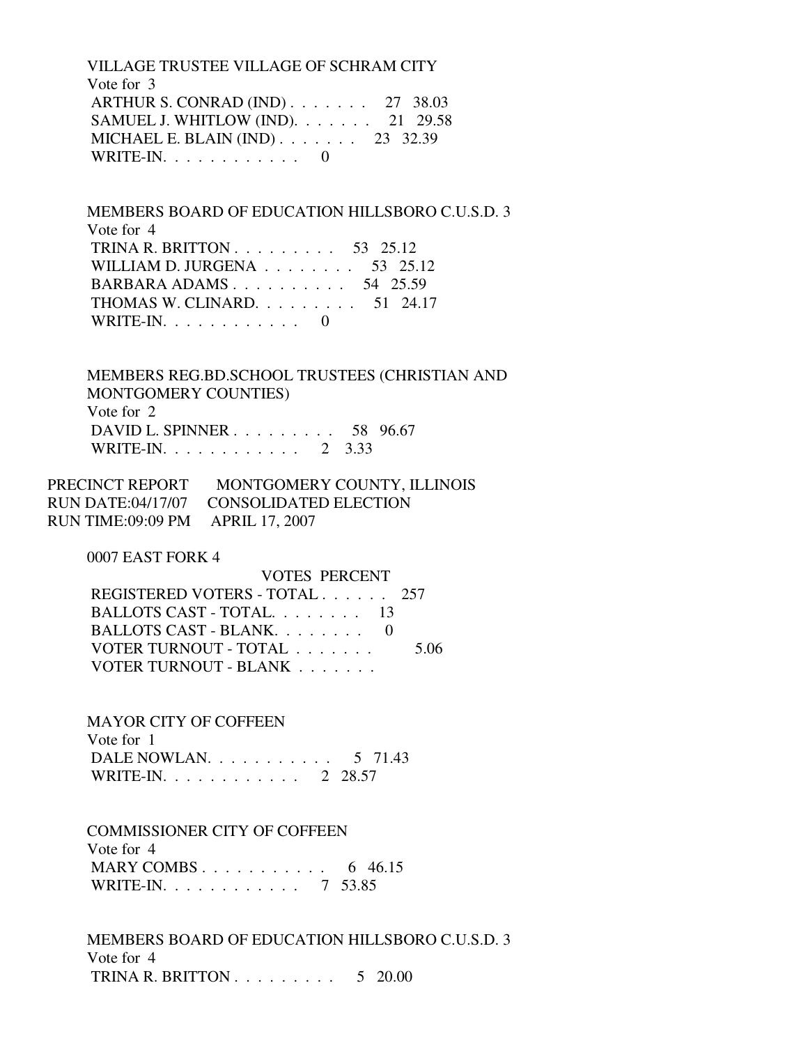VILLAGE TRUSTEE VILLAGE OF SCHRAM CITY
Vote for 3

| | | |
|---|---|---|
| ARTHUR S. CONRAD (IND) | 27 | 38.03 |
| SAMUEL J. WHITLOW (IND) | 21 | 29.58 |
| MICHAEL E. BLAIN (IND) | 23 | 32.39 |
| WRITE-IN | 0 | |

MEMBERS BOARD OF EDUCATION HILLSBORO C.U.S.D. 3
Vote for 4

| | | |
|---|---|---|
| TRINA R. BRITTON | 53 | 25.12 |
| WILLIAM D. JURGENA | 53 | 25.12 |
| BARBARA ADAMS | 54 | 25.59 |
| THOMAS W. CLINARD | 51 | 24.17 |
| WRITE-IN | 0 | |

MEMBERS REG.BD.SCHOOL TRUSTEES (CHRISTIAN AND MONTGOMERY COUNTIES)
Vote for 2

| | | |
|---|---|---|
| DAVID L. SPINNER | 58 | 96.67 |
| WRITE-IN | 2 | 3.33 |

PRECINCT REPORT MONTGOMERY COUNTY, ILLINOIS
RUN DATE:04/17/07 CONSOLIDATED ELECTION
RUN TIME:09:09 PM APRIL 17, 2007

0007 EAST FORK 4

| | VOTES | PERCENT |
|---|---|---|
| REGISTERED VOTERS - TOTAL | 257 | |
| BALLOTS CAST - TOTAL | 13 | |
| BALLOTS CAST - BLANK | 0 | |
| VOTER TURNOUT - TOTAL | | 5.06 |
| VOTER TURNOUT - BLANK | | |

MAYOR CITY OF COFFEEN
Vote for 1

| | | |
|---|---|---|
| DALE NOWLAN | 5 | 71.43 |
| WRITE-IN | 2 | 28.57 |

COMMISSIONER CITY OF COFFEEN
Vote for 4

| | | |
|---|---|---|
| MARY COMBS | 6 | 46.15 |
| WRITE-IN | 7 | 53.85 |

MEMBERS BOARD OF EDUCATION HILLSBORO C.U.S.D. 3
Vote for 4

| | | |
|---|---|---|
| TRINA R. BRITTON | 5 | 20.00 |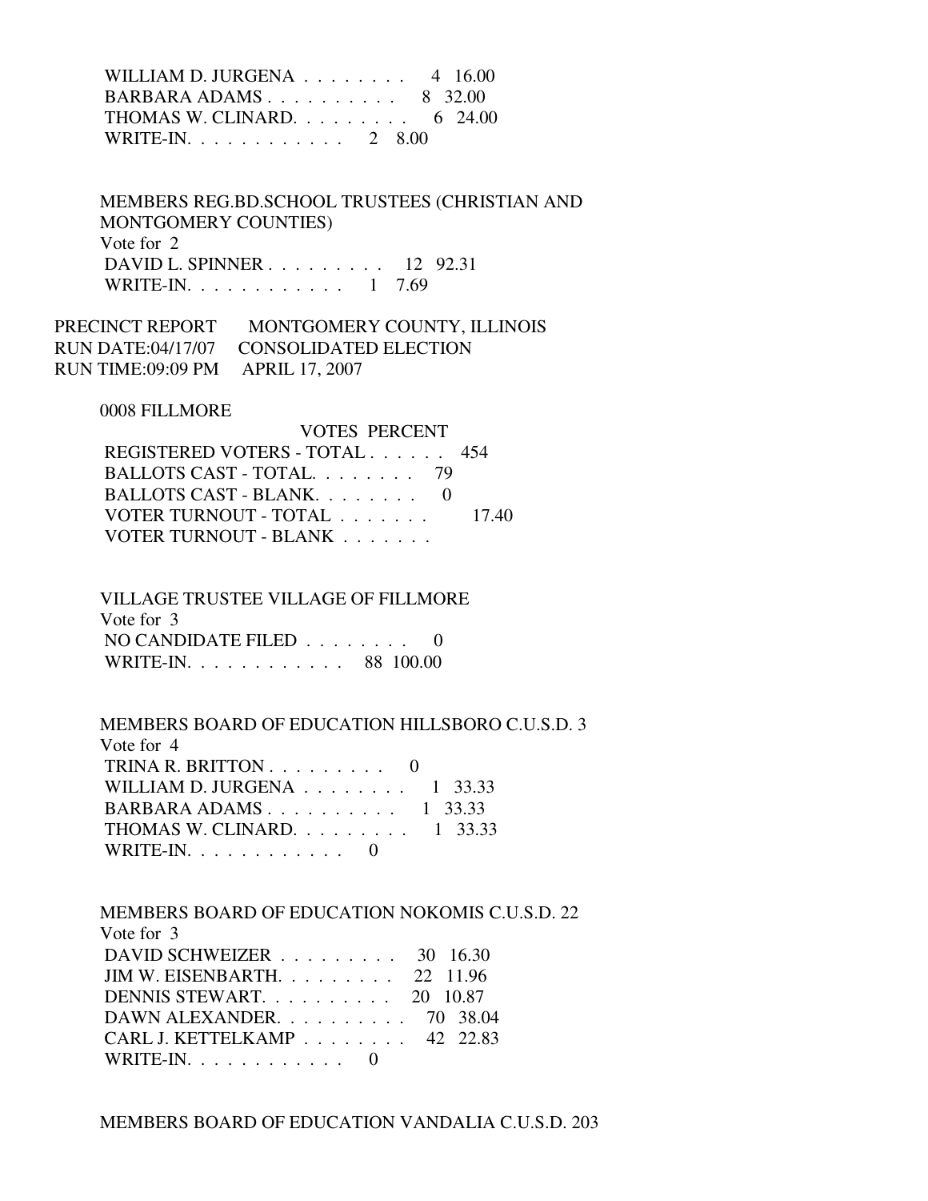| | | |
|---|---|---|
| WILLIAM D. JURGENA | 4 | 16.00 |
| BARBARA ADAMS | 8 | 32.00 |
| THOMAS W. CLINARD. | 6 | 24.00 |
| WRITE-IN. | 2 | 8.00 |

MEMBERS REG.BD.SCHOOL TRUSTEES (CHRISTIAN AND MONTGOMERY COUNTIES)
Vote for 2

| | | |
|---|---|---|
| DAVID L. SPINNER | 12 | 92.31 |
| WRITE-IN. | 1 | 7.69 |

PRECINCT REPORT MONTGOMERY COUNTY, ILLINOIS
RUN DATE:04/17/07 CONSOLIDATED ELECTION
RUN TIME:09:09 PM APRIL 17, 2007

0008 FILLMORE

| | VOTES | PERCENT |
|---|---|---|
| REGISTERED VOTERS - TOTAL | 454 | |
| BALLOTS CAST - TOTAL. | 79 | |
| BALLOTS CAST - BLANK. | 0 | |
| VOTER TURNOUT - TOTAL | | 17.40 |
| VOTER TURNOUT - BLANK | | |

VILLAGE TRUSTEE VILLAGE OF FILLMORE
Vote for 3

| | | |
|---|---|---|
| NO CANDIDATE FILED | 0 | |
| WRITE-IN. | 88 | 100.00 |

MEMBERS BOARD OF EDUCATION HILLSBORO C.U.S.D. 3
Vote for 4

| | | |
|---|---|---|
| TRINA R. BRITTON | 0 | |
| WILLIAM D. JURGENA | 1 | 33.33 |
| BARBARA ADAMS | 1 | 33.33 |
| THOMAS W. CLINARD. | 1 | 33.33 |
| WRITE-IN. | 0 | |

MEMBERS BOARD OF EDUCATION NOKOMIS C.U.S.D. 22
Vote for 3

| | | |
|---|---|---|
| DAVID SCHWEIZER | 30 | 16.30 |
| JIM W. EISENBARTH. | 22 | 11.96 |
| DENNIS STEWART. | 20 | 10.87 |
| DAWN ALEXANDER. | 70 | 38.04 |
| CARL J. KETTELKAMP | 42 | 22.83 |
| WRITE-IN. | 0 | |

MEMBERS BOARD OF EDUCATION VANDALIA C.U.S.D. 203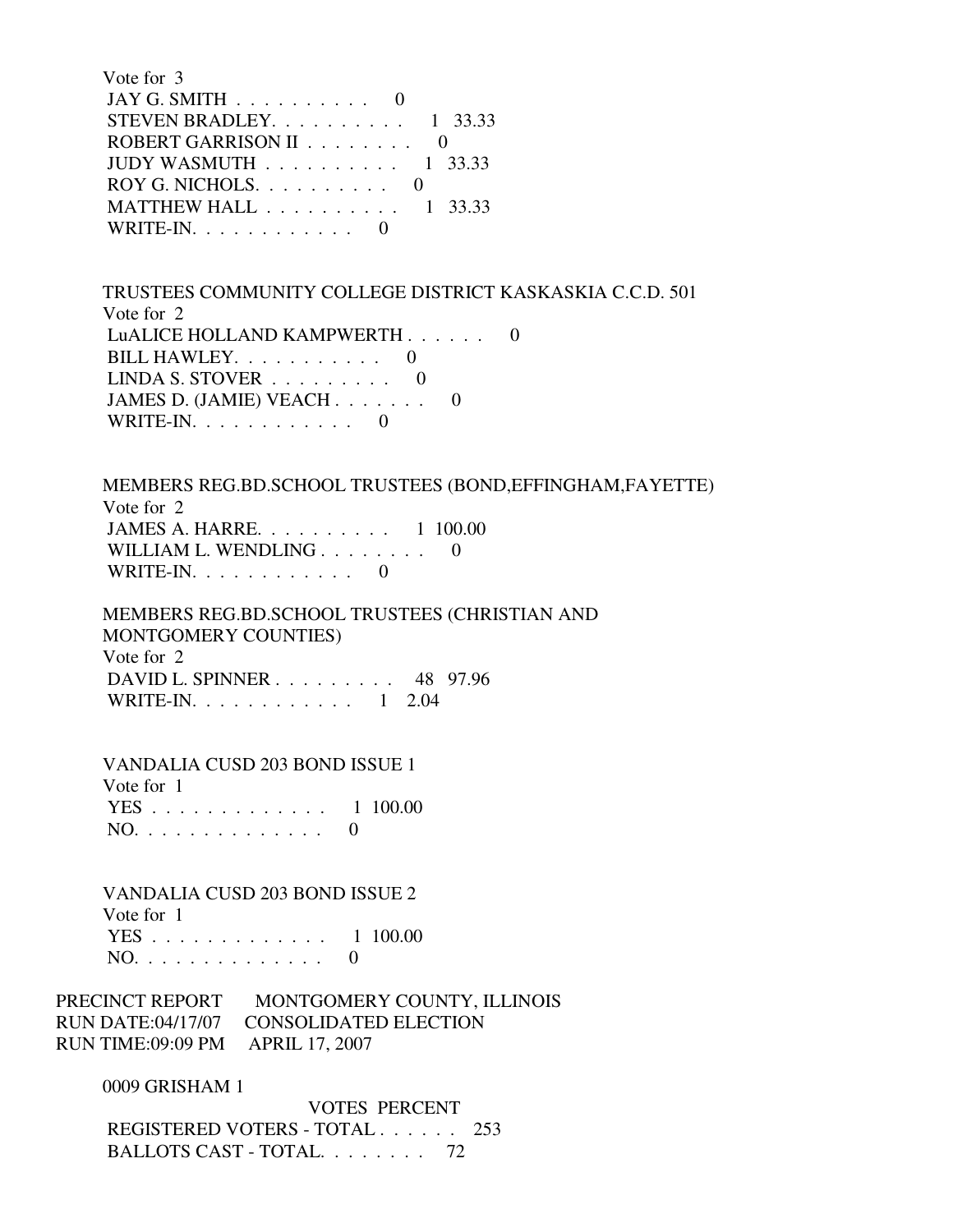Vote for 3

JAY G. SMITH . . . . . . . . . . . 0
STEVEN BRADLEY. . . . . . . . . . 1 33.33
ROBERT GARRISON II . . . . . . . . 0
JUDY WASMUTH . . . . . . . . . . 1 33.33
ROY G. NICHOLS. . . . . . . . . . 0
MATTHEW HALL . . . . . . . . . . 1 33.33
WRITE-IN. . . . . . . . . . . . 0

TRUSTEES COMMUNITY COLLEGE DISTRICT KASKASKIA C.C.D. 501

Vote for 2

LuALICE HOLLAND KAMPWERTH . . . . . . 0
BILL HAWLEY. . . . . . . . . . . 0
LINDA S. STOVER . . . . . . . . . 0
JAMES D. (JAMIE) VEACH . . . . . . . 0
WRITE-IN. . . . . . . . . . . . 0

MEMBERS REG.BD.SCHOOL TRUSTEES (BOND,EFFINGHAM,FAYETTE)

Vote for 2

JAMES A. HARRE. . . . . . . . . . 1 100.00
WILLIAM L. WENDLING . . . . . . . . 0
WRITE-IN. . . . . . . . . . . . 0

MEMBERS REG.BD.SCHOOL TRUSTEES (CHRISTIAN AND MONTGOMERY COUNTIES)

Vote for 2

DAVID L. SPINNER . . . . . . . . . 48 97.96
WRITE-IN. . . . . . . . . . . . 1 2.04

VANDALIA CUSD 203 BOND ISSUE 1

Vote for 1

YES . . . . . . . . . . . . . 1 100.00
NO. . . . . . . . . . . . . . 0

VANDALIA CUSD 203 BOND ISSUE 2

Vote for 1

YES . . . . . . . . . . . . . 1 100.00
NO. . . . . . . . . . . . . . 0

PRECINCT REPORT MONTGOMERY COUNTY, ILLINOIS
RUN DATE:04/17/07 CONSOLIDATED ELECTION
RUN TIME:09:09 PM APRIL 17, 2007

0009 GRISHAM 1

VOTES PERCENT

REGISTERED VOTERS - TOTAL . . . . . . 253
BALLOTS CAST - TOTAL. . . . . . . . 72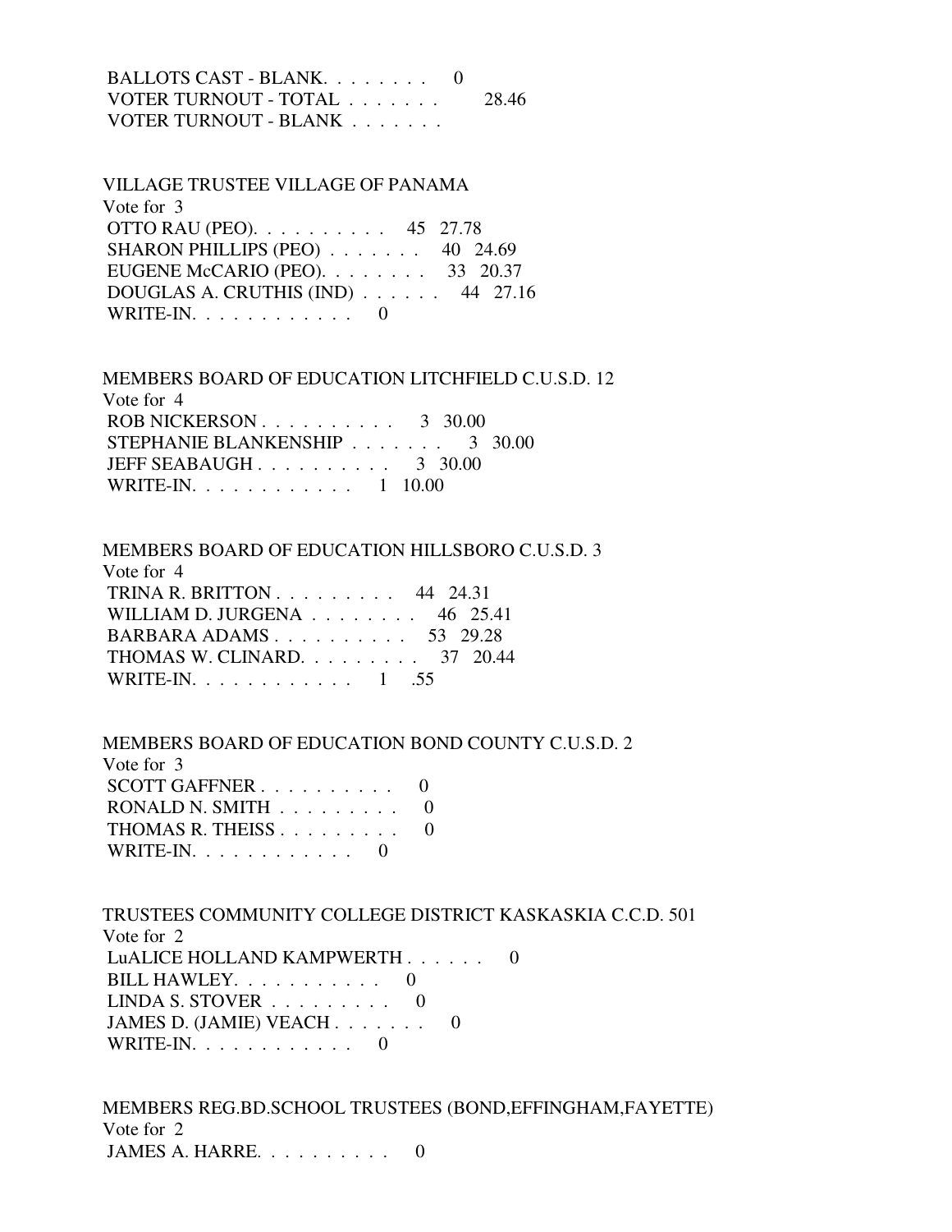BALLOTS CAST - BLANK. . . . . . . . 0
VOTER TURNOUT - TOTAL . . . . . . . 28.46
VOTER TURNOUT - BLANK . . . . . . .

VILLAGE TRUSTEE VILLAGE OF PANAMA
Vote for 3
OTTO RAU (PEO). . . . . . . . . . 45 27.78
SHARON PHILLIPS (PEO) . . . . . . . 40 24.69
EUGENE McCARIO (PEO). . . . . . . . 33 20.37
DOUGLAS A. CRUTHIS (IND) . . . . . . 44 27.16
WRITE-IN. . . . . . . . . . . . 0

MEMBERS BOARD OF EDUCATION LITCHFIELD C.U.S.D. 12
Vote for 4
ROB NICKERSON . . . . . . . . . . 3 30.00
STEPHANIE BLANKENSHIP . . . . . . . 3 30.00
JEFF SEABAUGH . . . . . . . . . . 3 30.00
WRITE-IN. . . . . . . . . . . . 1 10.00

MEMBERS BOARD OF EDUCATION HILLSBORO C.U.S.D. 3
Vote for 4
TRINA R. BRITTON . . . . . . . . . 44 24.31
WILLIAM D. JURGENA . . . . . . . . 46 25.41
BARBARA ADAMS . . . . . . . . . . 53 29.28
THOMAS W. CLINARD. . . . . . . . . 37 20.44
WRITE-IN. . . . . . . . . . . . 1 .55

MEMBERS BOARD OF EDUCATION BOND COUNTY C.U.S.D. 2
Vote for 3
SCOTT GAFFNER . . . . . . . . . . 0
RONALD N. SMITH . . . . . . . . . 0
THOMAS R. THEISS . . . . . . . . . 0
WRITE-IN. . . . . . . . . . . . 0

TRUSTEES COMMUNITY COLLEGE DISTRICT KASKASKIA C.C.D. 501
Vote for 2
LuALICE HOLLAND KAMPWERTH . . . . . . 0
BILL HAWLEY. . . . . . . . . . . 0
LINDA S. STOVER . . . . . . . . . 0
JAMES D. (JAMIE) VEACH . . . . . . . 0
WRITE-IN. . . . . . . . . . . . 0

MEMBERS REG.BD.SCHOOL TRUSTEES (BOND,EFFINGHAM,FAYETTE)
Vote for 2
JAMES A. HARRE. . . . . . . . . . 0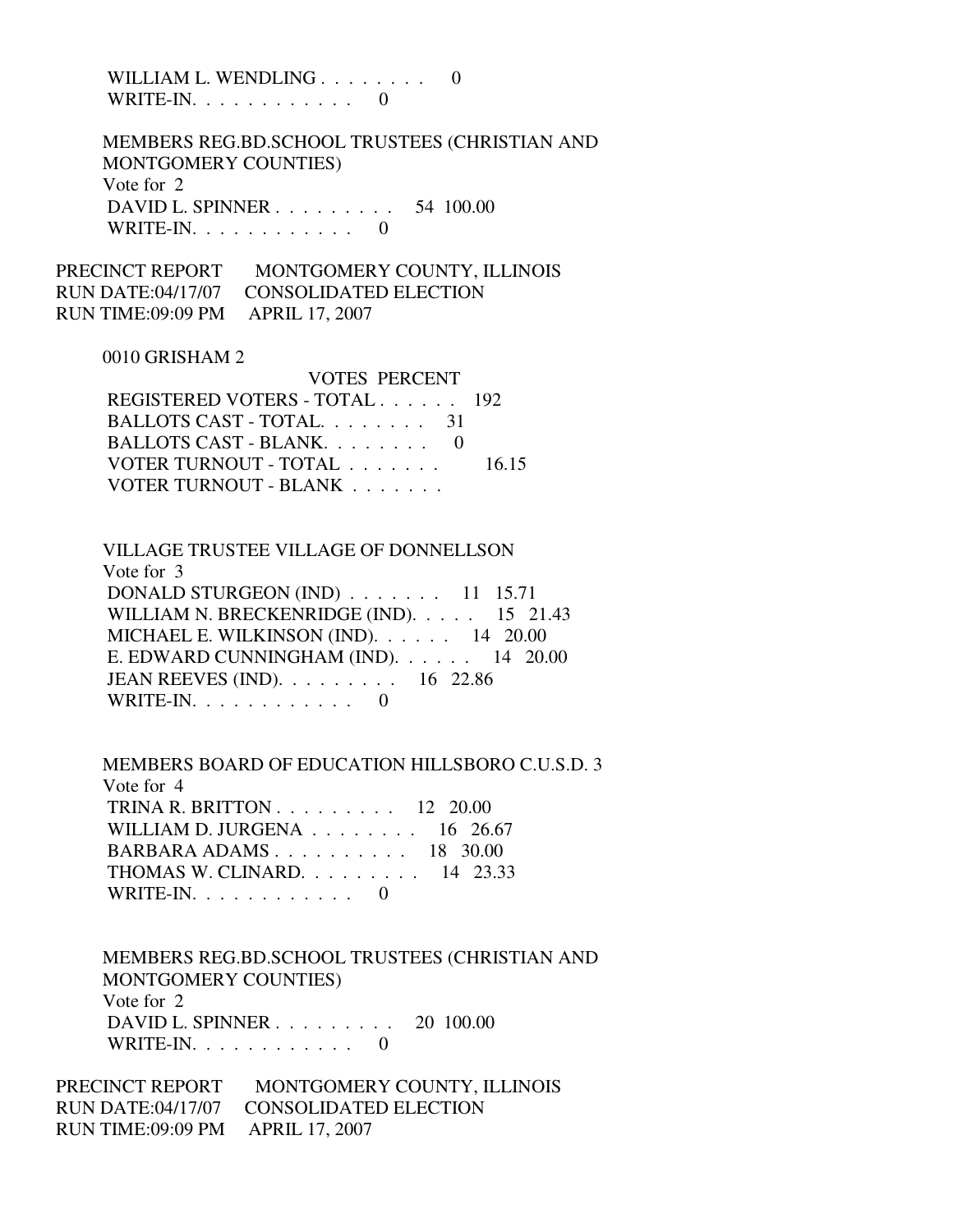WILLIAM L. WENDLING . . . . . . . . 0
WRITE-IN. . . . . . . . . . . . 0

MEMBERS REG.BD.SCHOOL TRUSTEES (CHRISTIAN AND MONTGOMERY COUNTIES)
Vote for 2

| | VOTES | PERCENT |
|---|---|---|
| DAVID L. SPINNER | 54 | 100.00 |
| WRITE-IN. | 0 | |

PRECINCT REPORT MONTGOMERY COUNTY, ILLINOIS
RUN DATE:04/17/07 CONSOLIDATED ELECTION
RUN TIME:09:09 PM APRIL 17, 2007

0010 GRISHAM 2

| | VOTES | PERCENT |
|---|---|---|
| REGISTERED VOTERS - TOTAL | 192 | |
| BALLOTS CAST - TOTAL. | 31 | |
| BALLOTS CAST - BLANK. | 0 | |
| VOTER TURNOUT - TOTAL | | 16.15 |
| VOTER TURNOUT - BLANK | | |

VILLAGE TRUSTEE VILLAGE OF DONNELLSON
Vote for 3

| | VOTES | PERCENT |
|---|---|---|
| DONALD STURGEON (IND) | 11 | 15.71 |
| WILLIAM N. BRECKENRIDGE (IND). | 15 | 21.43 |
| MICHAEL E. WILKINSON (IND). | 14 | 20.00 |
| E. EDWARD CUNNINGHAM (IND). | 14 | 20.00 |
| JEAN REEVES (IND). | 16 | 22.86 |
| WRITE-IN. | 0 | |

MEMBERS BOARD OF EDUCATION HILLSBORO C.U.S.D. 3
Vote for 4

| | VOTES | PERCENT |
|---|---|---|
| TRINA R. BRITTON | 12 | 20.00 |
| WILLIAM D. JURGENA | 16 | 26.67 |
| BARBARA ADAMS | 18 | 30.00 |
| THOMAS W. CLINARD. | 14 | 23.33 |
| WRITE-IN. | 0 | |

MEMBERS REG.BD.SCHOOL TRUSTEES (CHRISTIAN AND MONTGOMERY COUNTIES)
Vote for 2

| | VOTES | PERCENT |
|---|---|---|
| DAVID L. SPINNER | 20 | 100.00 |
| WRITE-IN. | 0 | |

PRECINCT REPORT MONTGOMERY COUNTY, ILLINOIS
RUN DATE:04/17/07 CONSOLIDATED ELECTION
RUN TIME:09:09 PM APRIL 17, 2007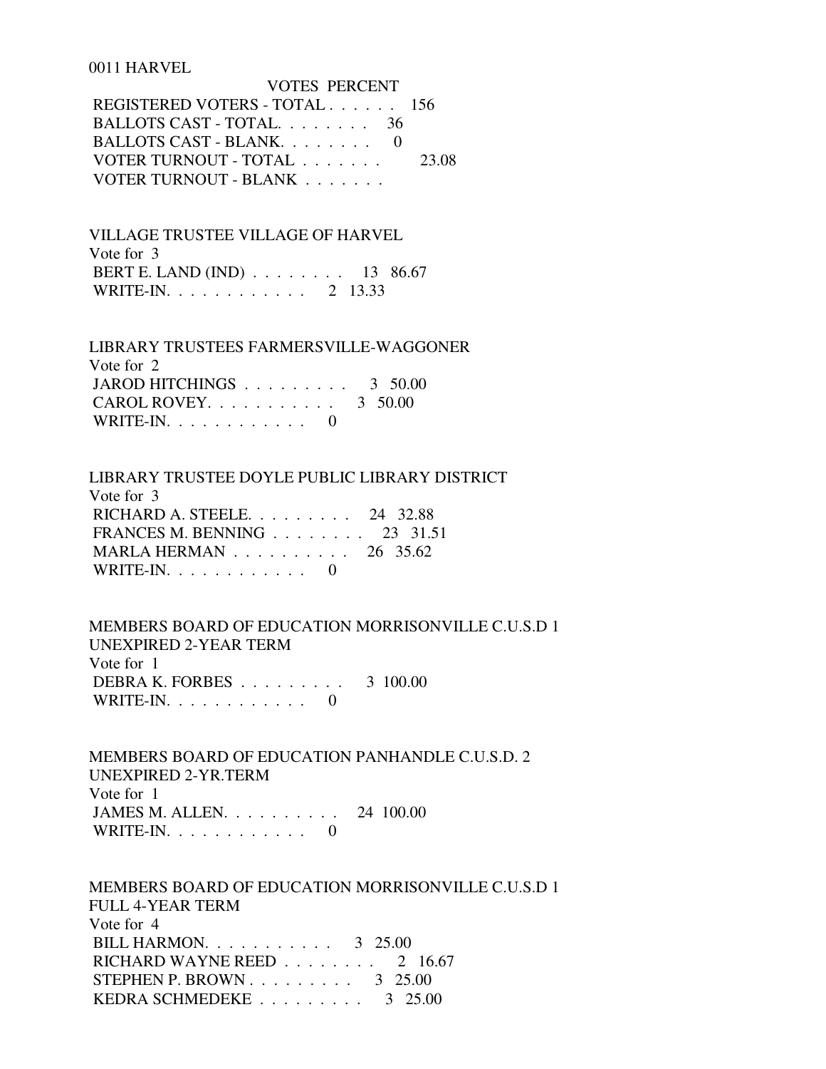0011 HARVEL

| | VOTES | PERCENT |
|---|---|---|
| REGISTERED VOTERS - TOTAL . . . . . . | 156 | |
| BALLOTS CAST - TOTAL. . . . . . . . | 36 | |
| BALLOTS CAST - BLANK. . . . . . . . | 0 | |
| VOTER TURNOUT - TOTAL . . . . . . . | | 23.08 |
| VOTER TURNOUT - BLANK . . . . . . . | | |

VILLAGE TRUSTEE VILLAGE OF HARVEL
Vote for 3

| | | |
|---|---|---|
| BERT E. LAND (IND) . . . . . . . . | 13 | 86.67 |
| WRITE-IN. . . . . . . . . . . . | 2 | 13.33 |

LIBRARY TRUSTEES FARMERSVILLE-WAGGONER
Vote for 2

| | | |
|---|---|---|
| JAROD HITCHINGS . . . . . . . . . | 3 | 50.00 |
| CAROL ROVEY. . . . . . . . . . . | 3 | 50.00 |
| WRITE-IN. . . . . . . . . . . . | 0 | |

LIBRARY TRUSTEE DOYLE PUBLIC LIBRARY DISTRICT
Vote for 3

| | | |
|---|---|---|
| RICHARD A. STEELE. . . . . . . . . | 24 | 32.88 |
| FRANCES M. BENNING . . . . . . . . | 23 | 31.51 |
| MARLA HERMAN . . . . . . . . . . | 26 | 35.62 |
| WRITE-IN. . . . . . . . . . . . | 0 | |

MEMBERS BOARD OF EDUCATION MORRISONVILLE C.U.S.D 1
UNEXPIRED 2-YEAR TERM
Vote for 1

| | | |
|---|---|---|
| DEBRA K. FORBES . . . . . . . . . | 3 | 100.00 |
| WRITE-IN. . . . . . . . . . . . | 0 | |

MEMBERS BOARD OF EDUCATION PANHANDLE C.U.S.D. 2
UNEXPIRED 2-YR.TERM
Vote for 1

| | | |
|---|---|---|
| JAMES M. ALLEN. . . . . . . . . . | 24 | 100.00 |
| WRITE-IN. . . . . . . . . . . . | 0 | |

MEMBERS BOARD OF EDUCATION MORRISONVILLE C.U.S.D 1
FULL 4-YEAR TERM
Vote for 4

| | | |
|---|---|---|
| BILL HARMON. . . . . . . . . . . | 3 | 25.00 |
| RICHARD WAYNE REED . . . . . . . . | 2 | 16.67 |
| STEPHEN P. BROWN . . . . . . . . . | 3 | 25.00 |
| KEDRA SCHMEDEKE . . . . . . . . . | 3 | 25.00 |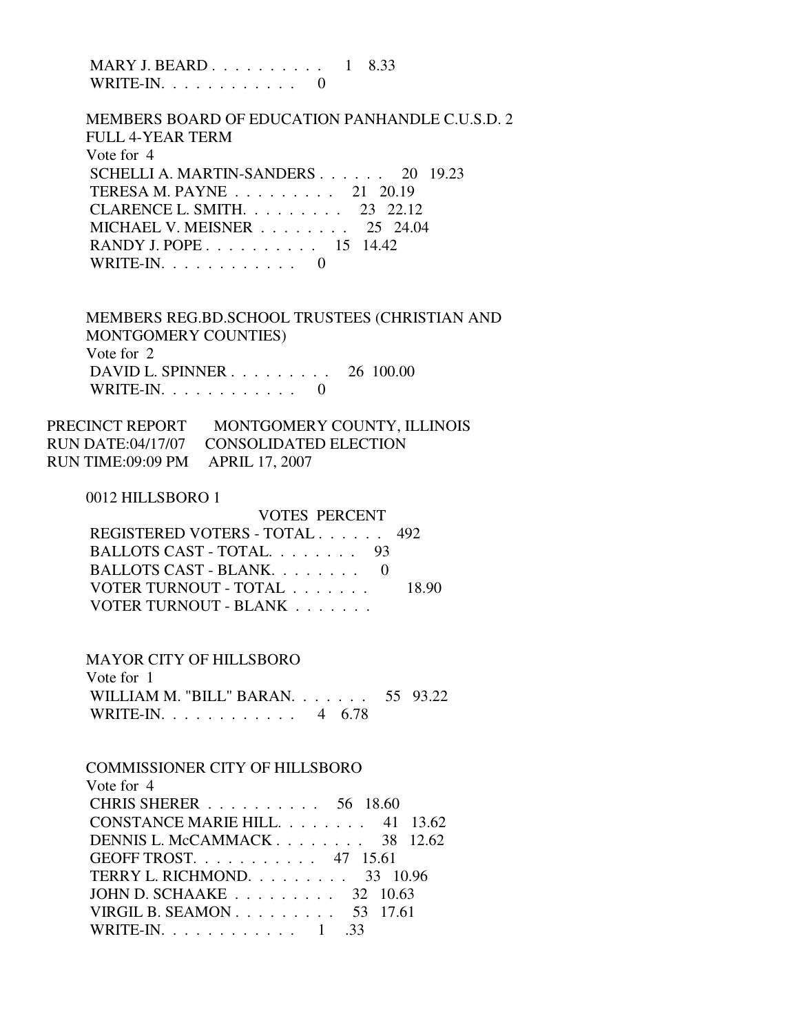MARY J. BEARD . . . . . . . . . . 1 8.33
WRITE-IN. . . . . . . . . . . . 0

MEMBERS BOARD OF EDUCATION PANHANDLE C.U.S.D. 2
FULL 4-YEAR TERM
Vote for 4

| | VOTES | PERCENT |
|---|---|---|
| SCHELLI A. MARTIN-SANDERS . . . . . . | 20 | 19.23 |
| TERESA M. PAYNE . . . . . . . . . | 21 | 20.19 |
| CLARENCE L. SMITH. . . . . . . . . | 23 | 22.12 |
| MICHAEL V. MEISNER . . . . . . . . | 25 | 24.04 |
| RANDY J. POPE . . . . . . . . . . | 15 | 14.42 |
| WRITE-IN. . . . . . . . . . . . | 0 | |

MEMBERS REG.BD.SCHOOL TRUSTEES (CHRISTIAN AND MONTGOMERY COUNTIES)
Vote for 2

| | VOTES | PERCENT |
|---|---|---|
| DAVID L. SPINNER . . . . . . . . . | 26 | 100.00 |
| WRITE-IN. . . . . . . . . . . . | 0 | |

PRECINCT REPORT MONTGOMERY COUNTY, ILLINOIS
RUN DATE:04/17/07 CONSOLIDATED ELECTION
RUN TIME:09:09 PM APRIL 17, 2007

0012 HILLSBORO 1

| | VOTES | PERCENT |
|---|---|---|
| REGISTERED VOTERS - TOTAL . . . . . . | 492 | |
| BALLOTS CAST - TOTAL. . . . . . . . | 93 | |
| BALLOTS CAST - BLANK. . . . . . . . | 0 | |
| VOTER TURNOUT - TOTAL . . . . . . . | | 18.90 |
| VOTER TURNOUT - BLANK . . . . . . . | | |

MAYOR CITY OF HILLSBORO
Vote for 1

| | VOTES | PERCENT |
|---|---|---|
| WILLIAM M. "BILL" BARAN. . . . . . . | 55 | 93.22 |
| WRITE-IN. . . . . . . . . . . . | 4 | 6.78 |

COMMISSIONER CITY OF HILLSBORO
Vote for 4

| | VOTES | PERCENT |
|---|---|---|
| CHRIS SHERER . . . . . . . . . . | 56 | 18.60 |
| CONSTANCE MARIE HILL. . . . . . . . | 41 | 13.62 |
| DENNIS L. McCAMMACK . . . . . . . . | 38 | 12.62 |
| GEOFF TROST. . . . . . . . . . . | 47 | 15.61 |
| TERRY L. RICHMOND. . . . . . . . . | 33 | 10.96 |
| JOHN D. SCHAAKE . . . . . . . . . | 32 | 10.63 |
| VIRGIL B. SEAMON . . . . . . . . . | 53 | 17.61 |
| WRITE-IN. . . . . . . . . . . . | 1 | .33 |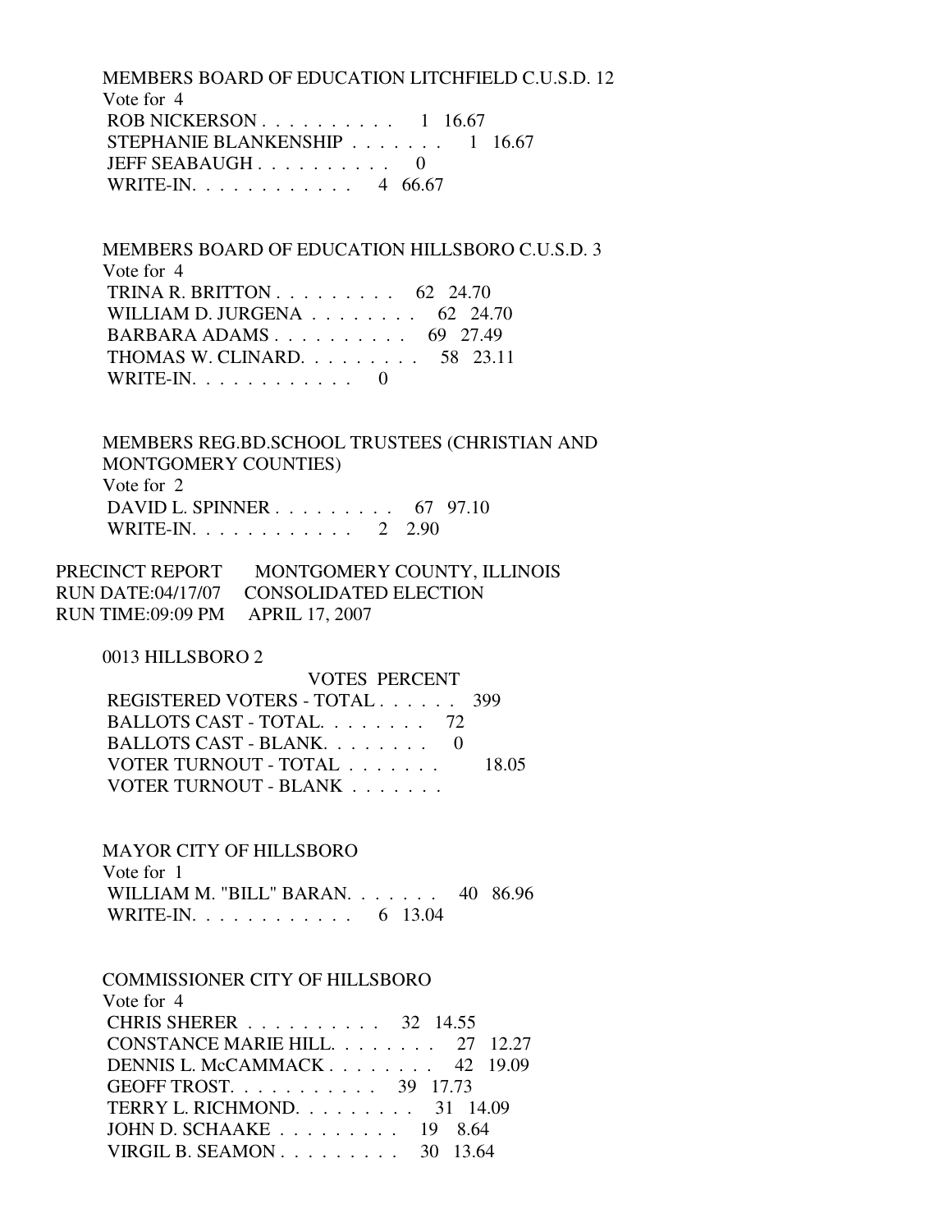MEMBERS BOARD OF EDUCATION LITCHFIELD C.U.S.D. 12
Vote for 4

| | VOTES | PERCENT |
|---|---|---|
| ROB NICKERSON . . . . . . . . . . . | 1 | 16.67 |
| STEPHANIE BLANKENSHIP . . . . . . . | 1 | 16.67 |
| JEFF SEABAUGH . . . . . . . . . . . | 0 | |
| WRITE-IN. . . . . . . . . . . . . | 4 | 66.67 |

MEMBERS BOARD OF EDUCATION HILLSBORO C.U.S.D. 3
Vote for 4

| | VOTES | PERCENT |
|---|---|---|
| TRINA R. BRITTON . . . . . . . . . . | 62 | 24.70 |
| WILLIAM D. JURGENA . . . . . . . . . | 62 | 24.70 |
| BARBARA ADAMS . . . . . . . . . . . | 69 | 27.49 |
| THOMAS W. CLINARD. . . . . . . . . . | 58 | 23.11 |
| WRITE-IN. . . . . . . . . . . . . | 0 | |

MEMBERS REG.BD.SCHOOL TRUSTEES (CHRISTIAN AND MONTGOMERY COUNTIES)
Vote for 2

| | VOTES | PERCENT |
|---|---|---|
| DAVID L. SPINNER . . . . . . . . . . | 67 | 97.10 |
| WRITE-IN. . . . . . . . . . . . . | 2 | 2.90 |

PRECINCT REPORT MONTGOMERY COUNTY, ILLINOIS
RUN DATE:04/17/07 CONSOLIDATED ELECTION
RUN TIME:09:09 PM APRIL 17, 2007

0013 HILLSBORO 2

| | VOTES | PERCENT |
|---|---|---|
| REGISTERED VOTERS - TOTAL . . . . . . | 399 | |
| BALLOTS CAST - TOTAL. . . . . . . . | 72 | |
| BALLOTS CAST - BLANK. . . . . . . . | 0 | |
| VOTER TURNOUT - TOTAL . . . . . . . | | 18.05 |
| VOTER TURNOUT - BLANK . . . . . . . | | |

MAYOR CITY OF HILLSBORO
Vote for 1

| | VOTES | PERCENT |
|---|---|---|
| WILLIAM M. "BILL" BARAN. . . . . . . | 40 | 86.96 |
| WRITE-IN. . . . . . . . . . . . . | 6 | 13.04 |

COMMISSIONER CITY OF HILLSBORO
Vote for 4

| | VOTES | PERCENT |
|---|---|---|
| CHRIS SHERER . . . . . . . . . . . | 32 | 14.55 |
| CONSTANCE MARIE HILL. . . . . . . . | 27 | 12.27 |
| DENNIS L. McCAMMACK . . . . . . . . | 42 | 19.09 |
| GEOFF TROST. . . . . . . . . . . . | 39 | 17.73 |
| TERRY L. RICHMOND. . . . . . . . . | 31 | 14.09 |
| JOHN D. SCHAAKE . . . . . . . . . | 19 | 8.64 |
| VIRGIL B. SEAMON . . . . . . . . . | 30 | 13.64 |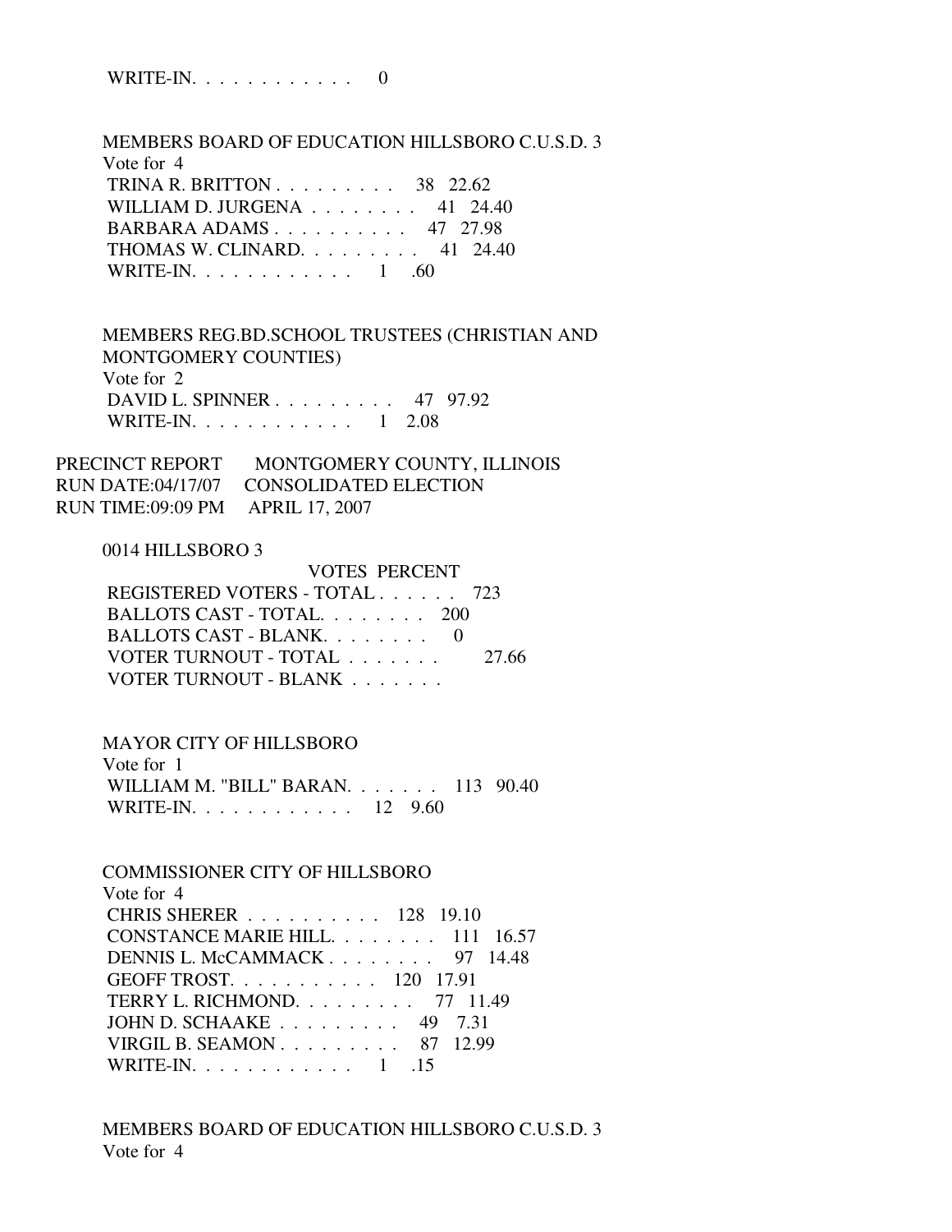WRITE-IN. . . . . . . . . . . . 0

MEMBERS BOARD OF EDUCATION HILLSBORO C.U.S.D. 3
Vote for 4

| | VOTES | PERCENT |
|---|---|---|
| TRINA R. BRITTON . . . . . . . . . | 38 | 22.62 |
| WILLIAM D. JURGENA . . . . . . . . | 41 | 24.40 |
| BARBARA ADAMS . . . . . . . . . . | 47 | 27.98 |
| THOMAS W. CLINARD. . . . . . . . . | 41 | 24.40 |
| WRITE-IN. . . . . . . . . . . . | 1 | .60 |

MEMBERS REG.BD.SCHOOL TRUSTEES (CHRISTIAN AND MONTGOMERY COUNTIES)
Vote for 2

| | VOTES | PERCENT |
|---|---|---|
| DAVID L. SPINNER . . . . . . . . . | 47 | 97.92 |
| WRITE-IN. . . . . . . . . . . . | 1 | 2.08 |

PRECINCT REPORT MONTGOMERY COUNTY, ILLINOIS
RUN DATE:04/17/07 CONSOLIDATED ELECTION
RUN TIME:09:09 PM APRIL 17, 2007

0014 HILLSBORO 3

| | VOTES | PERCENT |
|---|---|---|
| REGISTERED VOTERS - TOTAL . . . . . . | 723 | |
| BALLOTS CAST - TOTAL. . . . . . . . | 200 | |
| BALLOTS CAST - BLANK. . . . . . . . | 0 | |
| VOTER TURNOUT - TOTAL . . . . . . . | | 27.66 |
| VOTER TURNOUT - BLANK . . . . . . . | | |

MAYOR CITY OF HILLSBORO
Vote for 1

| | VOTES | PERCENT |
|---|---|---|
| WILLIAM M. "BILL" BARAN. . . . . . . | 113 | 90.40 |
| WRITE-IN. . . . . . . . . . . . | 12 | 9.60 |

COMMISSIONER CITY OF HILLSBORO
Vote for 4

| | VOTES | PERCENT |
|---|---|---|
| CHRIS SHERER . . . . . . . . . . | 128 | 19.10 |
| CONSTANCE MARIE HILL. . . . . . . . | 111 | 16.57 |
| DENNIS L. McCAMMACK . . . . . . . . | 97 | 14.48 |
| GEOFF TROST. . . . . . . . . . . | 120 | 17.91 |
| TERRY L. RICHMOND. . . . . . . . . | 77 | 11.49 |
| JOHN D. SCHAAKE . . . . . . . . . | 49 | 7.31 |
| VIRGIL B. SEAMON . . . . . . . . . | 87 | 12.99 |
| WRITE-IN. . . . . . . . . . . . | 1 | .15 |

MEMBERS BOARD OF EDUCATION HILLSBORO C.U.S.D. 3
Vote for 4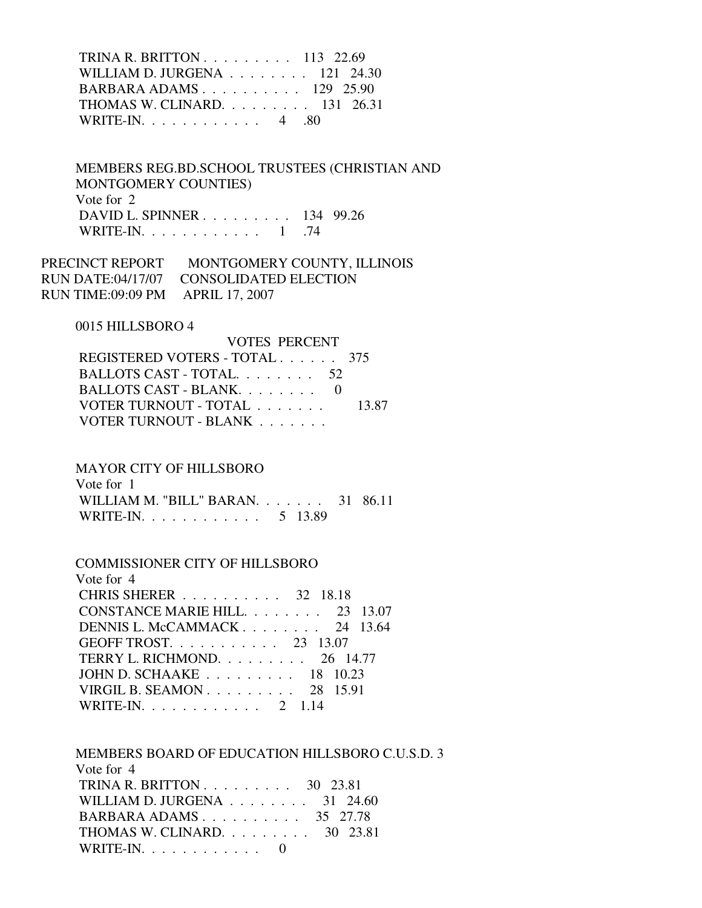| | VOTES | PERCENT |
|---|---|---|
| TRINA R. BRITTON | 113 | 22.69 |
| WILLIAM D. JURGENA | 121 | 24.30 |
| BARBARA ADAMS | 129 | 25.90 |
| THOMAS W. CLINARD | 131 | 26.31 |
| WRITE-IN | 4 | .80 |

MEMBERS REG.BD.SCHOOL TRUSTEES (CHRISTIAN AND MONTGOMERY COUNTIES)
Vote for 2

| | VOTES | PERCENT |
|---|---|---|
| DAVID L. SPINNER | 134 | 99.26 |
| WRITE-IN | 1 | .74 |

PRECINCT REPORT MONTGOMERY COUNTY, ILLINOIS
RUN DATE:04/17/07 CONSOLIDATED ELECTION
RUN TIME:09:09 PM APRIL 17, 2007

0015 HILLSBORO 4

| | VOTES | PERCENT |
|---|---|---|
| REGISTERED VOTERS - TOTAL | 375 | |
| BALLOTS CAST - TOTAL | 52 | |
| BALLOTS CAST - BLANK | 0 | |
| VOTER TURNOUT - TOTAL | | 13.87 |
| VOTER TURNOUT - BLANK | | |

MAYOR CITY OF HILLSBORO
Vote for 1

| | VOTES | PERCENT |
|---|---|---|
| WILLIAM M. "BILL" BARAN | 31 | 86.11 |
| WRITE-IN | 5 | 13.89 |

COMMISSIONER CITY OF HILLSBORO
Vote for 4

| | VOTES | PERCENT |
|---|---|---|
| CHRIS SHERER | 32 | 18.18 |
| CONSTANCE MARIE HILL | 23 | 13.07 |
| DENNIS L. McCAMMACK | 24 | 13.64 |
| GEOFF TROST | 23 | 13.07 |
| TERRY L. RICHMOND | 26 | 14.77 |
| JOHN D. SCHAAKE | 18 | 10.23 |
| VIRGIL B. SEAMON | 28 | 15.91 |
| WRITE-IN | 2 | 1.14 |

MEMBERS BOARD OF EDUCATION HILLSBORO C.U.S.D. 3
Vote for 4

| | VOTES | PERCENT |
|---|---|---|
| TRINA R. BRITTON | 30 | 23.81 |
| WILLIAM D. JURGENA | 31 | 24.60 |
| BARBARA ADAMS | 35 | 27.78 |
| THOMAS W. CLINARD | 30 | 23.81 |
| WRITE-IN | 0 | |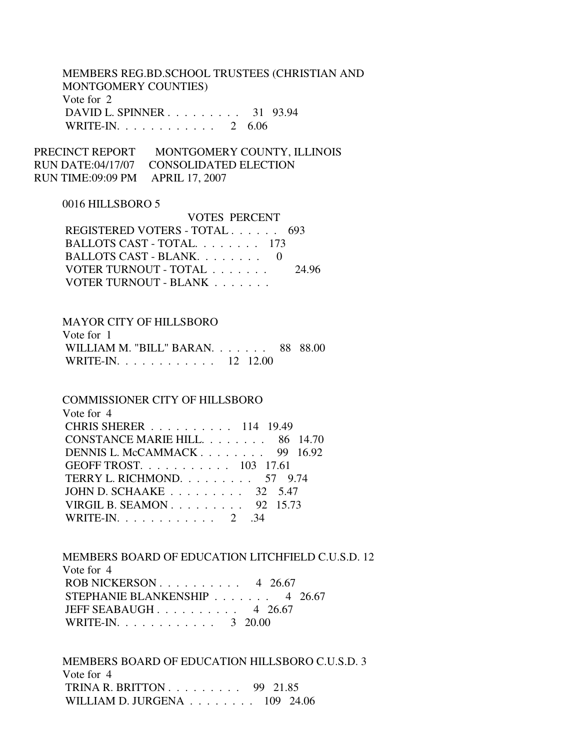MEMBERS REG.BD.SCHOOL TRUSTEES (CHRISTIAN AND MONTGOMERY COUNTIES)

Vote for 2

| | VOTES | PERCENT |
|---|---|---|
| DAVID L. SPINNER | 31 | 93.94 |
| WRITE-IN. | 2 | 6.06 |

PRECINCT REPORT MONTGOMERY COUNTY, ILLINOIS
RUN DATE:04/17/07 CONSOLIDATED ELECTION
RUN TIME:09:09 PM APRIL 17, 2007

0016 HILLSBORO 5

| | VOTES | PERCENT |
|---|---|---|
| REGISTERED VOTERS - TOTAL | 693 | |
| BALLOTS CAST - TOTAL. | 173 | |
| BALLOTS CAST - BLANK. | 0 | |
| VOTER TURNOUT - TOTAL | | 24.96 |
| VOTER TURNOUT - BLANK | | |

MAYOR CITY OF HILLSBORO

Vote for 1

| | VOTES | PERCENT |
|---|---|---|
| WILLIAM M. "BILL" BARAN. | 88 | 88.00 |
| WRITE-IN. | 12 | 12.00 |

COMMISSIONER CITY OF HILLSBORO

Vote for 4

| | VOTES | PERCENT |
|---|---|---|
| CHRIS SHERER | 114 | 19.49 |
| CONSTANCE MARIE HILL. | 86 | 14.70 |
| DENNIS L. McCAMMACK | 99 | 16.92 |
| GEOFF TROST. | 103 | 17.61 |
| TERRY L. RICHMOND. | 57 | 9.74 |
| JOHN D. SCHAAKE | 32 | 5.47 |
| VIRGIL B. SEAMON | 92 | 15.73 |
| WRITE-IN. | 2 | .34 |

MEMBERS BOARD OF EDUCATION LITCHFIELD C.U.S.D. 12

Vote for 4

| | VOTES | PERCENT |
|---|---|---|
| ROB NICKERSON | 4 | 26.67 |
| STEPHANIE BLANKENSHIP | 4 | 26.67 |
| JEFF SEABAUGH | 4 | 26.67 |
| WRITE-IN. | 3 | 20.00 |

MEMBERS BOARD OF EDUCATION HILLSBORO C.U.S.D. 3

Vote for 4

| | VOTES | PERCENT |
|---|---|---|
| TRINA R. BRITTON | 99 | 21.85 |
| WILLIAM D. JURGENA | 109 | 24.06 |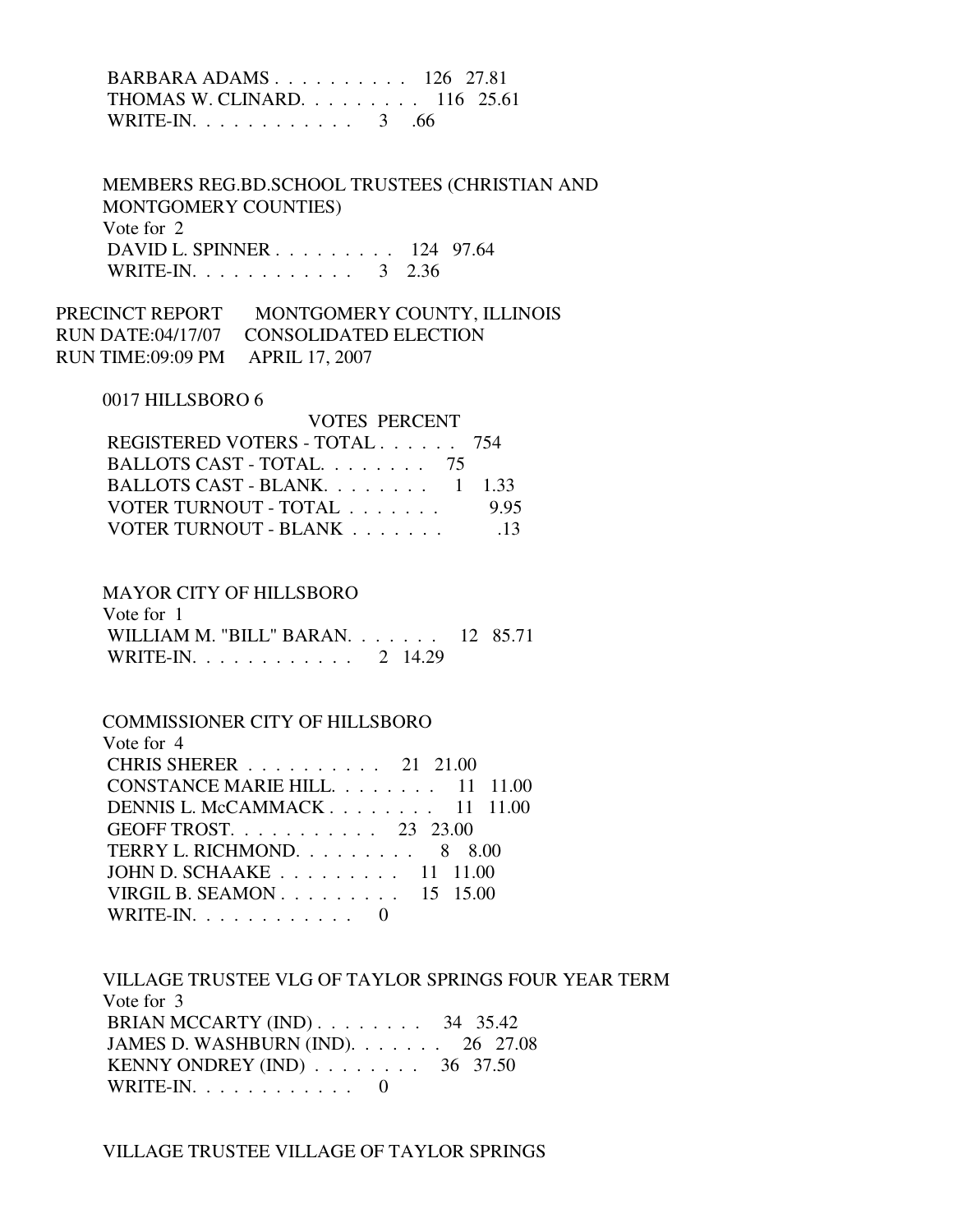| Candidate | Votes | Percent |
|---|---|---|
| BARBARA ADAMS | 126 | 27.81 |
| THOMAS W. CLINARD | 116 | 25.61 |
| WRITE-IN | 3 | .66 |

MEMBERS REG.BD.SCHOOL TRUSTEES (CHRISTIAN AND MONTGOMERY COUNTIES)

Vote for 2

| Candidate | Votes | Percent |
|---|---|---|
| DAVID L. SPINNER | 124 | 97.64 |
| WRITE-IN | 3 | 2.36 |

PRECINCT REPORT MONTGOMERY COUNTY, ILLINOIS
RUN DATE:04/17/07 CONSOLIDATED ELECTION
RUN TIME:09:09 PM APRIL 17, 2007

## 0017 HILLSBORO 6

| | VOTES | PERCENT |
|---|---|---|
| REGISTERED VOTERS - TOTAL | 754 | |
| BALLOTS CAST - TOTAL | 75 | |
| BALLOTS CAST - BLANK | 1 | 1.33 |
| VOTER TURNOUT - TOTAL | | 9.95 |
| VOTER TURNOUT - BLANK | | .13 |

MAYOR CITY OF HILLSBORO

Vote for 1

| Candidate | Votes | Percent |
|---|---|---|
| WILLIAM M. "BILL" BARAN | 12 | 85.71 |
| WRITE-IN | 2 | 14.29 |

COMMISSIONER CITY OF HILLSBORO

Vote for 4

| Candidate | Votes | Percent |
|---|---|---|
| CHRIS SHERER | 21 | 21.00 |
| CONSTANCE MARIE HILL | 11 | 11.00 |
| DENNIS L. McCAMMACK | 11 | 11.00 |
| GEOFF TROST | 23 | 23.00 |
| TERRY L. RICHMOND | 8 | 8.00 |
| JOHN D. SCHAAKE | 11 | 11.00 |
| VIRGIL B. SEAMON | 15 | 15.00 |
| WRITE-IN | 0 | |

VILLAGE TRUSTEE VLG OF TAYLOR SPRINGS FOUR YEAR TERM

Vote for 3

| Candidate | Votes | Percent |
|---|---|---|
| BRIAN MCCARTY (IND) | 34 | 35.42 |
| JAMES D. WASHBURN (IND) | 26 | 27.08 |
| KENNY ONDREY (IND) | 36 | 37.50 |
| WRITE-IN | 0 | |

VILLAGE TRUSTEE VILLAGE OF TAYLOR SPRINGS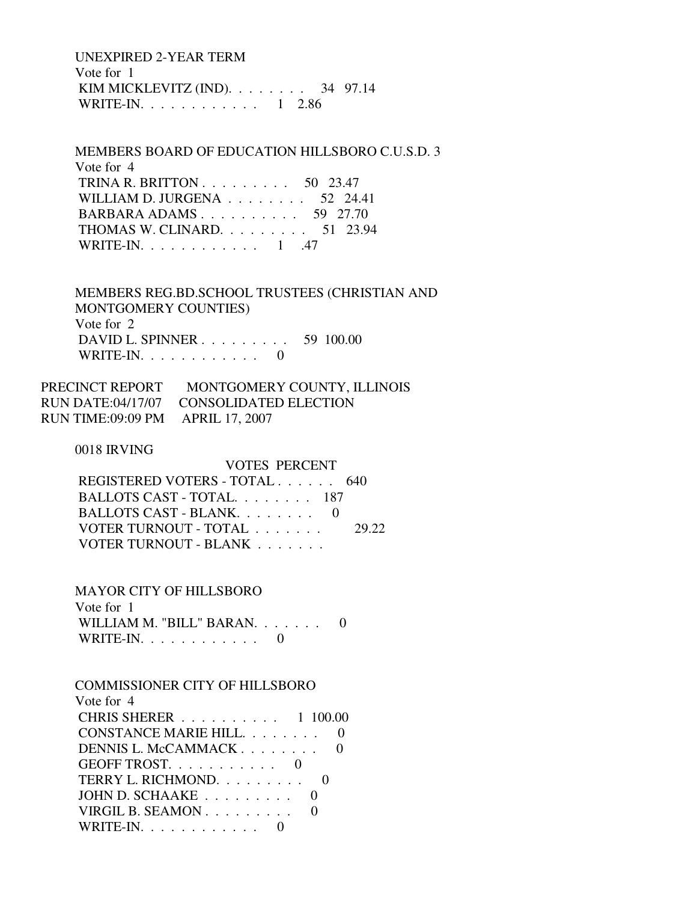UNEXPIRED 2-YEAR TERM
Vote for 1

| | Votes | Percent |
|---|---|---|
| KIM MICKLEVITZ (IND). . . . . . . . | 34 | 97.14 |
| WRITE-IN. . . . . . . . . . . . | 1 | 2.86 |

MEMBERS BOARD OF EDUCATION HILLSBORO C.U.S.D. 3
Vote for 4

| | Votes | Percent |
|---|---|---|
| TRINA R. BRITTON . . . . . . . . . | 50 | 23.47 |
| WILLIAM D. JURGENA . . . . . . . . | 52 | 24.41 |
| BARBARA ADAMS . . . . . . . . . . | 59 | 27.70 |
| THOMAS W. CLINARD. . . . . . . . . | 51 | 23.94 |
| WRITE-IN. . . . . . . . . . . . | 1 | .47 |

MEMBERS REG.BD.SCHOOL TRUSTEES (CHRISTIAN AND MONTGOMERY COUNTIES)
Vote for 2

| | Votes | Percent |
|---|---|---|
| DAVID L. SPINNER . . . . . . . . . | 59 | 100.00 |
| WRITE-IN. . . . . . . . . . . . | 0 | |

PRECINCT REPORT MONTGOMERY COUNTY, ILLINOIS
RUN DATE:04/17/07 CONSOLIDATED ELECTION
RUN TIME:09:09 PM APRIL 17, 2007

0018 IRVING

| | VOTES | PERCENT |
|---|---|---|
| REGISTERED VOTERS - TOTAL . . . . . . | 640 | |
| BALLOTS CAST - TOTAL. . . . . . . . | 187 | |
| BALLOTS CAST - BLANK. . . . . . . . | 0 | |
| VOTER TURNOUT - TOTAL . . . . . . . | | 29.22 |
| VOTER TURNOUT - BLANK . . . . . . . | | |

MAYOR CITY OF HILLSBORO
Vote for 1

| | Votes | Percent |
|---|---|---|
| WILLIAM M. "BILL" BARAN. . . . . . . | 0 | |
| WRITE-IN. . . . . . . . . . . . | 0 | |

COMMISSIONER CITY OF HILLSBORO
Vote for 4

| | Votes | Percent |
|---|---|---|
| CHRIS SHERER . . . . . . . . . . | 1 | 100.00 |
| CONSTANCE MARIE HILL. . . . . . . . | 0 | |
| DENNIS L. McCAMMACK . . . . . . . . | 0 | |
| GEOFF TROST. . . . . . . . . . . | 0 | |
| TERRY L. RICHMOND. . . . . . . . . | 0 | |
| JOHN D. SCHAAKE . . . . . . . . . | 0 | |
| VIRGIL B. SEAMON . . . . . . . . . | 0 | |
| WRITE-IN. . . . . . . . . . . . | 0 | |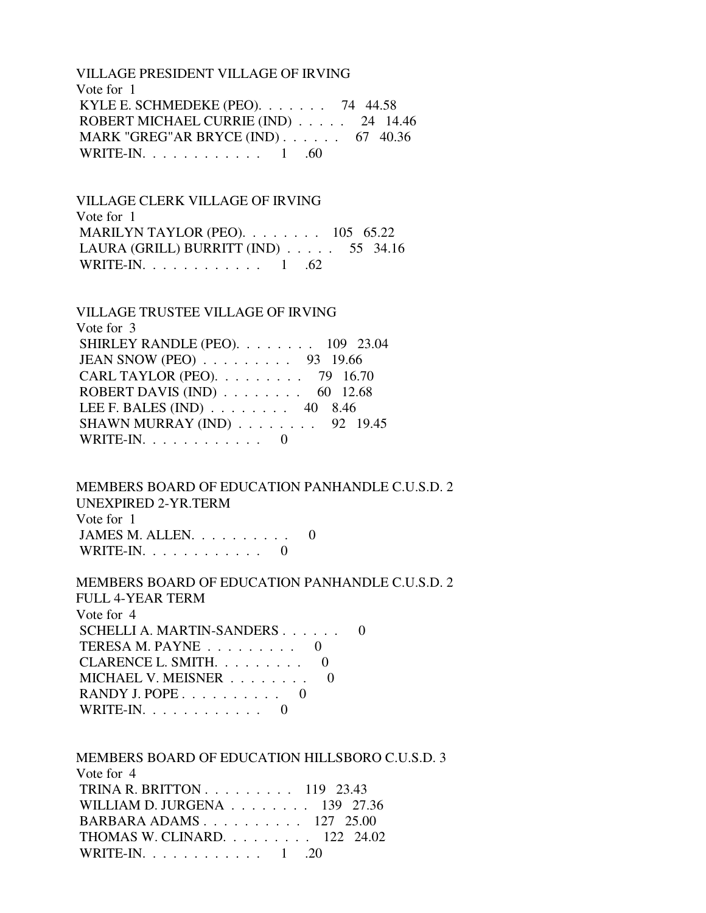VILLAGE PRESIDENT VILLAGE OF IRVING
Vote for 1
KYLE E. SCHMEDEKE (PEO). . . . . . . 74 44.58
ROBERT MICHAEL CURRIE (IND) . . . . . 24 14.46
MARK "GREG"AR BRYCE (IND) . . . . . . 67 40.36
WRITE-IN. . . . . . . . . . . . 1 .60

VILLAGE CLERK VILLAGE OF IRVING
Vote for 1
MARILYN TAYLOR (PEO). . . . . . . . 105 65.22
LAURA (GRILL) BURRITT (IND) . . . . . 55 34.16
WRITE-IN. . . . . . . . . . . . 1 .62

VILLAGE TRUSTEE VILLAGE OF IRVING
Vote for 3
SHIRLEY RANDLE (PEO). . . . . . . . 109 23.04
JEAN SNOW (PEO) . . . . . . . . . 93 19.66
CARL TAYLOR (PEO). . . . . . . . . 79 16.70
ROBERT DAVIS (IND) . . . . . . . . 60 12.68
LEE F. BALES (IND) . . . . . . . . 40 8.46
SHAWN MURRAY (IND) . . . . . . . . 92 19.45
WRITE-IN. . . . . . . . . . . . 0

MEMBERS BOARD OF EDUCATION PANHANDLE C.U.S.D. 2
UNEXPIRED 2-YR.TERM
Vote for 1
JAMES M. ALLEN. . . . . . . . . . 0
WRITE-IN. . . . . . . . . . . . 0

MEMBERS BOARD OF EDUCATION PANHANDLE C.U.S.D. 2
FULL 4-YEAR TERM
Vote for 4
SCHELLI A. MARTIN-SANDERS . . . . . . 0
TERESA M. PAYNE . . . . . . . . . 0
CLARENCE L. SMITH. . . . . . . . . 0
MICHAEL V. MEISNER . . . . . . . . 0
RANDY J. POPE . . . . . . . . . . 0
WRITE-IN. . . . . . . . . . . . 0

MEMBERS BOARD OF EDUCATION HILLSBORO C.U.S.D. 3
Vote for 4
TRINA R. BRITTON . . . . . . . . . 119 23.43
WILLIAM D. JURGENA . . . . . . . . 139 27.36
BARBARA ADAMS . . . . . . . . . . 127 25.00
THOMAS W. CLINARD. . . . . . . . . 122 24.02
WRITE-IN. . . . . . . . . . . . 1 .20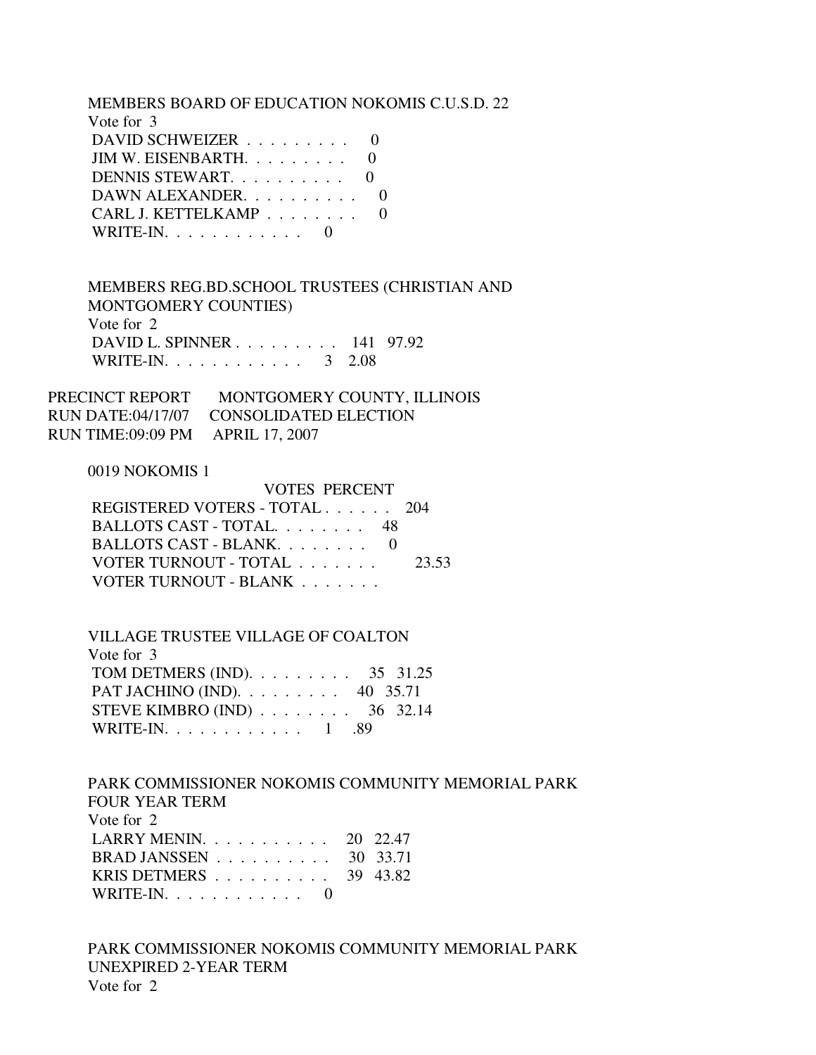MEMBERS BOARD OF EDUCATION NOKOMIS C.U.S.D. 22
Vote for 3

| | | |
|---|---|---|
| DAVID SCHWEIZER . . . . . . . . . | 0 | |
| JIM W. EISENBARTH. . . . . . . . . | 0 | |
| DENNIS STEWART. . . . . . . . . . | 0 | |
| DAWN ALEXANDER. . . . . . . . . . | 0 | |
| CARL J. KETTELKAMP . . . . . . . . | 0 | |
| WRITE-IN. . . . . . . . . . . . | 0 | |

MEMBERS REG.BD.SCHOOL TRUSTEES (CHRISTIAN AND MONTGOMERY COUNTIES)
Vote for 2

| | | |
|---|---|---|
| DAVID L. SPINNER . . . . . . . . . | 141 | 97.92 |
| WRITE-IN. . . . . . . . . . . . | 3 | 2.08 |

PRECINCT REPORT MONTGOMERY COUNTY, ILLINOIS
RUN DATE:04/17/07 CONSOLIDATED ELECTION
RUN TIME:09:09 PM APRIL 17, 2007

0019 NOKOMIS 1

| | VOTES | PERCENT |
|---|---|---|
| REGISTERED VOTERS - TOTAL . . . . . . | 204 | |
| BALLOTS CAST - TOTAL. . . . . . . . | 48 | |
| BALLOTS CAST - BLANK. . . . . . . . | 0 | |
| VOTER TURNOUT - TOTAL . . . . . . . | | 23.53 |
| VOTER TURNOUT - BLANK . . . . . . . | | |

VILLAGE TRUSTEE VILLAGE OF COALTON
Vote for 3

| | | |
|---|---|---|
| TOM DETMERS (IND). . . . . . . . . | 35 | 31.25 |
| PAT JACHINO (IND). . . . . . . . . | 40 | 35.71 |
| STEVE KIMBRO (IND) . . . . . . . . | 36 | 32.14 |
| WRITE-IN. . . . . . . . . . . . | 1 | .89 |

PARK COMMISSIONER NOKOMIS COMMUNITY MEMORIAL PARK
FOUR YEAR TERM
Vote for 2

| | | |
|---|---|---|
| LARRY MENIN. . . . . . . . . . . | 20 | 22.47 |
| BRAD JANSSEN . . . . . . . . . . | 30 | 33.71 |
| KRIS DETMERS . . . . . . . . . . | 39 | 43.82 |
| WRITE-IN. . . . . . . . . . . . | 0 | |

PARK COMMISSIONER NOKOMIS COMMUNITY MEMORIAL PARK
UNEXPIRED 2-YEAR TERM
Vote for 2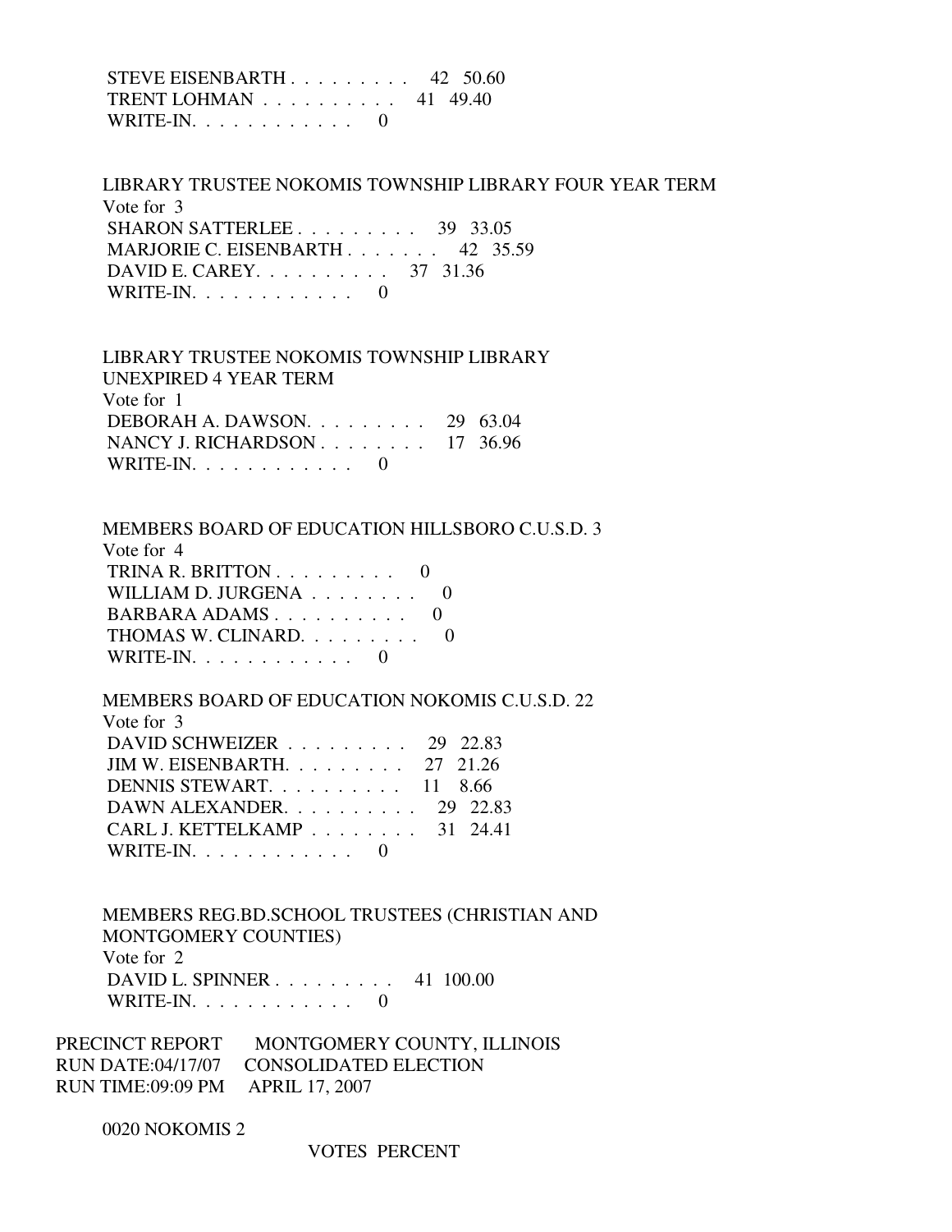STEVE EISENBARTH . . . . . . . . . 42 50.60
TRENT LOHMAN . . . . . . . . . . 41 49.40
WRITE-IN. . . . . . . . . . . . 0

LIBRARY TRUSTEE NOKOMIS TOWNSHIP LIBRARY FOUR YEAR TERM
Vote for 3
SHARON SATTERLEE . . . . . . . . . 39 33.05
MARJORIE C. EISENBARTH . . . . . . . 42 35.59
DAVID E. CAREY. . . . . . . . . . 37 31.36
WRITE-IN. . . . . . . . . . . . 0

LIBRARY TRUSTEE NOKOMIS TOWNSHIP LIBRARY
UNEXPIRED 4 YEAR TERM
Vote for 1
DEBORAH A. DAWSON. . . . . . . . . 29 63.04
NANCY J. RICHARDSON . . . . . . . . 17 36.96
WRITE-IN. . . . . . . . . . . . 0

MEMBERS BOARD OF EDUCATION HILLSBORO C.U.S.D. 3
Vote for 4
TRINA R. BRITTON . . . . . . . . . 0
WILLIAM D. JURGENA . . . . . . . . 0
BARBARA ADAMS . . . . . . . . . . 0
THOMAS W. CLINARD. . . . . . . . . 0
WRITE-IN. . . . . . . . . . . . 0

MEMBERS BOARD OF EDUCATION NOKOMIS C.U.S.D. 22
Vote for 3
DAVID SCHWEIZER . . . . . . . . . 29 22.83
JIM W. EISENBARTH. . . . . . . . . 27 21.26
DENNIS STEWART. . . . . . . . . . 11 8.66
DAWN ALEXANDER. . . . . . . . . . 29 22.83
CARL J. KETTELKAMP . . . . . . . . 31 24.41
WRITE-IN. . . . . . . . . . . . 0

MEMBERS REG.BD.SCHOOL TRUSTEES (CHRISTIAN AND
MONTGOMERY COUNTIES)
Vote for 2
DAVID L. SPINNER . . . . . . . . . 41 100.00
WRITE-IN. . . . . . . . . . . . 0

PRECINCT REPORT MONTGOMERY COUNTY, ILLINOIS
RUN DATE:04/17/07 CONSOLIDATED ELECTION
RUN TIME:09:09 PM APRIL 17, 2007

0020 NOKOMIS 2

VOTES PERCENT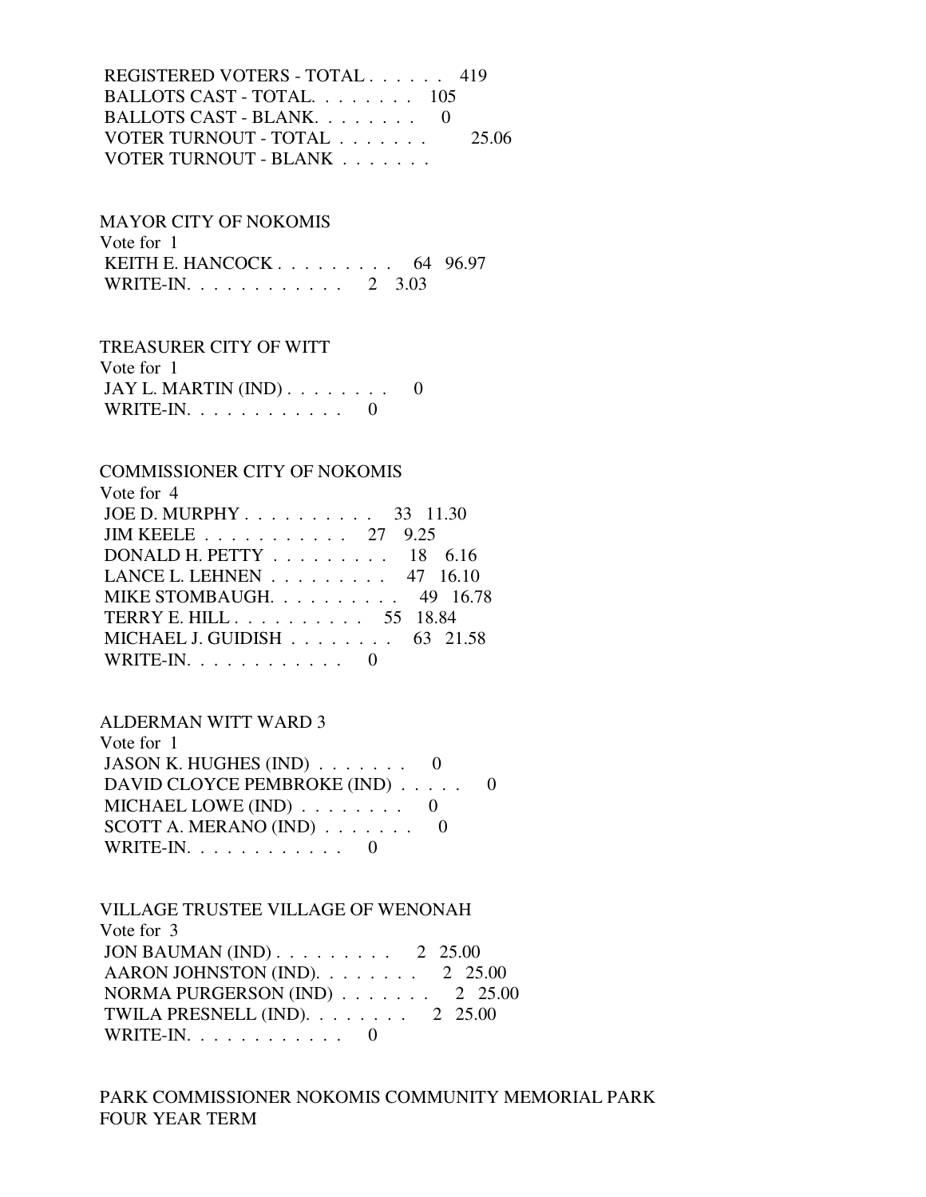REGISTERED VOTERS - TOTAL . . . . . . 419
BALLOTS CAST - TOTAL. . . . . . . . 105
BALLOTS CAST - BLANK. . . . . . . . 0
VOTER TURNOUT - TOTAL . . . . . . . 25.06
VOTER TURNOUT - BLANK . . . . . . .

MAYOR CITY OF NOKOMIS
Vote for 1
KEITH E. HANCOCK . . . . . . . . . 64 96.97
WRITE-IN. . . . . . . . . . . . 2 3.03

TREASURER CITY OF WITT
Vote for 1
JAY L. MARTIN (IND) . . . . . . . . 0
WRITE-IN. . . . . . . . . . . . 0

COMMISSIONER CITY OF NOKOMIS
Vote for 4
JOE D. MURPHY . . . . . . . . . . 33 11.30
JIM KEELE . . . . . . . . . . . 27 9.25
DONALD H. PETTY . . . . . . . . . 18 6.16
LANCE L. LEHNEN . . . . . . . . . 47 16.10
MIKE STOMBAUGH. . . . . . . . . . 49 16.78
TERRY E. HILL . . . . . . . . . . 55 18.84
MICHAEL J. GUIDISH . . . . . . . . 63 21.58
WRITE-IN. . . . . . . . . . . . 0

ALDERMAN WITT WARD 3
Vote for 1
JASON K. HUGHES (IND) . . . . . . . 0
DAVID CLOYCE PEMBROKE (IND) . . . . . 0
MICHAEL LOWE (IND) . . . . . . . . 0
SCOTT A. MERANO (IND) . . . . . . . 0
WRITE-IN. . . . . . . . . . . . 0

VILLAGE TRUSTEE VILLAGE OF WENONAH
Vote for 3
JON BAUMAN (IND) . . . . . . . . . 2 25.00
AARON JOHNSTON (IND). . . . . . . . 2 25.00
NORMA PURGERSON (IND) . . . . . . . 2 25.00
TWILA PRESNELL (IND). . . . . . . . 2 25.00
WRITE-IN. . . . . . . . . . . . 0

PARK COMMISSIONER NOKOMIS COMMUNITY MEMORIAL PARK
FOUR YEAR TERM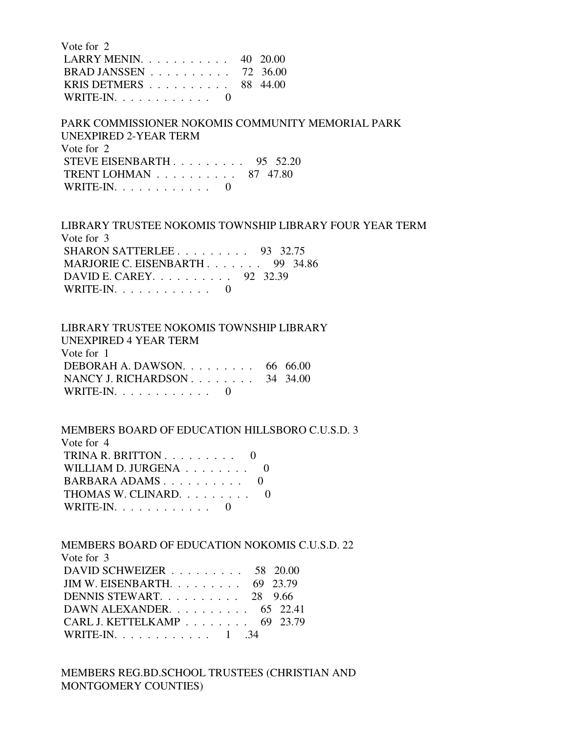Vote for 2

LARRY MENIN. . . . . . . . . . . 40 20.00
BRAD JANSSEN . . . . . . . . . . 72 36.00
KRIS DETMERS . . . . . . . . . . 88 44.00
WRITE-IN. . . . . . . . . . . . 0

PARK COMMISSIONER NOKOMIS COMMUNITY MEMORIAL PARK UNEXPIRED 2-YEAR TERM

Vote for 2

STEVE EISENBARTH . . . . . . . . . 95 52.20
TRENT LOHMAN . . . . . . . . . . 87 47.80
WRITE-IN. . . . . . . . . . . . 0

LIBRARY TRUSTEE NOKOMIS TOWNSHIP LIBRARY FOUR YEAR TERM

Vote for 3

SHARON SATTERLEE . . . . . . . . . 93 32.75
MARJORIE C. EISENBARTH . . . . . . . 99 34.86
DAVID E. CAREY. . . . . . . . . . 92 32.39
WRITE-IN. . . . . . . . . . . . 0

LIBRARY TRUSTEE NOKOMIS TOWNSHIP LIBRARY UNEXPIRED 4 YEAR TERM

Vote for 1

DEBORAH A. DAWSON. . . . . . . . . 66 66.00
NANCY J. RICHARDSON . . . . . . . . 34 34.00
WRITE-IN. . . . . . . . . . . . 0

MEMBERS BOARD OF EDUCATION HILLSBORO C.U.S.D. 3

Vote for 4

TRINA R. BRITTON . . . . . . . . . 0
WILLIAM D. JURGENA . . . . . . . . 0
BARBARA ADAMS . . . . . . . . . . 0
THOMAS W. CLINARD. . . . . . . . . 0
WRITE-IN. . . . . . . . . . . . 0

MEMBERS BOARD OF EDUCATION NOKOMIS C.U.S.D. 22

Vote for 3

DAVID SCHWEIZER . . . . . . . . . 58 20.00
JIM W. EISENBARTH. . . . . . . . . 69 23.79
DENNIS STEWART. . . . . . . . . . 28 9.66
DAWN ALEXANDER. . . . . . . . . . 65 22.41
CARL J. KETTELKAMP . . . . . . . . 69 23.79
WRITE-IN. . . . . . . . . . . . 1 .34

MEMBERS REG.BD.SCHOOL TRUSTEES (CHRISTIAN AND MONTGOMERY COUNTIES)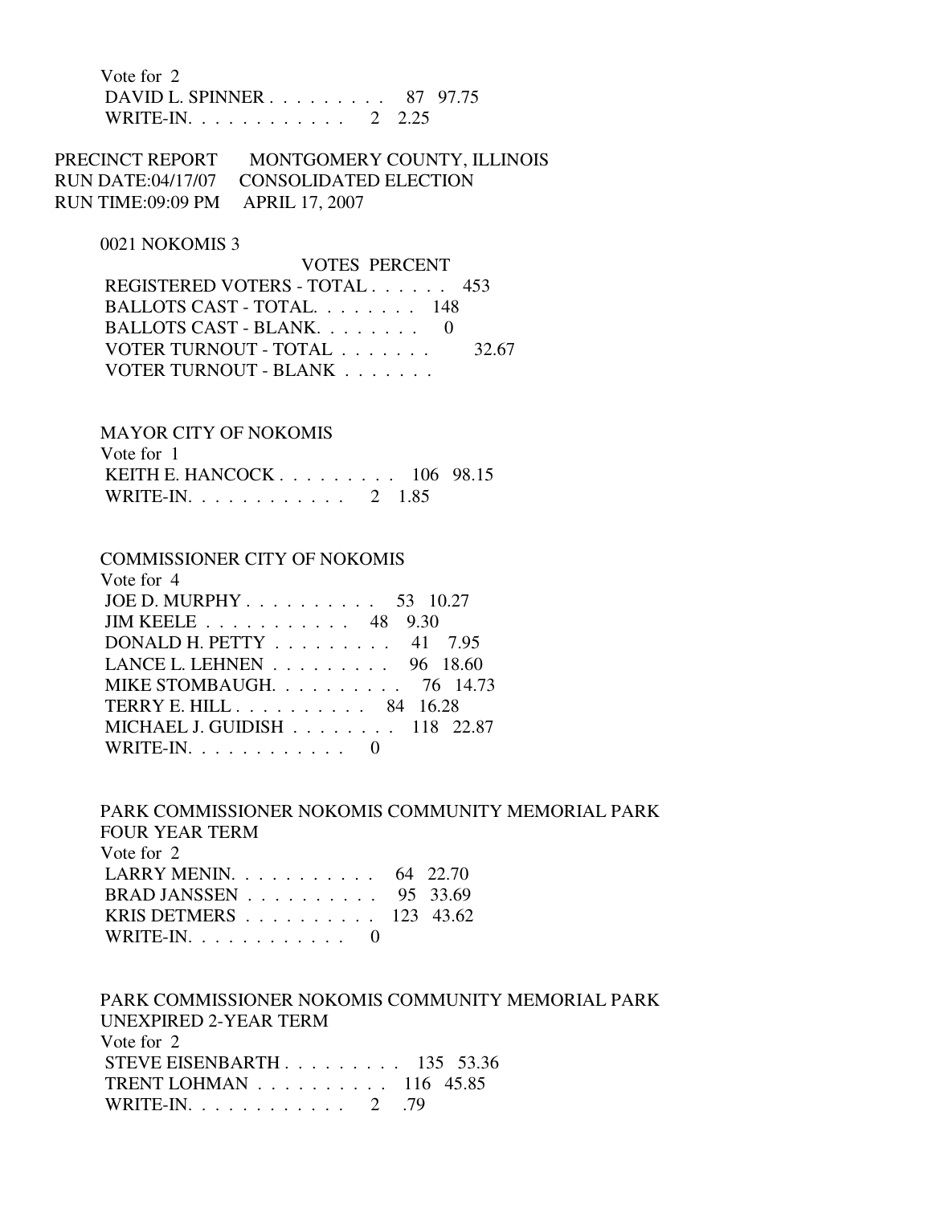Vote for 2
DAVID L. SPINNER . . . . . . . . . 87 97.75
WRITE-IN. . . . . . . . . . . . 2 2.25

PRECINCT REPORT MONTGOMERY COUNTY, ILLINOIS
RUN DATE:04/17/07 CONSOLIDATED ELECTION
RUN TIME:09:09 PM APRIL 17, 2007

0021 NOKOMIS 3

| | VOTES | PERCENT |
|---|---|---|
| REGISTERED VOTERS - TOTAL . . . . . . | 453 | |
| BALLOTS CAST - TOTAL. . . . . . . . | 148 | |
| BALLOTS CAST - BLANK. . . . . . . . | 0 | |
| VOTER TURNOUT - TOTAL . . . . . . . | | 32.67 |
| VOTER TURNOUT - BLANK . . . . . . . | | |

MAYOR CITY OF NOKOMIS
Vote for 1

| | | |
|---|---|---|
| KEITH E. HANCOCK . . . . . . . . . | 106 | 98.15 |
| WRITE-IN. . . . . . . . . . . . | 2 | 1.85 |

COMMISSIONER CITY OF NOKOMIS
Vote for 4

| | | |
|---|---|---|
| JOE D. MURPHY . . . . . . . . . . | 53 | 10.27 |
| JIM KEELE . . . . . . . . . . . | 48 | 9.30 |
| DONALD H. PETTY . . . . . . . . . | 41 | 7.95 |
| LANCE L. LEHNEN . . . . . . . . . | 96 | 18.60 |
| MIKE STOMBAUGH. . . . . . . . . . | 76 | 14.73 |
| TERRY E. HILL . . . . . . . . . . | 84 | 16.28 |
| MICHAEL J. GUIDISH . . . . . . . . | 118 | 22.87 |
| WRITE-IN. . . . . . . . . . . . | 0 | |

PARK COMMISSIONER NOKOMIS COMMUNITY MEMORIAL PARK
FOUR YEAR TERM
Vote for 2

| | | |
|---|---|---|
| LARRY MENIN. . . . . . . . . . . | 64 | 22.70 |
| BRAD JANSSEN . . . . . . . . . . | 95 | 33.69 |
| KRIS DETMERS . . . . . . . . . . | 123 | 43.62 |
| WRITE-IN. . . . . . . . . . . . | 0 | |

PARK COMMISSIONER NOKOMIS COMMUNITY MEMORIAL PARK
UNEXPIRED 2-YEAR TERM
Vote for 2

| | | |
|---|---|---|
| STEVE EISENBARTH . . . . . . . . . | 135 | 53.36 |
| TRENT LOHMAN . . . . . . . . . . | 116 | 45.85 |
| WRITE-IN. . . . . . . . . . . . | 2 | .79 |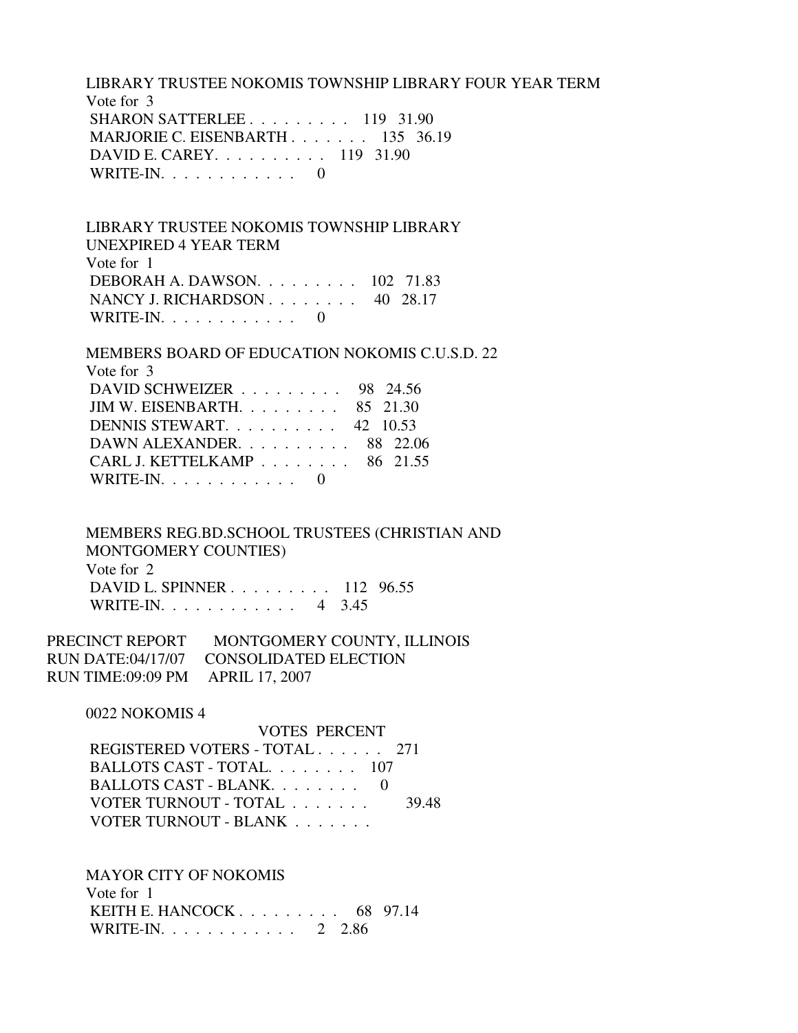LIBRARY TRUSTEE NOKOMIS TOWNSHIP LIBRARY FOUR YEAR TERM
Vote for 3

| | VOTES | PERCENT |
|---|---|---|
| SHARON SATTERLEE | 119 | 31.90 |
| MARJORIE C. EISENBARTH | 135 | 36.19 |
| DAVID E. CAREY | 119 | 31.90 |
| WRITE-IN | 0 | |

LIBRARY TRUSTEE NOKOMIS TOWNSHIP LIBRARY UNEXPIRED 4 YEAR TERM
Vote for 1

| | VOTES | PERCENT |
|---|---|---|
| DEBORAH A. DAWSON | 102 | 71.83 |
| NANCY J. RICHARDSON | 40 | 28.17 |
| WRITE-IN | 0 | |

MEMBERS BOARD OF EDUCATION NOKOMIS C.U.S.D. 22
Vote for 3

| | VOTES | PERCENT |
|---|---|---|
| DAVID SCHWEIZER | 98 | 24.56 |
| JIM W. EISENBARTH | 85 | 21.30 |
| DENNIS STEWART | 42 | 10.53 |
| DAWN ALEXANDER | 88 | 22.06 |
| CARL J. KETTELKAMP | 86 | 21.55 |
| WRITE-IN | 0 | |

MEMBERS REG.BD.SCHOOL TRUSTEES (CHRISTIAN AND MONTGOMERY COUNTIES)
Vote for 2

| | VOTES | PERCENT |
|---|---|---|
| DAVID L. SPINNER | 112 | 96.55 |
| WRITE-IN | 4 | 3.45 |

PRECINCT REPORT MONTGOMERY COUNTY, ILLINOIS
RUN DATE:04/17/07 CONSOLIDATED ELECTION
RUN TIME:09:09 PM APRIL 17, 2007

0022 NOKOMIS 4

| | VOTES | PERCENT |
|---|---|---|
| REGISTERED VOTERS - TOTAL | 271 | |
| BALLOTS CAST - TOTAL | 107 | |
| BALLOTS CAST - BLANK | 0 | |
| VOTER TURNOUT - TOTAL | | 39.48 |
| VOTER TURNOUT - BLANK | | |

MAYOR CITY OF NOKOMIS
Vote for 1

| | VOTES | PERCENT |
|---|---|---|
| KEITH E. HANCOCK | 68 | 97.14 |
| WRITE-IN | 2 | 2.86 |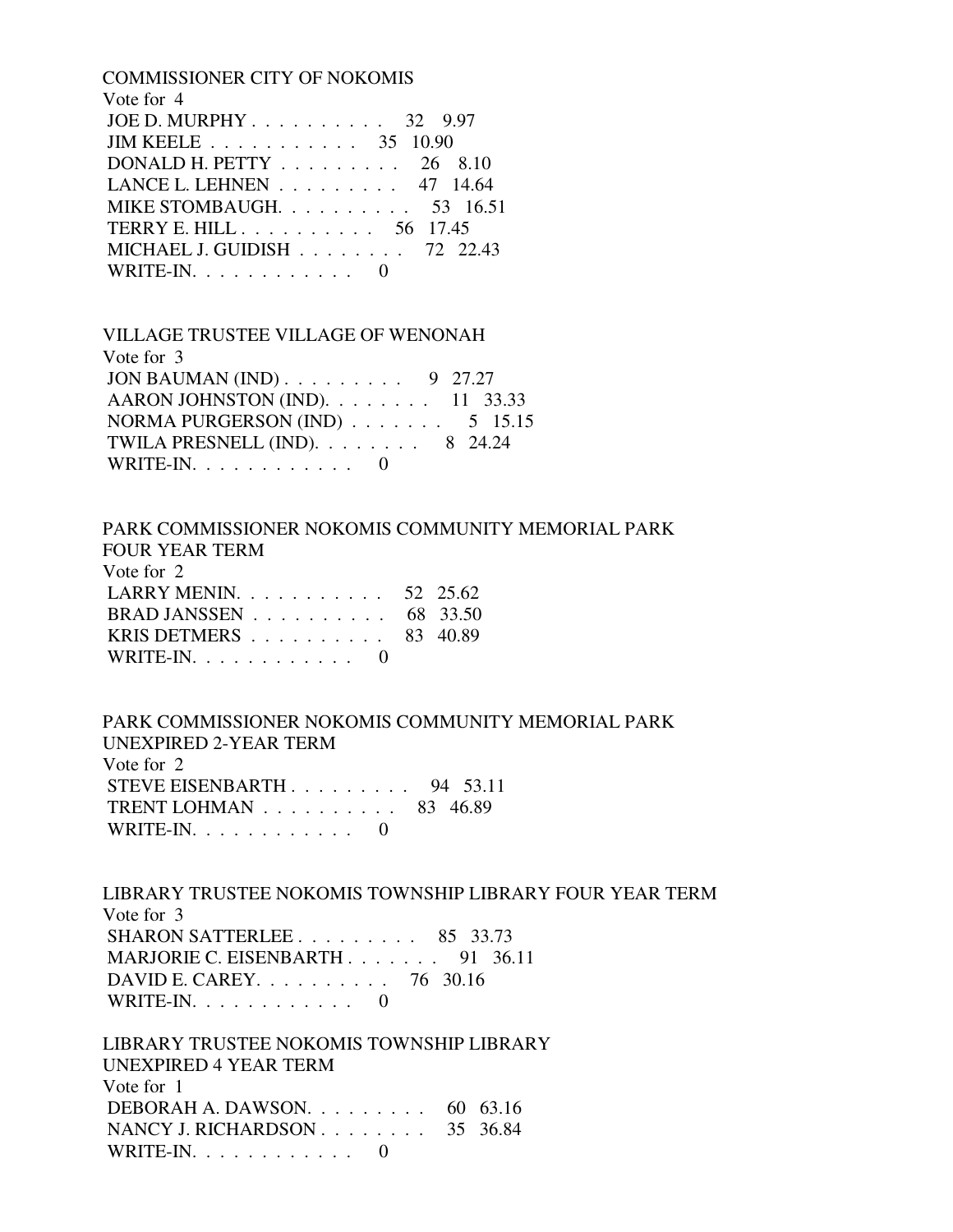COMMISSIONER CITY OF NOKOMIS
Vote for 4

| | | |
|---|---|---|
| JOE D. MURPHY | 32 | 9.97 |
| JIM KEELE | 35 | 10.90 |
| DONALD H. PETTY | 26 | 8.10 |
| LANCE L. LEHNEN | 47 | 14.64 |
| MIKE STOMBAUGH | 53 | 16.51 |
| TERRY E. HILL | 56 | 17.45 |
| MICHAEL J. GUIDISH | 72 | 22.43 |
| WRITE-IN | 0 | |

VILLAGE TRUSTEE VILLAGE OF WENONAH
Vote for 3

| | | |
|---|---|---|
| JON BAUMAN (IND) | 9 | 27.27 |
| AARON JOHNSTON (IND) | 11 | 33.33 |
| NORMA PURGERSON (IND) | 5 | 15.15 |
| TWILA PRESNELL (IND) | 8 | 24.24 |
| WRITE-IN | 0 | |

PARK COMMISSIONER NOKOMIS COMMUNITY MEMORIAL PARK
FOUR YEAR TERM
Vote for 2

| | | |
|---|---|---|
| LARRY MENIN | 52 | 25.62 |
| BRAD JANSSEN | 68 | 33.50 |
| KRIS DETMERS | 83 | 40.89 |
| WRITE-IN | 0 | |

PARK COMMISSIONER NOKOMIS COMMUNITY MEMORIAL PARK
UNEXPIRED 2-YEAR TERM
Vote for 2

| | | |
|---|---|---|
| STEVE EISENBARTH | 94 | 53.11 |
| TRENT LOHMAN | 83 | 46.89 |
| WRITE-IN | 0 | |

LIBRARY TRUSTEE NOKOMIS TOWNSHIP LIBRARY FOUR YEAR TERM
Vote for 3

| | | |
|---|---|---|
| SHARON SATTERLEE | 85 | 33.73 |
| MARJORIE C. EISENBARTH | 91 | 36.11 |
| DAVID E. CAREY | 76 | 30.16 |
| WRITE-IN | 0 | |

LIBRARY TRUSTEE NOKOMIS TOWNSHIP LIBRARY
UNEXPIRED 4 YEAR TERM
Vote for 1

| | | |
|---|---|---|
| DEBORAH A. DAWSON | 60 | 63.16 |
| NANCY J. RICHARDSON | 35 | 36.84 |
| WRITE-IN | 0 | |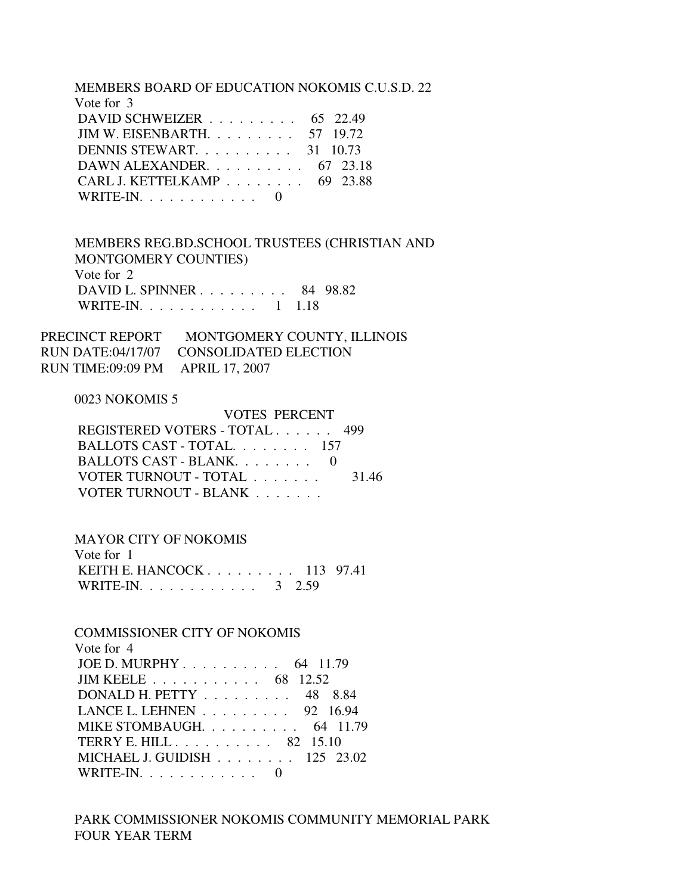MEMBERS BOARD OF EDUCATION NOKOMIS C.U.S.D. 22
Vote for 3

| | | |
|---|---|---|
| DAVID SCHWEIZER . . . . . . . . . | 65 | 22.49 |
| JIM W. EISENBARTH. . . . . . . . . | 57 | 19.72 |
| DENNIS STEWART. . . . . . . . . . | 31 | 10.73 |
| DAWN ALEXANDER. . . . . . . . . . | 67 | 23.18 |
| CARL J. KETTELKAMP . . . . . . . . | 69 | 23.88 |
| WRITE-IN. . . . . . . . . . . . | 0 | |

MEMBERS REG.BD.SCHOOL TRUSTEES (CHRISTIAN AND MONTGOMERY COUNTIES)
Vote for 2

| | | |
|---|---|---|
| DAVID L. SPINNER . . . . . . . . . | 84 | 98.82 |
| WRITE-IN. . . . . . . . . . . . | 1 | 1.18 |

PRECINCT REPORT MONTGOMERY COUNTY, ILLINOIS
RUN DATE:04/17/07 CONSOLIDATED ELECTION
RUN TIME:09:09 PM APRIL 17, 2007

0023 NOKOMIS 5

| | VOTES | PERCENT |
|---|---|---|
| REGISTERED VOTERS - TOTAL . . . . . . | 499 | |
| BALLOTS CAST - TOTAL. . . . . . . . | 157 | |
| BALLOTS CAST - BLANK. . . . . . . . | 0 | |
| VOTER TURNOUT - TOTAL . . . . . . . | | 31.46 |
| VOTER TURNOUT - BLANK . . . . . . . | | |

MAYOR CITY OF NOKOMIS
Vote for 1

| | | |
|---|---|---|
| KEITH E. HANCOCK . . . . . . . . . | 113 | 97.41 |
| WRITE-IN. . . . . . . . . . . . | 3 | 2.59 |

COMMISSIONER CITY OF NOKOMIS
Vote for 4

| | | |
|---|---|---|
| JOE D. MURPHY . . . . . . . . . . | 64 | 11.79 |
| JIM KEELE . . . . . . . . . . . | 68 | 12.52 |
| DONALD H. PETTY . . . . . . . . . | 48 | 8.84 |
| LANCE L. LEHNEN . . . . . . . . . | 92 | 16.94 |
| MIKE STOMBAUGH. . . . . . . . . . | 64 | 11.79 |
| TERRY E. HILL . . . . . . . . . . | 82 | 15.10 |
| MICHAEL J. GUIDISH . . . . . . . . | 125 | 23.02 |
| WRITE-IN. . . . . . . . . . . . | 0 | |

PARK COMMISSIONER NOKOMIS COMMUNITY MEMORIAL PARK
FOUR YEAR TERM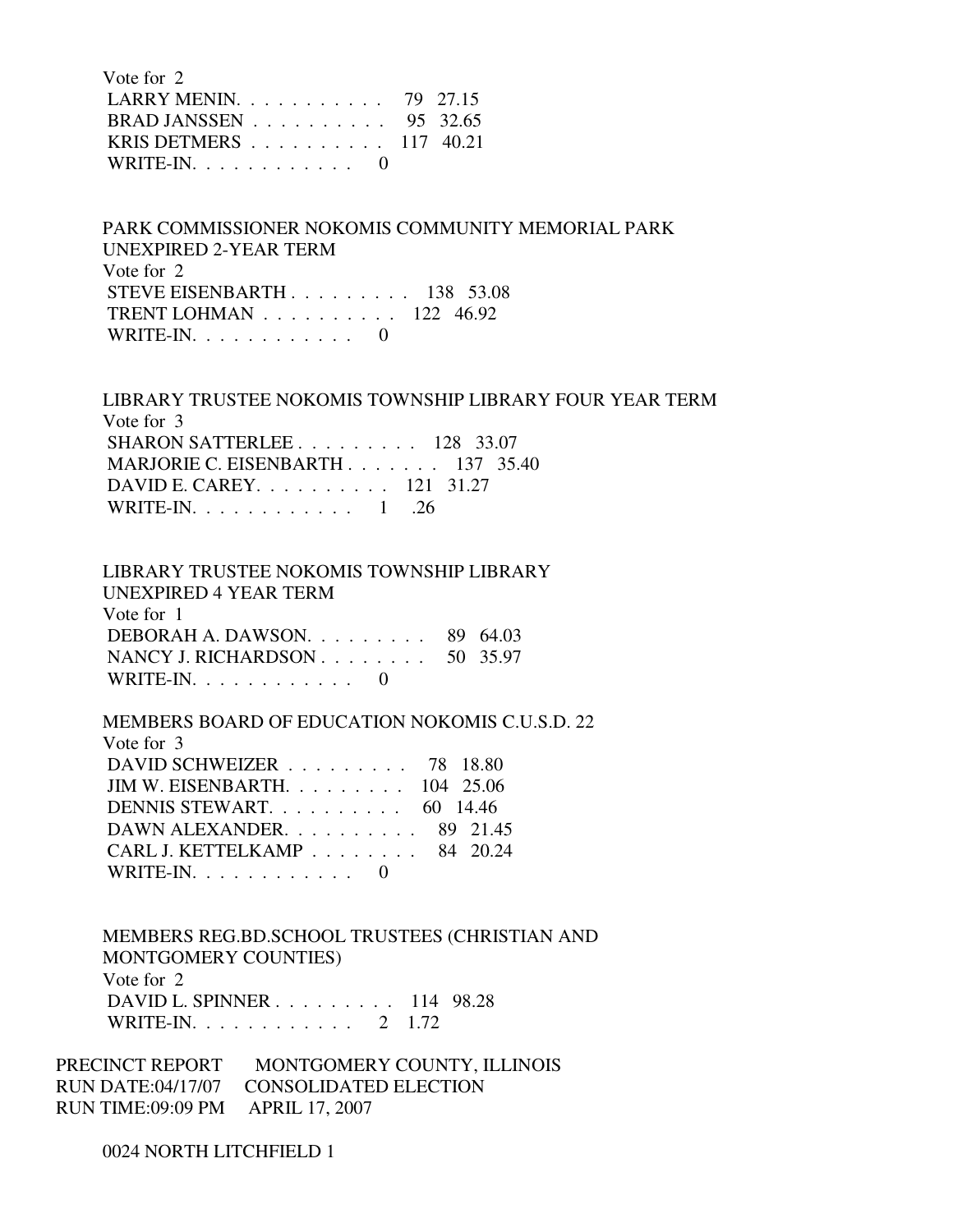Vote for 2

| | | |
|---|---|---|
| LARRY MENIN | 79 | 27.15 |
| BRAD JANSSEN | 95 | 32.65 |
| KRIS DETMERS | 117 | 40.21 |
| WRITE-IN | 0 | |

PARK COMMISSIONER NOKOMIS COMMUNITY MEMORIAL PARK UNEXPIRED 2-YEAR TERM

Vote for 2

| | | |
|---|---|---|
| STEVE EISENBARTH | 138 | 53.08 |
| TRENT LOHMAN | 122 | 46.92 |
| WRITE-IN | 0 | |

LIBRARY TRUSTEE NOKOMIS TOWNSHIP LIBRARY FOUR YEAR TERM

Vote for 3

| | | |
|---|---|---|
| SHARON SATTERLEE | 128 | 33.07 |
| MARJORIE C. EISENBARTH | 137 | 35.40 |
| DAVID E. CAREY | 121 | 31.27 |
| WRITE-IN | 1 | .26 |

LIBRARY TRUSTEE NOKOMIS TOWNSHIP LIBRARY UNEXPIRED 4 YEAR TERM

Vote for 1

| | | |
|---|---|---|
| DEBORAH A. DAWSON | 89 | 64.03 |
| NANCY J. RICHARDSON | 50 | 35.97 |
| WRITE-IN | 0 | |

MEMBERS BOARD OF EDUCATION NOKOMIS C.U.S.D. 22

Vote for 3

| | | |
|---|---|---|
| DAVID SCHWEIZER | 78 | 18.80 |
| JIM W. EISENBARTH | 104 | 25.06 |
| DENNIS STEWART | 60 | 14.46 |
| DAWN ALEXANDER | 89 | 21.45 |
| CARL J. KETTELKAMP | 84 | 20.24 |
| WRITE-IN | 0 | |

MEMBERS REG.BD.SCHOOL TRUSTEES (CHRISTIAN AND MONTGOMERY COUNTIES)

Vote for 2

| | | |
|---|---|---|
| DAVID L. SPINNER | 114 | 98.28 |
| WRITE-IN | 2 | 1.72 |

PRECINCT REPORT MONTGOMERY COUNTY, ILLINOIS
RUN DATE:04/17/07 CONSOLIDATED ELECTION
RUN TIME:09:09 PM APRIL 17, 2007

0024 NORTH LITCHFIELD 1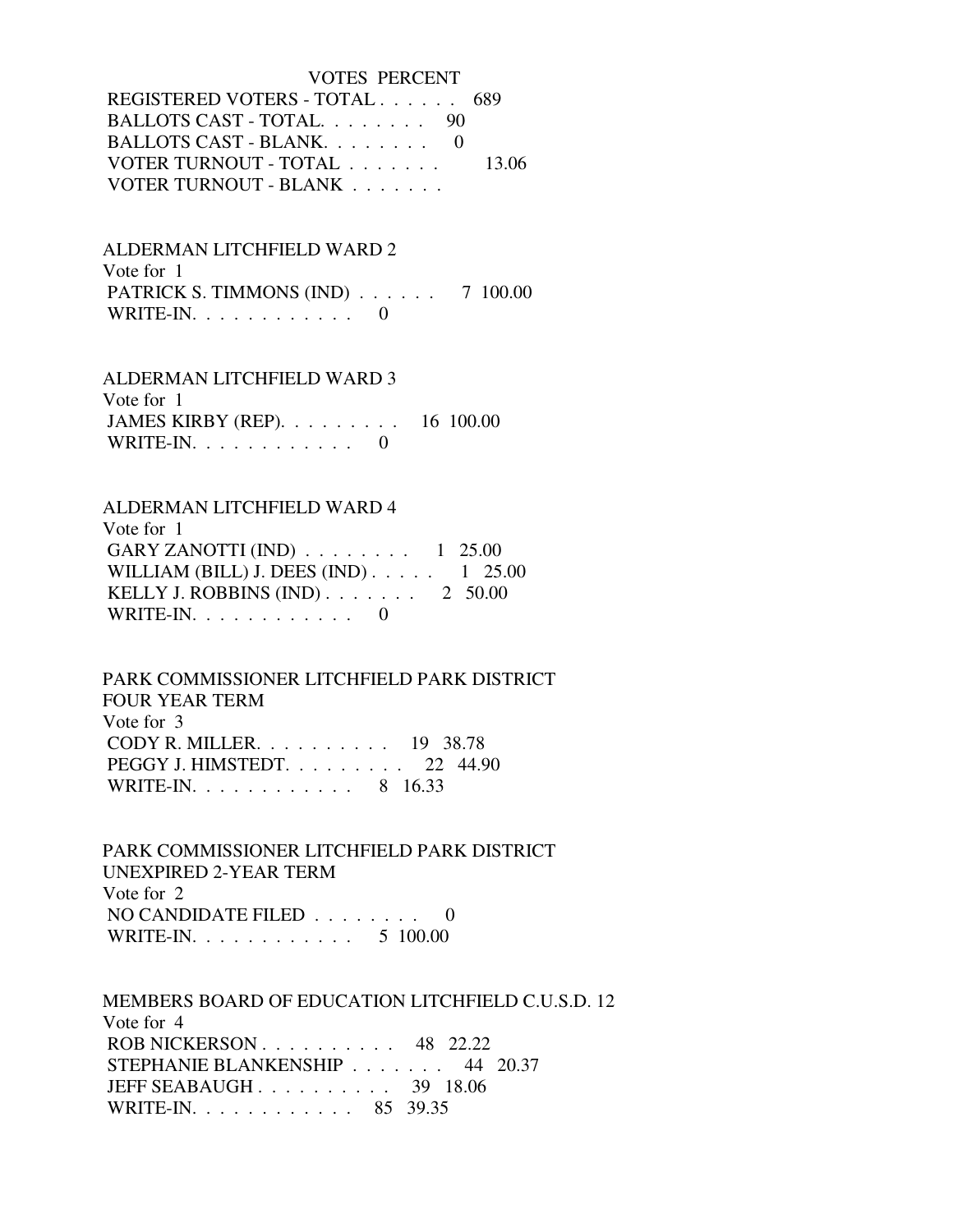| | VOTES | PERCENT |
|---|---|---|
| REGISTERED VOTERS - TOTAL . . . . . . | 689 | |
| BALLOTS CAST - TOTAL. . . . . . . . | 90 | |
| BALLOTS CAST - BLANK. . . . . . . . | 0 | |
| VOTER TURNOUT - TOTAL . . . . . . . | | 13.06 |
| VOTER TURNOUT - BLANK . . . . . . . | | |

ALDERMAN LITCHFIELD WARD 2
Vote for 1

| | VOTES | PERCENT |
|---|---|---|
| PATRICK S. TIMMONS (IND) . . . . . . | 7 | 100.00 |
| WRITE-IN. . . . . . . . . . . . | 0 | |

ALDERMAN LITCHFIELD WARD 3
Vote for 1

| | VOTES | PERCENT |
|---|---|---|
| JAMES KIRBY (REP). . . . . . . . . | 16 | 100.00 |
| WRITE-IN. . . . . . . . . . . . | 0 | |

ALDERMAN LITCHFIELD WARD 4
Vote for 1

| | VOTES | PERCENT |
|---|---|---|
| GARY ZANOTTI (IND) . . . . . . . . | 1 | 25.00 |
| WILLIAM (BILL) J. DEES (IND) . . . . . | 1 | 25.00 |
| KELLY J. ROBBINS (IND) . . . . . . . | 2 | 50.00 |
| WRITE-IN. . . . . . . . . . . . | 0 | |

PARK COMMISSIONER LITCHFIELD PARK DISTRICT
FOUR YEAR TERM
Vote for 3

| | VOTES | PERCENT |
|---|---|---|
| CODY R. MILLER. . . . . . . . . . | 19 | 38.78 |
| PEGGY J. HIMSTEDT. . . . . . . . . | 22 | 44.90 |
| WRITE-IN. . . . . . . . . . . . | 8 | 16.33 |

PARK COMMISSIONER LITCHFIELD PARK DISTRICT
UNEXPIRED 2-YEAR TERM
Vote for 2

| | VOTES | PERCENT |
|---|---|---|
| NO CANDIDATE FILED . . . . . . . . | 0 | |
| WRITE-IN. . . . . . . . . . . . | 5 | 100.00 |

MEMBERS BOARD OF EDUCATION LITCHFIELD C.U.S.D. 12
Vote for 4

| | VOTES | PERCENT |
|---|---|---|
| ROB NICKERSON . . . . . . . . . . | 48 | 22.22 |
| STEPHANIE BLANKENSHIP . . . . . . . | 44 | 20.37 |
| JEFF SEABAUGH . . . . . . . . . . | 39 | 18.06 |
| WRITE-IN. . . . . . . . . . . . | 85 | 39.35 |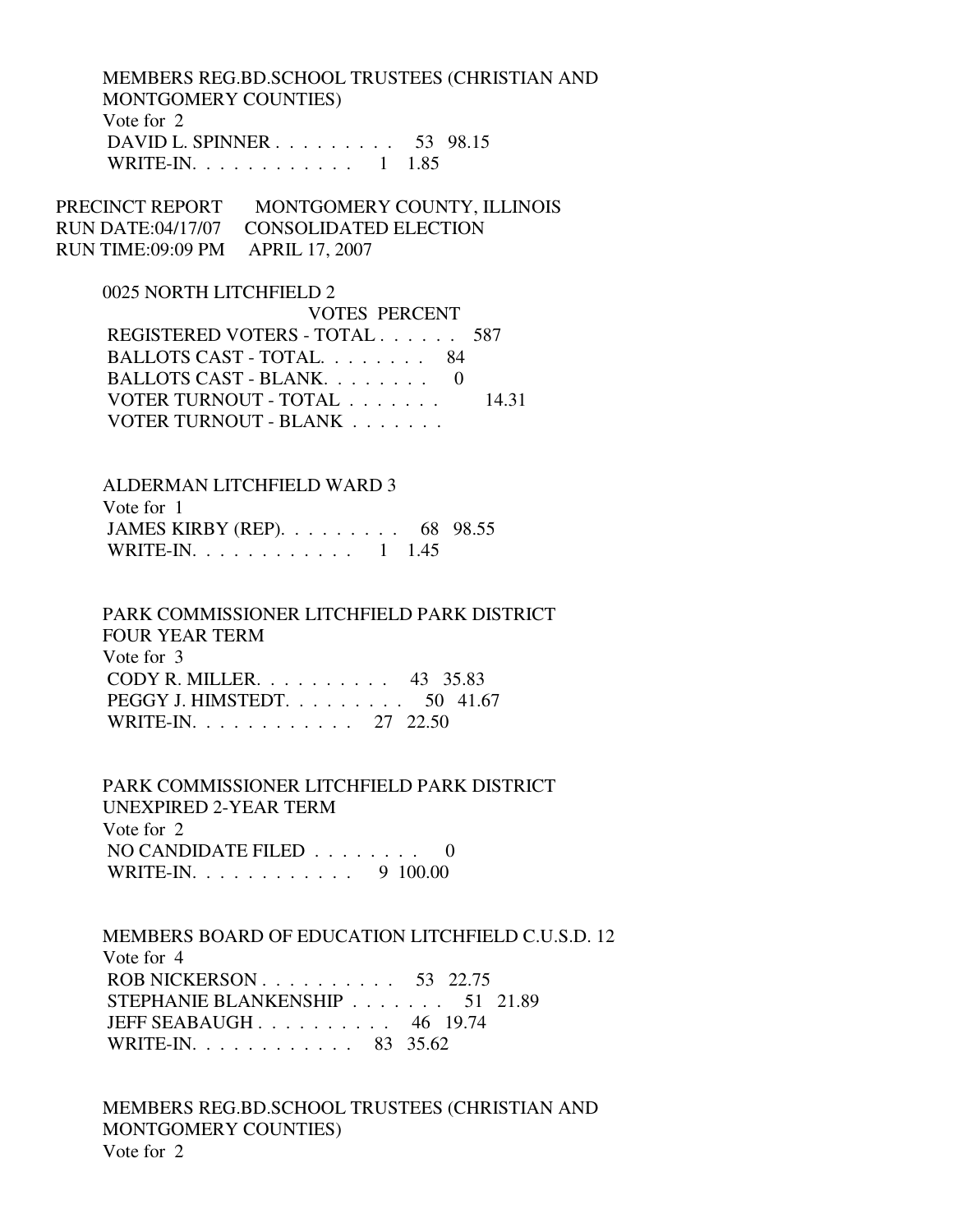MEMBERS REG.BD.SCHOOL TRUSTEES (CHRISTIAN AND MONTGOMERY COUNTIES)
Vote for 2

| | | |
|---|---|---|
| DAVID L. SPINNER | 53 | 98.15 |
| WRITE-IN. | 1 | 1.85 |

PRECINCT REPORT MONTGOMERY COUNTY, ILLINOIS
RUN DATE:04/17/07 CONSOLIDATED ELECTION
RUN TIME:09:09 PM APRIL 17, 2007

0025 NORTH LITCHFIELD 2

| | VOTES | PERCENT |
|---|---|---|
| REGISTERED VOTERS - TOTAL | 587 | |
| BALLOTS CAST - TOTAL. | 84 | |
| BALLOTS CAST - BLANK. | 0 | |
| VOTER TURNOUT - TOTAL | | 14.31 |
| VOTER TURNOUT - BLANK | | |

ALDERMAN LITCHFIELD WARD 3
Vote for 1

| | | |
|---|---|---|
| JAMES KIRBY (REP). | 68 | 98.55 |
| WRITE-IN. | 1 | 1.45 |

PARK COMMISSIONER LITCHFIELD PARK DISTRICT FOUR YEAR TERM
Vote for 3

| | | |
|---|---|---|
| CODY R. MILLER. | 43 | 35.83 |
| PEGGY J. HIMSTEDT. | 50 | 41.67 |
| WRITE-IN. | 27 | 22.50 |

PARK COMMISSIONER LITCHFIELD PARK DISTRICT UNEXPIRED 2-YEAR TERM
Vote for 2

| | | |
|---|---|---|
| NO CANDIDATE FILED | 0 | |
| WRITE-IN. | 9 | 100.00 |

MEMBERS BOARD OF EDUCATION LITCHFIELD C.U.S.D. 12
Vote for 4

| | | |
|---|---|---|
| ROB NICKERSON | 53 | 22.75 |
| STEPHANIE BLANKENSHIP | 51 | 21.89 |
| JEFF SEABAUGH | 46 | 19.74 |
| WRITE-IN. | 83 | 35.62 |

MEMBERS REG.BD.SCHOOL TRUSTEES (CHRISTIAN AND MONTGOMERY COUNTIES)
Vote for 2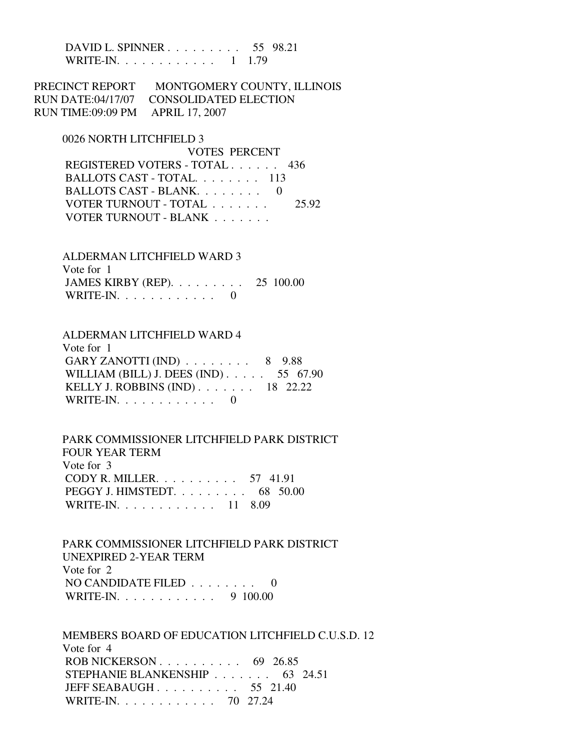| | | |
|---|---|---|
| DAVID L. SPINNER | 55 | 98.21 |
| WRITE-IN. | 1 | 1.79 |

PRECINCT REPORT MONTGOMERY COUNTY, ILLINOIS
RUN DATE:04/17/07 CONSOLIDATED ELECTION
RUN TIME:09:09 PM APRIL 17, 2007

0026 NORTH LITCHFIELD 3

| | VOTES | PERCENT |
|---|---|---|
| REGISTERED VOTERS - TOTAL | 436 | |
| BALLOTS CAST - TOTAL. | 113 | |
| BALLOTS CAST - BLANK. | 0 | |
| VOTER TURNOUT - TOTAL | | 25.92 |
| VOTER TURNOUT - BLANK | | |

ALDERMAN LITCHFIELD WARD 3
Vote for 1

| | | |
|---|---|---|
| JAMES KIRBY (REP). | 25 | 100.00 |
| WRITE-IN. | 0 | |

ALDERMAN LITCHFIELD WARD 4
Vote for 1

| | | |
|---|---|---|
| GARY ZANOTTI (IND) | 8 | 9.88 |
| WILLIAM (BILL) J. DEES (IND) | 55 | 67.90 |
| KELLY J. ROBBINS (IND) | 18 | 22.22 |
| WRITE-IN. | 0 | |

PARK COMMISSIONER LITCHFIELD PARK DISTRICT
FOUR YEAR TERM
Vote for 3

| | | |
|---|---|---|
| CODY R. MILLER. | 57 | 41.91 |
| PEGGY J. HIMSTEDT. | 68 | 50.00 |
| WRITE-IN. | 11 | 8.09 |

PARK COMMISSIONER LITCHFIELD PARK DISTRICT
UNEXPIRED 2-YEAR TERM
Vote for 2

| | | |
|---|---|---|
| NO CANDIDATE FILED | 0 | |
| WRITE-IN. | 9 | 100.00 |

MEMBERS BOARD OF EDUCATION LITCHFIELD C.U.S.D. 12
Vote for 4

| | | |
|---|---|---|
| ROB NICKERSON | 69 | 26.85 |
| STEPHANIE BLANKENSHIP | 63 | 24.51 |
| JEFF SEABAUGH | 55 | 21.40 |
| WRITE-IN. | 70 | 27.24 |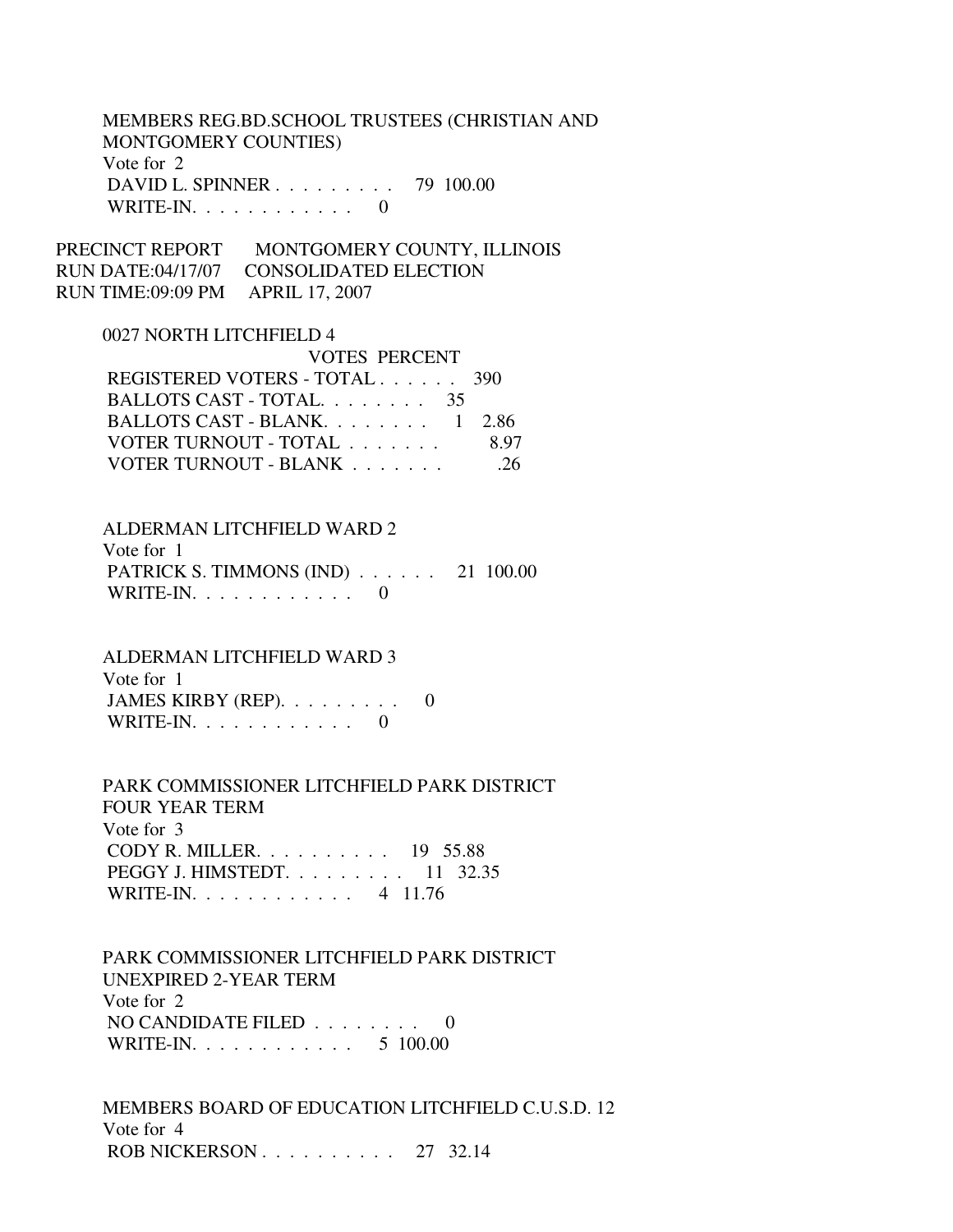MEMBERS REG.BD.SCHOOL TRUSTEES (CHRISTIAN AND MONTGOMERY COUNTIES)
Vote for 2

| | VOTES | PERCENT |
|---|---|---|
| DAVID L. SPINNER | 79 | 100.00 |
| WRITE-IN. | 0 | |

PRECINCT REPORT MONTGOMERY COUNTY, ILLINOIS
RUN DATE:04/17/07 CONSOLIDATED ELECTION
RUN TIME:09:09 PM APRIL 17, 2007

0027 NORTH LITCHFIELD 4

| | VOTES | PERCENT |
|---|---|---|
| REGISTERED VOTERS - TOTAL | 390 | |
| BALLOTS CAST - TOTAL. | 35 | |
| BALLOTS CAST - BLANK. | 1 | 2.86 |
| VOTER TURNOUT - TOTAL | | 8.97 |
| VOTER TURNOUT - BLANK | | .26 |

ALDERMAN LITCHFIELD WARD 2
Vote for 1

| | VOTES | PERCENT |
|---|---|---|
| PATRICK S. TIMMONS (IND) | 21 | 100.00 |
| WRITE-IN. | 0 | |

ALDERMAN LITCHFIELD WARD 3
Vote for 1

| | VOTES | PERCENT |
|---|---|---|
| JAMES KIRBY (REP). | 0 | |
| WRITE-IN. | 0 | |

PARK COMMISSIONER LITCHFIELD PARK DISTRICT FOUR YEAR TERM
Vote for 3

| | VOTES | PERCENT |
|---|---|---|
| CODY R. MILLER. | 19 | 55.88 |
| PEGGY J. HIMSTEDT. | 11 | 32.35 |
| WRITE-IN. | 4 | 11.76 |

PARK COMMISSIONER LITCHFIELD PARK DISTRICT UNEXPIRED 2-YEAR TERM
Vote for 2

| | VOTES | PERCENT |
|---|---|---|
| NO CANDIDATE FILED | 0 | |
| WRITE-IN. | 5 | 100.00 |

MEMBERS BOARD OF EDUCATION LITCHFIELD C.U.S.D. 12
Vote for 4

| | VOTES | PERCENT |
|---|---|---|
| ROB NICKERSON | 27 | 32.14 |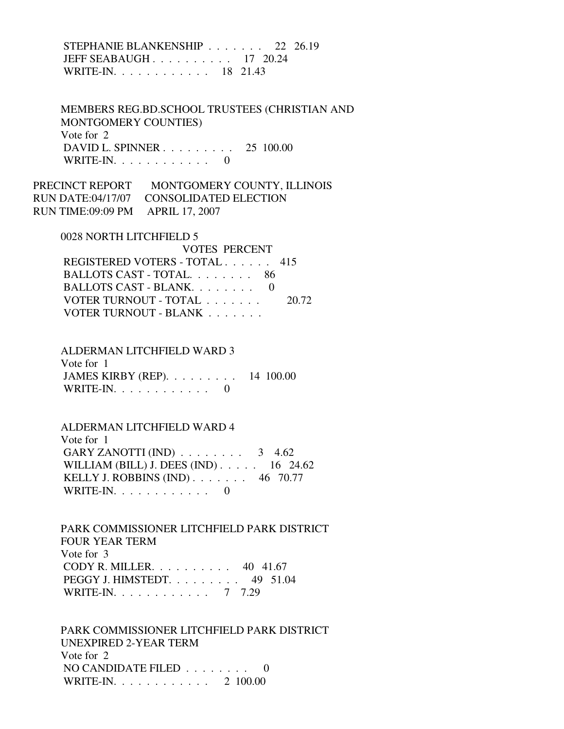STEPHANIE BLANKENSHIP . . . . . . . 22 26.19
JEFF SEABAUGH . . . . . . . . . . 17 20.24
WRITE-IN. . . . . . . . . . . . 18 21.43

MEMBERS REG.BD.SCHOOL TRUSTEES (CHRISTIAN AND MONTGOMERY COUNTIES)
Vote for 2
DAVID L. SPINNER . . . . . . . . . 25 100.00
WRITE-IN. . . . . . . . . . . . 0

PRECINCT REPORT MONTGOMERY COUNTY, ILLINOIS
RUN DATE:04/17/07 CONSOLIDATED ELECTION
RUN TIME:09:09 PM APRIL 17, 2007

0028 NORTH LITCHFIELD 5

| | VOTES | PERCENT |
|---|---|---|
| REGISTERED VOTERS - TOTAL . . . . . . | 415 | |
| BALLOTS CAST - TOTAL. . . . . . . . | 86 | |
| BALLOTS CAST - BLANK. . . . . . . . | 0 | |
| VOTER TURNOUT - TOTAL . . . . . . . | | 20.72 |
| VOTER TURNOUT - BLANK . . . . . . . | | |

ALDERMAN LITCHFIELD WARD 3
Vote for 1
JAMES KIRBY (REP). . . . . . . . . 14 100.00
WRITE-IN. . . . . . . . . . . . 0

ALDERMAN LITCHFIELD WARD 4
Vote for 1
GARY ZANOTTI (IND) . . . . . . . . 3 4.62
WILLIAM (BILL) J. DEES (IND) . . . . . 16 24.62
KELLY J. ROBBINS (IND) . . . . . . . 46 70.77
WRITE-IN. . . . . . . . . . . . 0

PARK COMMISSIONER LITCHFIELD PARK DISTRICT FOUR YEAR TERM
Vote for 3
CODY R. MILLER. . . . . . . . . . 40 41.67
PEGGY J. HIMSTEDT. . . . . . . . . 49 51.04
WRITE-IN. . . . . . . . . . . . 7 7.29

PARK COMMISSIONER LITCHFIELD PARK DISTRICT UNEXPIRED 2-YEAR TERM
Vote for 2
NO CANDIDATE FILED . . . . . . . . 0
WRITE-IN. . . . . . . . . . . . 2 100.00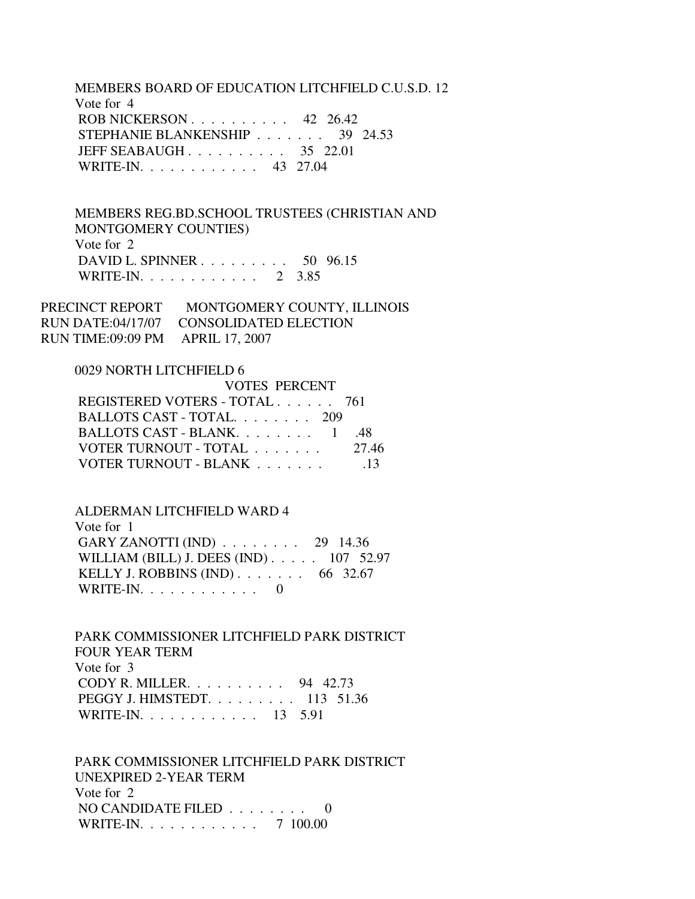MEMBERS BOARD OF EDUCATION LITCHFIELD C.U.S.D. 12
Vote for 4

| | VOTES | PERCENT |
|---|---|---|
| ROB NICKERSON | 42 | 26.42 |
| STEPHANIE BLANKENSHIP | 39 | 24.53 |
| JEFF SEABAUGH | 35 | 22.01 |
| WRITE-IN. | 43 | 27.04 |

MEMBERS REG.BD.SCHOOL TRUSTEES (CHRISTIAN AND MONTGOMERY COUNTIES)
Vote for 2

| | VOTES | PERCENT |
|---|---|---|
| DAVID L. SPINNER | 50 | 96.15 |
| WRITE-IN. | 2 | 3.85 |

PRECINCT REPORT MONTGOMERY COUNTY, ILLINOIS
RUN DATE:04/17/07 CONSOLIDATED ELECTION
RUN TIME:09:09 PM APRIL 17, 2007

0029 NORTH LITCHFIELD 6

| | VOTES | PERCENT |
|---|---|---|
| REGISTERED VOTERS - TOTAL | 761 | |
| BALLOTS CAST - TOTAL. | 209 | |
| BALLOTS CAST - BLANK. | 1 | .48 |
| VOTER TURNOUT - TOTAL | | 27.46 |
| VOTER TURNOUT - BLANK | | .13 |

ALDERMAN LITCHFIELD WARD 4
Vote for 1

| | VOTES | PERCENT |
|---|---|---|
| GARY ZANOTTI (IND) | 29 | 14.36 |
| WILLIAM (BILL) J. DEES (IND) | 107 | 52.97 |
| KELLY J. ROBBINS (IND) | 66 | 32.67 |
| WRITE-IN. | 0 | |

PARK COMMISSIONER LITCHFIELD PARK DISTRICT FOUR YEAR TERM
Vote for 3

| | VOTES | PERCENT |
|---|---|---|
| CODY R. MILLER. | 94 | 42.73 |
| PEGGY J. HIMSTEDT. | 113 | 51.36 |
| WRITE-IN. | 13 | 5.91 |

PARK COMMISSIONER LITCHFIELD PARK DISTRICT UNEXPIRED 2-YEAR TERM
Vote for 2

| | VOTES | PERCENT |
|---|---|---|
| NO CANDIDATE FILED | 0 | |
| WRITE-IN. | 7 | 100.00 |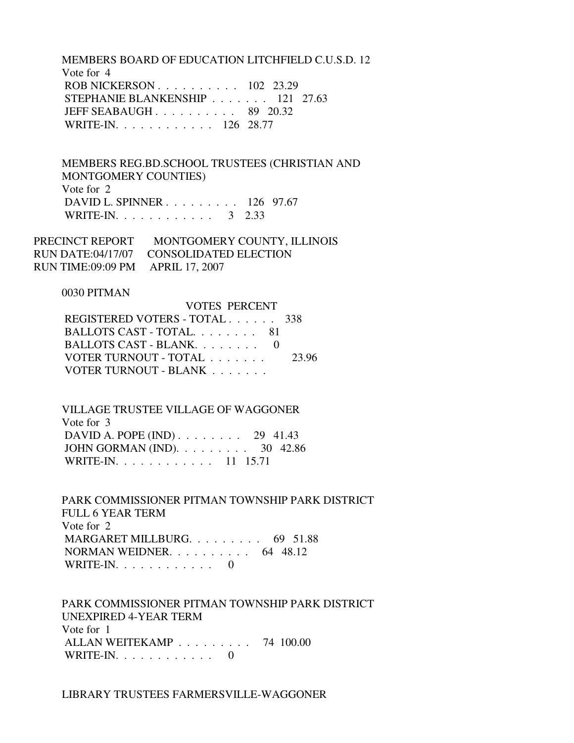MEMBERS BOARD OF EDUCATION LITCHFIELD C.U.S.D. 12
Vote for 4

| | | |
|---|---|---|
| ROB NICKERSON . . . . . . . . . . | 102 | 23.29 |
| STEPHANIE BLANKENSHIP . . . . . . . | 121 | 27.63 |
| JEFF SEABAUGH . . . . . . . . . . | 89 | 20.32 |
| WRITE-IN. . . . . . . . . . . . | 126 | 28.77 |

MEMBERS REG.BD.SCHOOL TRUSTEES (CHRISTIAN AND MONTGOMERY COUNTIES)
Vote for 2

| | | |
|---|---|---|
| DAVID L. SPINNER . . . . . . . . . | 126 | 97.67 |
| WRITE-IN. . . . . . . . . . . . | 3 | 2.33 |

PRECINCT REPORT     MONTGOMERY COUNTY, ILLINOIS
RUN DATE:04/17/07     CONSOLIDATED ELECTION
RUN TIME:09:09 PM     APRIL 17, 2007

0030 PITMAN

| | VOTES | PERCENT |
|---|---|---|
| REGISTERED VOTERS - TOTAL . . . . . . | 338 | |
| BALLOTS CAST - TOTAL. . . . . . . . | 81 | |
| BALLOTS CAST - BLANK. . . . . . . . | 0 | |
| VOTER TURNOUT - TOTAL . . . . . . . | | 23.96 |
| VOTER TURNOUT - BLANK . . . . . . . | | |

VILLAGE TRUSTEE VILLAGE OF WAGGONER
Vote for 3

| | | |
|---|---|---|
| DAVID A. POPE (IND) . . . . . . . . | 29 | 41.43 |
| JOHN GORMAN (IND). . . . . . . . . | 30 | 42.86 |
| WRITE-IN. . . . . . . . . . . . | 11 | 15.71 |

PARK COMMISSIONER PITMAN TOWNSHIP PARK DISTRICT
FULL 6 YEAR TERM
Vote for 2

| | | |
|---|---|---|
| MARGARET MILLBURG. . . . . . . . . | 69 | 51.88 |
| NORMAN WEIDNER. . . . . . . . . . | 64 | 48.12 |
| WRITE-IN. . . . . . . . . . . . | 0 | |

PARK COMMISSIONER PITMAN TOWNSHIP PARK DISTRICT
UNEXPIRED 4-YEAR TERM
Vote for 1

| | | |
|---|---|---|
| ALLAN WEITEKAMP . . . . . . . . . | 74 | 100.00 |
| WRITE-IN. . . . . . . . . . . . | 0 | |

LIBRARY TRUSTEES FARMERSVILLE-WAGGONER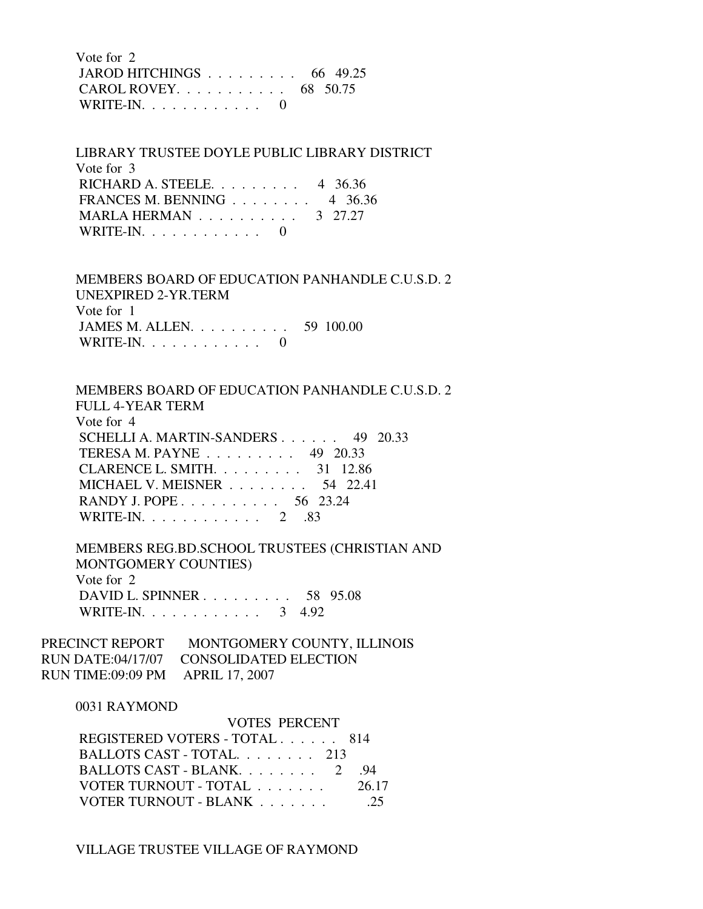Vote for 2

JAROD HITCHINGS . . . . . . . . . 66 49.25
CAROL ROVEY. . . . . . . . . . . 68 50.75
WRITE-IN. . . . . . . . . . . . 0

LIBRARY TRUSTEE DOYLE PUBLIC LIBRARY DISTRICT

Vote for 3

RICHARD A. STEELE. . . . . . . . . 4 36.36
FRANCES M. BENNING . . . . . . . . 4 36.36
MARLA HERMAN . . . . . . . . . . 3 27.27
WRITE-IN. . . . . . . . . . . . 0

MEMBERS BOARD OF EDUCATION PANHANDLE C.U.S.D. 2
UNEXPIRED 2-YR.TERM

Vote for 1

JAMES M. ALLEN. . . . . . . . . . 59 100.00
WRITE-IN. . . . . . . . . . . . 0

MEMBERS BOARD OF EDUCATION PANHANDLE C.U.S.D. 2
FULL 4-YEAR TERM

Vote for 4

SCHELLI A. MARTIN-SANDERS . . . . . . 49 20.33
TERESA M. PAYNE . . . . . . . . . 49 20.33
CLARENCE L. SMITH. . . . . . . . . 31 12.86
MICHAEL V. MEISNER . . . . . . . . 54 22.41
RANDY J. POPE . . . . . . . . . . 56 23.24
WRITE-IN. . . . . . . . . . . . 2 .83

MEMBERS REG.BD.SCHOOL TRUSTEES (CHRISTIAN AND
MONTGOMERY COUNTIES)

Vote for 2

DAVID L. SPINNER . . . . . . . . . 58 95.08
WRITE-IN. . . . . . . . . . . . 3 4.92

PRECINCT REPORT MONTGOMERY COUNTY, ILLINOIS
RUN DATE:04/17/07 CONSOLIDATED ELECTION
RUN TIME:09:09 PM APRIL 17, 2007

0031 RAYMOND

VOTES PERCENT

REGISTERED VOTERS - TOTAL . . . . . . 814
BALLOTS CAST - TOTAL. . . . . . . . 213
BALLOTS CAST - BLANK. . . . . . . . 2 .94
VOTER TURNOUT - TOTAL . . . . . . . 26.17
VOTER TURNOUT - BLANK . . . . . . . .25

VILLAGE TRUSTEE VILLAGE OF RAYMOND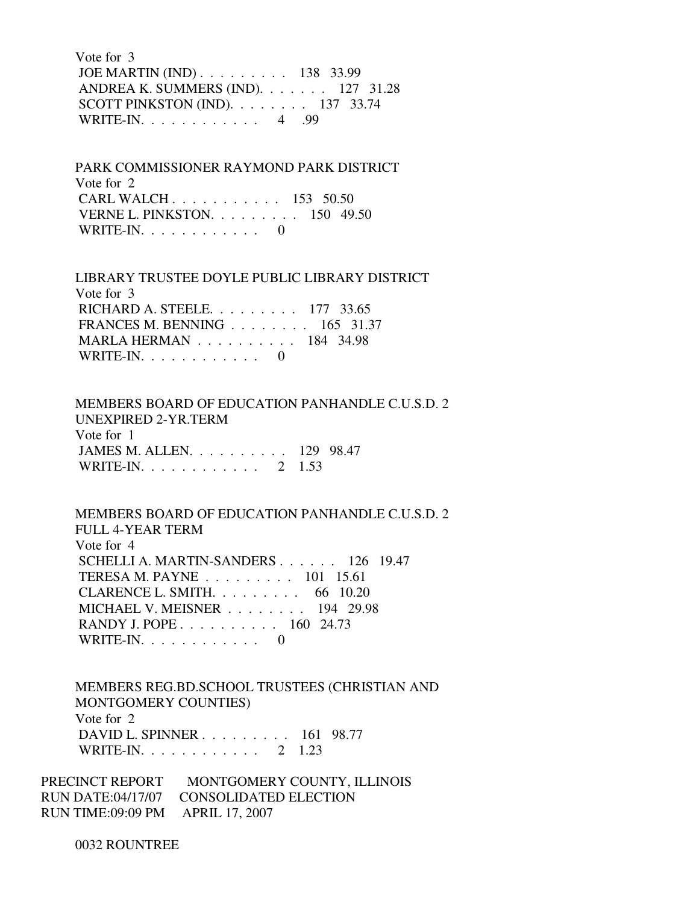Vote for 3
JOE MARTIN (IND) . . . . . . . . . 138 33.99
ANDREA K. SUMMERS (IND). . . . . . . 127 31.28
SCOTT PINKSTON (IND). . . . . . . . 137 33.74
WRITE-IN. . . . . . . . . . . . 4 .99

PARK COMMISSIONER RAYMOND PARK DISTRICT
Vote for 2
CARL WALCH . . . . . . . . . . . 153 50.50
VERNE L. PINKSTON. . . . . . . . . 150 49.50
WRITE-IN. . . . . . . . . . . . 0

LIBRARY TRUSTEE DOYLE PUBLIC LIBRARY DISTRICT
Vote for 3
RICHARD A. STEELE. . . . . . . . . 177 33.65
FRANCES M. BENNING . . . . . . . . 165 31.37
MARLA HERMAN . . . . . . . . . . 184 34.98
WRITE-IN. . . . . . . . . . . . 0

MEMBERS BOARD OF EDUCATION PANHANDLE C.U.S.D. 2
UNEXPIRED 2-YR.TERM
Vote for 1
JAMES M. ALLEN. . . . . . . . . . 129 98.47
WRITE-IN. . . . . . . . . . . . 2 1.53

MEMBERS BOARD OF EDUCATION PANHANDLE C.U.S.D. 2
FULL 4-YEAR TERM
Vote for 4
SCHELLI A. MARTIN-SANDERS . . . . . . 126 19.47
TERESA M. PAYNE . . . . . . . . . 101 15.61
CLARENCE L. SMITH. . . . . . . . . 66 10.20
MICHAEL V. MEISNER . . . . . . . . 194 29.98
RANDY J. POPE . . . . . . . . . . 160 24.73
WRITE-IN. . . . . . . . . . . . 0

MEMBERS REG.BD.SCHOOL TRUSTEES (CHRISTIAN AND
MONTGOMERY COUNTIES)
Vote for 2
DAVID L. SPINNER . . . . . . . . . 161 98.77
WRITE-IN. . . . . . . . . . . . 2 1.23

PRECINCT REPORT MONTGOMERY COUNTY, ILLINOIS
RUN DATE:04/17/07 CONSOLIDATED ELECTION
RUN TIME:09:09 PM APRIL 17, 2007

0032 ROUNTREE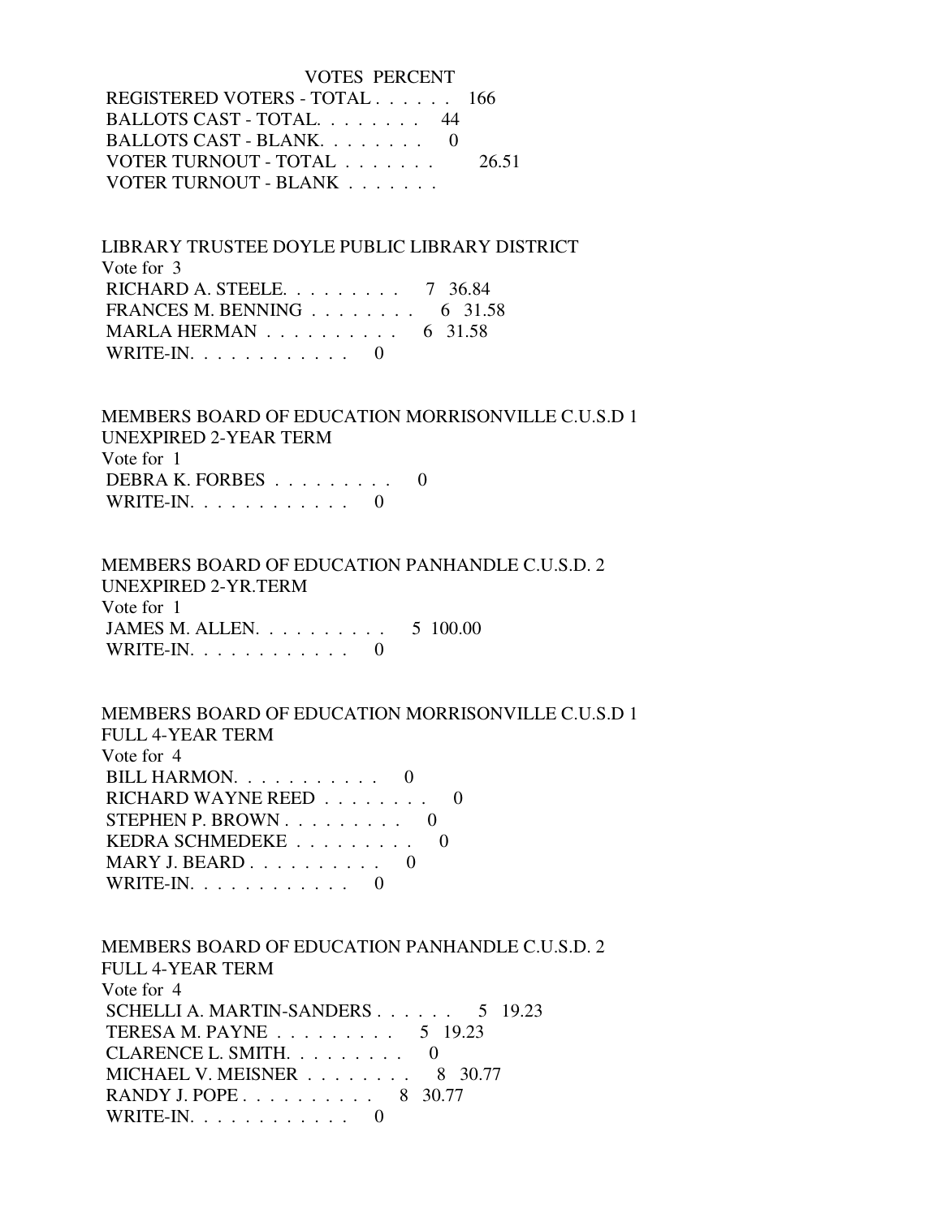VOTES PERCENT

| | VOTES | PERCENT |
|---|---|---|
| REGISTERED VOTERS - TOTAL . . . . . . | 166 | |
| BALLOTS CAST - TOTAL. . . . . . . . | 44 | |
| BALLOTS CAST - BLANK. . . . . . . . | 0 | |
| VOTER TURNOUT - TOTAL . . . . . . . | | 26.51 |
| VOTER TURNOUT - BLANK . . . . . . . | | |

LIBRARY TRUSTEE DOYLE PUBLIC LIBRARY DISTRICT
Vote for 3

| | | |
|---|---|---|
| RICHARD A. STEELE. . . . . . . . . | 7 | 36.84 |
| FRANCES M. BENNING . . . . . . . . | 6 | 31.58 |
| MARLA HERMAN . . . . . . . . . . | 6 | 31.58 |
| WRITE-IN. . . . . . . . . . . . | 0 | |

MEMBERS BOARD OF EDUCATION MORRISONVILLE C.U.S.D 1
UNEXPIRED 2-YEAR TERM
Vote for 1

| | | |
|---|---|---|
| DEBRA K. FORBES . . . . . . . . . | 0 | |
| WRITE-IN. . . . . . . . . . . . | 0 | |

MEMBERS BOARD OF EDUCATION PANHANDLE C.U.S.D. 2
UNEXPIRED 2-YR.TERM
Vote for 1

| | | |
|---|---|---|
| JAMES M. ALLEN. . . . . . . . . . | 5 | 100.00 |
| WRITE-IN. . . . . . . . . . . . | 0 | |

MEMBERS BOARD OF EDUCATION MORRISONVILLE C.U.S.D 1
FULL 4-YEAR TERM
Vote for 4

| | | |
|---|---|---|
| BILL HARMON. . . . . . . . . . . | 0 | |
| RICHARD WAYNE REED . . . . . . . . | 0 | |
| STEPHEN P. BROWN . . . . . . . . . | 0 | |
| KEDRA SCHMEDEKE . . . . . . . . . | 0 | |
| MARY J. BEARD . . . . . . . . . . | 0 | |
| WRITE-IN. . . . . . . . . . . . | 0 | |

MEMBERS BOARD OF EDUCATION PANHANDLE C.U.S.D. 2
FULL 4-YEAR TERM
Vote for 4

| | | |
|---|---|---|
| SCHELLI A. MARTIN-SANDERS . . . . . . | 5 | 19.23 |
| TERESA M. PAYNE . . . . . . . . . | 5 | 19.23 |
| CLARENCE L. SMITH. . . . . . . . . | 0 | |
| MICHAEL V. MEISNER . . . . . . . . | 8 | 30.77 |
| RANDY J. POPE . . . . . . . . . . | 8 | 30.77 |
| WRITE-IN. . . . . . . . . . . . | 0 | |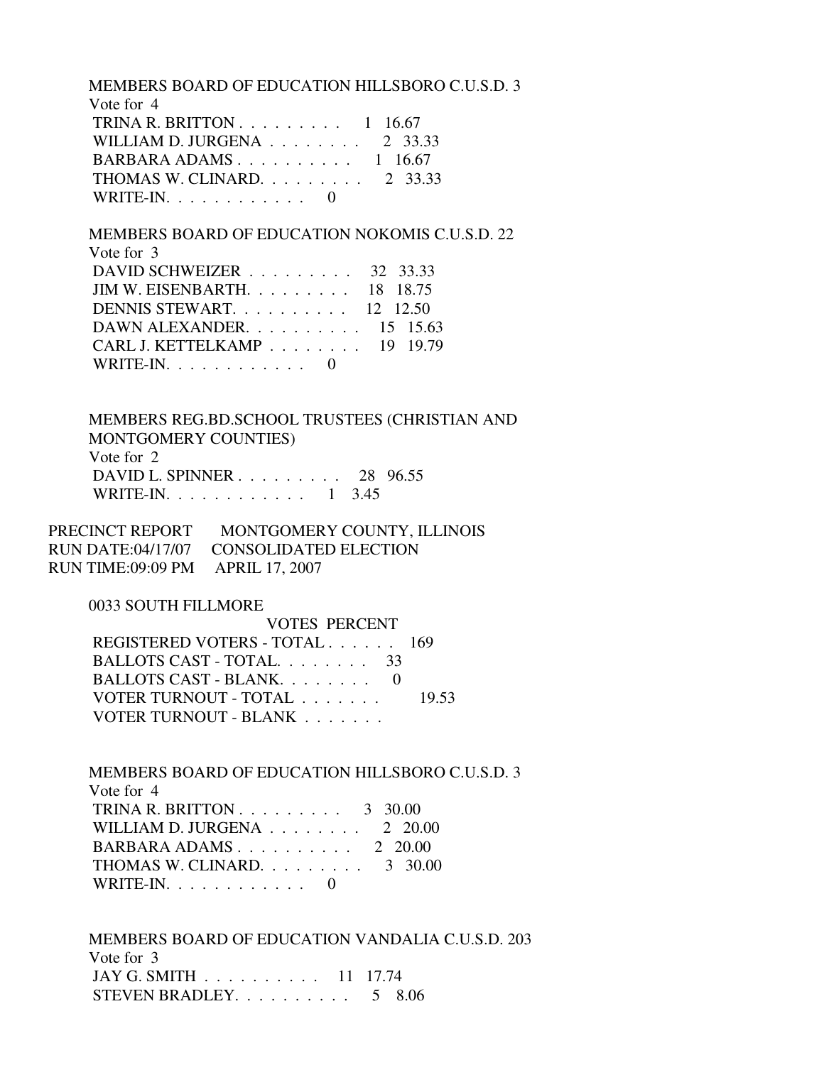MEMBERS BOARD OF EDUCATION HILLSBORO C.U.S.D. 3
Vote for 4

| | VOTES | PERCENT |
|---|---|---|
| TRINA R. BRITTON | 1 | 16.67 |
| WILLIAM D. JURGENA | 2 | 33.33 |
| BARBARA ADAMS | 1 | 16.67 |
| THOMAS W. CLINARD | 2 | 33.33 |
| WRITE-IN | 0 | |

MEMBERS BOARD OF EDUCATION NOKOMIS C.U.S.D. 22
Vote for 3

| | VOTES | PERCENT |
|---|---|---|
| DAVID SCHWEIZER | 32 | 33.33 |
| JIM W. EISENBARTH | 18 | 18.75 |
| DENNIS STEWART | 12 | 12.50 |
| DAWN ALEXANDER | 15 | 15.63 |
| CARL J. KETTELKAMP | 19 | 19.79 |
| WRITE-IN | 0 | |

MEMBERS REG.BD.SCHOOL TRUSTEES (CHRISTIAN AND MONTGOMERY COUNTIES)
Vote for 2

| | VOTES | PERCENT |
|---|---|---|
| DAVID L. SPINNER | 28 | 96.55 |
| WRITE-IN | 1 | 3.45 |

PRECINCT REPORT MONTGOMERY COUNTY, ILLINOIS
RUN DATE:04/17/07 CONSOLIDATED ELECTION
RUN TIME:09:09 PM APRIL 17, 2007

0033 SOUTH FILLMORE

| | VOTES | PERCENT |
|---|---|---|
| REGISTERED VOTERS - TOTAL | 169 | |
| BALLOTS CAST - TOTAL | 33 | |
| BALLOTS CAST - BLANK | 0 | |
| VOTER TURNOUT - TOTAL | | 19.53 |
| VOTER TURNOUT - BLANK | | |

MEMBERS BOARD OF EDUCATION HILLSBORO C.U.S.D. 3
Vote for 4

| | VOTES | PERCENT |
|---|---|---|
| TRINA R. BRITTON | 3 | 30.00 |
| WILLIAM D. JURGENA | 2 | 20.00 |
| BARBARA ADAMS | 2 | 20.00 |
| THOMAS W. CLINARD | 3 | 30.00 |
| WRITE-IN | 0 | |

MEMBERS BOARD OF EDUCATION VANDALIA C.U.S.D. 203
Vote for 3

| | VOTES | PERCENT |
|---|---|---|
| JAY G. SMITH | 11 | 17.74 |
| STEVEN BRADLEY | 5 | 8.06 |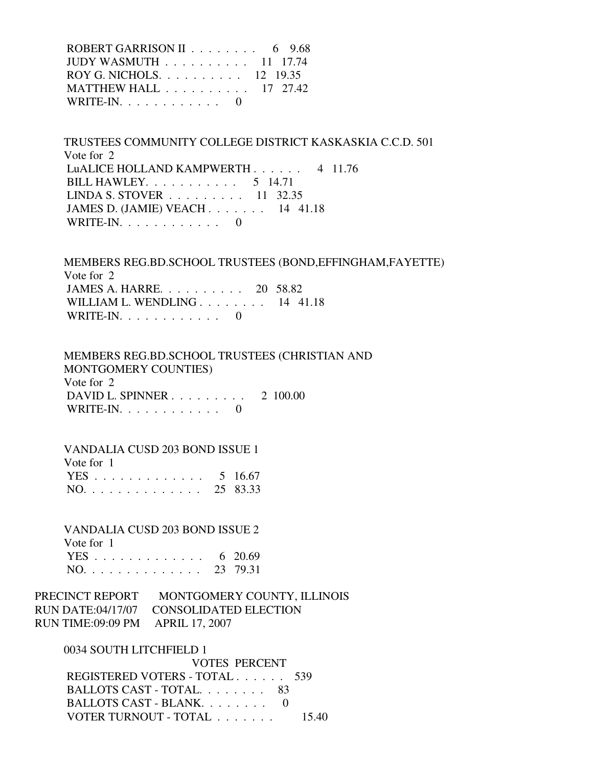| | VOTES | PERCENT |
|---|---|---|
| ROBERT GARRISON II | 6 | 9.68 |
| JUDY WASMUTH | 11 | 17.74 |
| ROY G. NICHOLS | 12 | 19.35 |
| MATTHEW HALL | 17 | 27.42 |
| WRITE-IN | 0 | |

TRUSTEES COMMUNITY COLLEGE DISTRICT KASKASKIA C.C.D. 501
Vote for 2

| | VOTES | PERCENT |
|---|---|---|
| LuALICE HOLLAND KAMPWERTH | 4 | 11.76 |
| BILL HAWLEY | 5 | 14.71 |
| LINDA S. STOVER | 11 | 32.35 |
| JAMES D. (JAMIE) VEACH | 14 | 41.18 |
| WRITE-IN | 0 | |

MEMBERS REG.BD.SCHOOL TRUSTEES (BOND,EFFINGHAM,FAYETTE)
Vote for 2

| | VOTES | PERCENT |
|---|---|---|
| JAMES A. HARRE | 20 | 58.82 |
| WILLIAM L. WENDLING | 14 | 41.18 |
| WRITE-IN | 0 | |

MEMBERS REG.BD.SCHOOL TRUSTEES (CHRISTIAN AND MONTGOMERY COUNTIES)
Vote for 2

| | VOTES | PERCENT |
|---|---|---|
| DAVID L. SPINNER | 2 | 100.00 |
| WRITE-IN | 0 | |

VANDALIA CUSD 203 BOND ISSUE 1
Vote for 1

| | VOTES | PERCENT |
|---|---|---|
| YES | 5 | 16.67 |
| NO | 25 | 83.33 |

VANDALIA CUSD 203 BOND ISSUE 2
Vote for 1

| | VOTES | PERCENT |
|---|---|---|
| YES | 6 | 20.69 |
| NO | 23 | 79.31 |

PRECINCT REPORT MONTGOMERY COUNTY, ILLINOIS
RUN DATE:04/17/07 CONSOLIDATED ELECTION
RUN TIME:09:09 PM APRIL 17, 2007

0034 SOUTH LITCHFIELD 1

| | VOTES | PERCENT |
|---|---|---|
| REGISTERED VOTERS - TOTAL | 539 | |
| BALLOTS CAST - TOTAL | 83 | |
| BALLOTS CAST - BLANK | 0 | |
| VOTER TURNOUT - TOTAL | | 15.40 |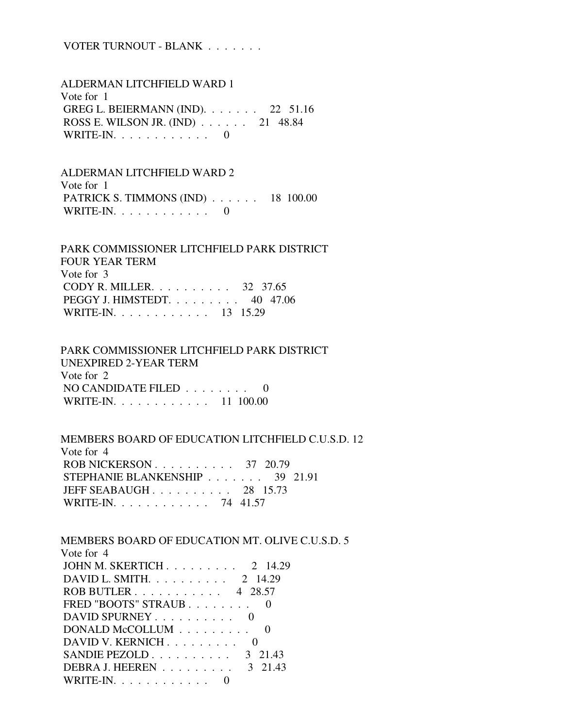VOTER TURNOUT - BLANK . . . . . . .

ALDERMAN LITCHFIELD WARD 1
Vote for 1

| Candidate | Votes | Percent |
|---|---|---|
| GREG L. BEIERMANN (IND). . . . . . . | 22 | 51.16 |
| ROSS E. WILSON JR. (IND) . . . . . . | 21 | 48.84 |
| WRITE-IN. . . . . . . . . . . . | 0 | |

ALDERMAN LITCHFIELD WARD 2
Vote for 1

| Candidate | Votes | Percent |
|---|---|---|
| PATRICK S. TIMMONS (IND) . . . . . . | 18 | 100.00 |
| WRITE-IN. . . . . . . . . . . . | 0 | |

PARK COMMISSIONER LITCHFIELD PARK DISTRICT
FOUR YEAR TERM
Vote for 3

| Candidate | Votes | Percent |
|---|---|---|
| CODY R. MILLER. . . . . . . . . . | 32 | 37.65 |
| PEGGY J. HIMSTEDT. . . . . . . . . | 40 | 47.06 |
| WRITE-IN. . . . . . . . . . . . | 13 | 15.29 |

PARK COMMISSIONER LITCHFIELD PARK DISTRICT
UNEXPIRED 2-YEAR TERM
Vote for 2

| Candidate | Votes | Percent |
|---|---|---|
| NO CANDIDATE FILED . . . . . . . . | 0 | |
| WRITE-IN. . . . . . . . . . . . | 11 | 100.00 |

MEMBERS BOARD OF EDUCATION LITCHFIELD C.U.S.D. 12
Vote for 4

| Candidate | Votes | Percent |
|---|---|---|
| ROB NICKERSON . . . . . . . . . . | 37 | 20.79 |
| STEPHANIE BLANKENSHIP . . . . . . . | 39 | 21.91 |
| JEFF SEABAUGH . . . . . . . . . . | 28 | 15.73 |
| WRITE-IN. . . . . . . . . . . . | 74 | 41.57 |

MEMBERS BOARD OF EDUCATION MT. OLIVE C.U.S.D. 5
Vote for 4

| Candidate | Votes | Percent |
|---|---|---|
| JOHN M. SKERTICH . . . . . . . . . | 2 | 14.29 |
| DAVID L. SMITH. . . . . . . . . . | 2 | 14.29 |
| ROB BUTLER . . . . . . . . . . . | 4 | 28.57 |
| FRED "BOOTS" STRAUB . . . . . . . . | 0 | |
| DAVID SPURNEY . . . . . . . . . . | 0 | |
| DONALD McCOLLUM . . . . . . . . . | 0 | |
| DAVID V. KERNICH . . . . . . . . . | 0 | |
| SANDIE PEZOLD . . . . . . . . . . | 3 | 21.43 |
| DEBRA J. HEEREN . . . . . . . . . | 3 | 21.43 |
| WRITE-IN. . . . . . . . . . . . | 0 | |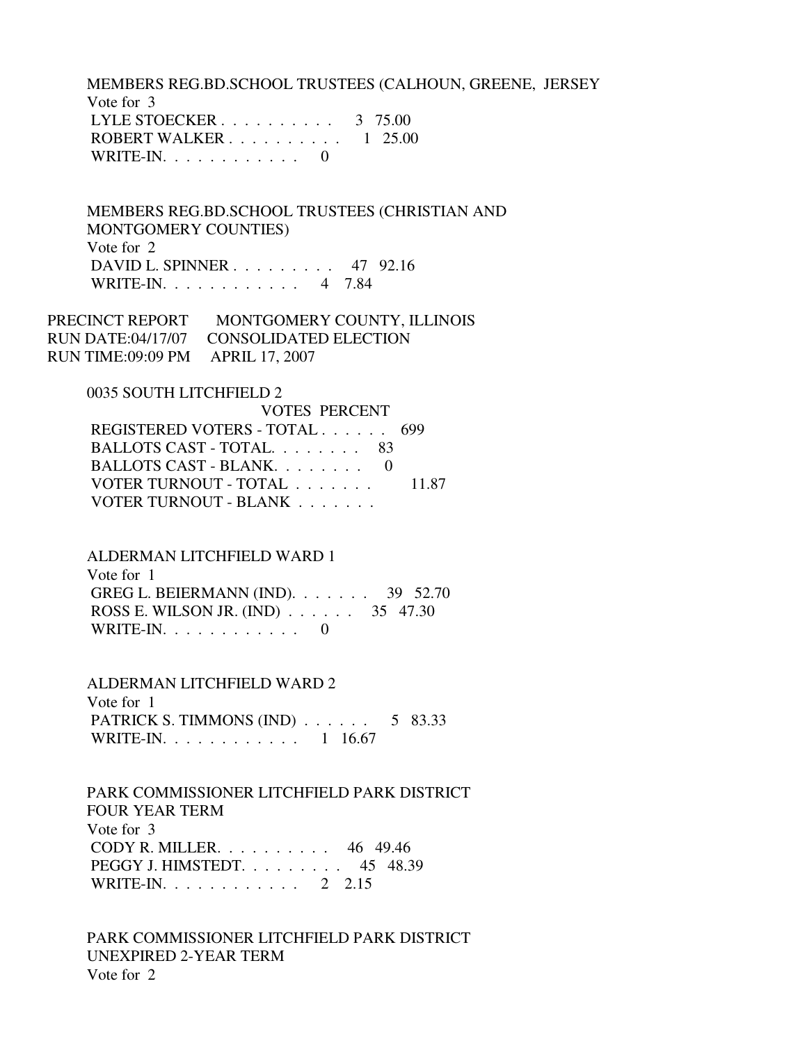MEMBERS REG.BD.SCHOOL TRUSTEES (CALHOUN, GREENE, JERSEY
Vote for 3

| | | |
|---|---|---|
| LYLE STOECKER . . . . . . . . . . | 3 | 75.00 |
| ROBERT WALKER . . . . . . . . . . | 1 | 25.00 |
| WRITE-IN. . . . . . . . . . . . | 0 | |

MEMBERS REG.BD.SCHOOL TRUSTEES (CHRISTIAN AND MONTGOMERY COUNTIES)
Vote for 2

| | | |
|---|---|---|
| DAVID L. SPINNER . . . . . . . . . | 47 | 92.16 |
| WRITE-IN. . . . . . . . . . . . | 4 | 7.84 |

PRECINCT REPORT MONTGOMERY COUNTY, ILLINOIS
RUN DATE:04/17/07 CONSOLIDATED ELECTION
RUN TIME:09:09 PM APRIL 17, 2007

0035 SOUTH LITCHFIELD 2

| | VOTES | PERCENT |
|---|---|---|
| REGISTERED VOTERS - TOTAL . . . . . . | 699 | |
| BALLOTS CAST - TOTAL. . . . . . . . | 83 | |
| BALLOTS CAST - BLANK. . . . . . . . | 0 | |
| VOTER TURNOUT - TOTAL . . . . . . . | | 11.87 |
| VOTER TURNOUT - BLANK . . . . . . . | | |

ALDERMAN LITCHFIELD WARD 1
Vote for 1

| | | |
|---|---|---|
| GREG L. BEIERMANN (IND). . . . . . . | 39 | 52.70 |
| ROSS E. WILSON JR. (IND) . . . . . . | 35 | 47.30 |
| WRITE-IN. . . . . . . . . . . . | 0 | |

ALDERMAN LITCHFIELD WARD 2
Vote for 1

| | | |
|---|---|---|
| PATRICK S. TIMMONS (IND) . . . . . . | 5 | 83.33 |
| WRITE-IN. . . . . . . . . . . . | 1 | 16.67 |

PARK COMMISSIONER LITCHFIELD PARK DISTRICT
FOUR YEAR TERM
Vote for 3

| | | |
|---|---|---|
| CODY R. MILLER. . . . . . . . . . | 46 | 49.46 |
| PEGGY J. HIMSTEDT. . . . . . . . . | 45 | 48.39 |
| WRITE-IN. . . . . . . . . . . . | 2 | 2.15 |

PARK COMMISSIONER LITCHFIELD PARK DISTRICT
UNEXPIRED 2-YEAR TERM
Vote for 2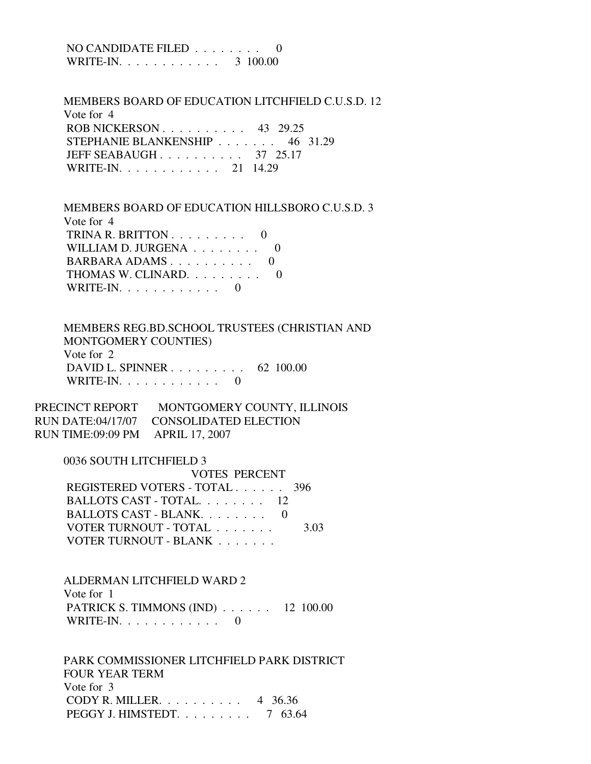NO CANDIDATE FILED . . . . . . . . 0
WRITE-IN. . . . . . . . . . . . 3 100.00

MEMBERS BOARD OF EDUCATION LITCHFIELD C.U.S.D. 12
Vote for 4

| | Votes | Percent |
|---|---|---|
| ROB NICKERSON . . . . . . . . . . | 43 | 29.25 |
| STEPHANIE BLANKENSHIP . . . . . . . | 46 | 31.29 |
| JEFF SEABAUGH . . . . . . . . . . | 37 | 25.17 |
| WRITE-IN. . . . . . . . . . . . | 21 | 14.29 |

MEMBERS BOARD OF EDUCATION HILLSBORO C.U.S.D. 3
Vote for 4

| | Votes | Percent |
|---|---|---|
| TRINA R. BRITTON . . . . . . . . . | 0 | |
| WILLIAM D. JURGENA . . . . . . . . | 0 | |
| BARBARA ADAMS . . . . . . . . . . | 0 | |
| THOMAS W. CLINARD. . . . . . . . . | 0 | |
| WRITE-IN. . . . . . . . . . . . | 0 | |

MEMBERS REG.BD.SCHOOL TRUSTEES (CHRISTIAN AND MONTGOMERY COUNTIES)
Vote for 2

| | Votes | Percent |
|---|---|---|
| DAVID L. SPINNER . . . . . . . . . | 62 | 100.00 |
| WRITE-IN. . . . . . . . . . . . | 0 | |

PRECINCT REPORT MONTGOMERY COUNTY, ILLINOIS
RUN DATE:04/17/07 CONSOLIDATED ELECTION
RUN TIME:09:09 PM APRIL 17, 2007

0036 SOUTH LITCHFIELD 3

| | VOTES | PERCENT |
|---|---|---|
| REGISTERED VOTERS - TOTAL . . . . . . | 396 | |
| BALLOTS CAST - TOTAL. . . . . . . . | 12 | |
| BALLOTS CAST - BLANK. . . . . . . . | 0 | |
| VOTER TURNOUT - TOTAL . . . . . . . | | 3.03 |
| VOTER TURNOUT - BLANK . . . . . . . | | |

ALDERMAN LITCHFIELD WARD 2
Vote for 1

| | Votes | Percent |
|---|---|---|
| PATRICK S. TIMMONS (IND) . . . . . . | 12 | 100.00 |
| WRITE-IN. . . . . . . . . . . . | 0 | |

PARK COMMISSIONER LITCHFIELD PARK DISTRICT
FOUR YEAR TERM
Vote for 3

| | Votes | Percent |
|---|---|---|
| CODY R. MILLER. . . . . . . . . . | 4 | 36.36 |
| PEGGY J. HIMSTEDT. . . . . . . . . | 7 | 63.64 |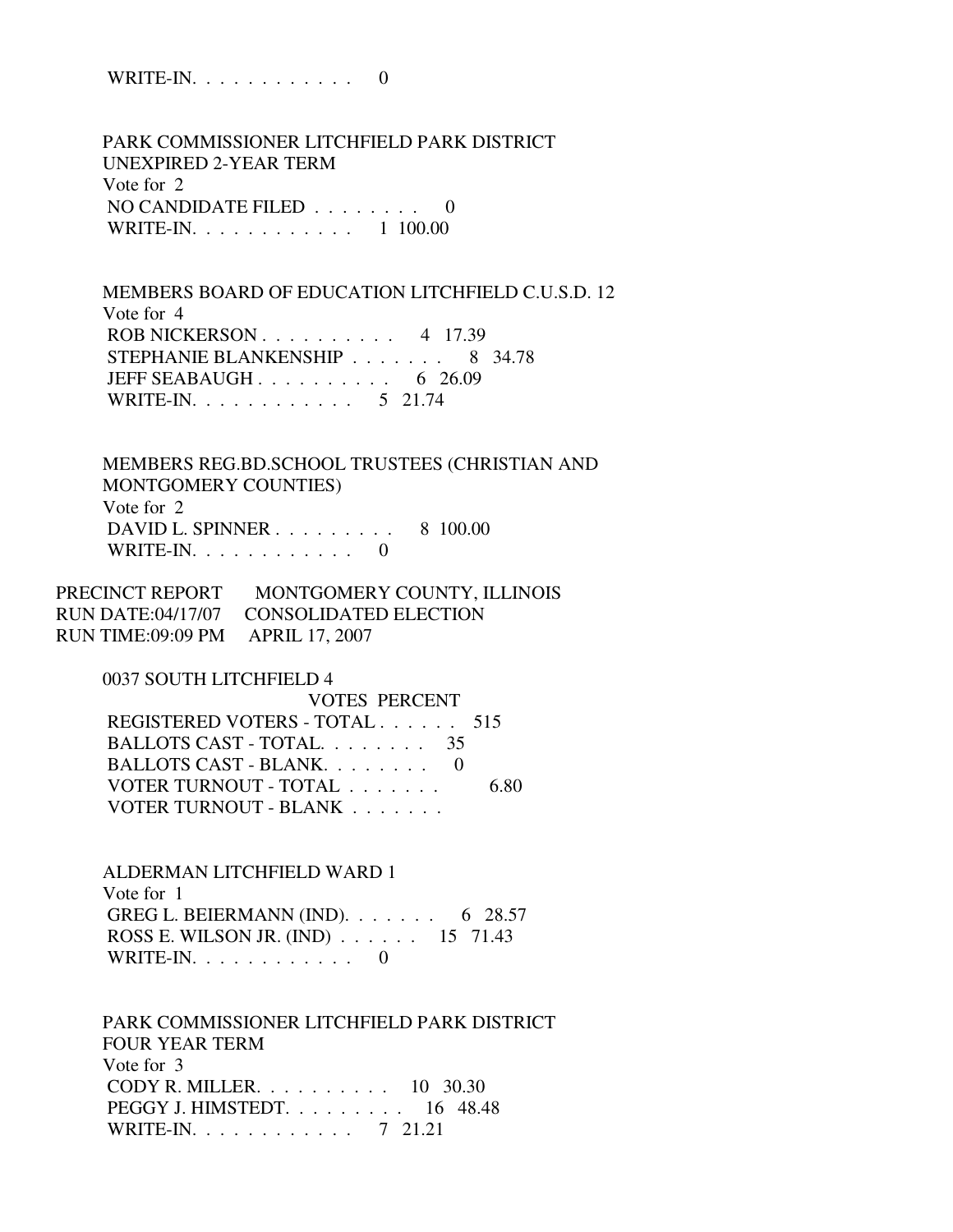WRITE-IN. . . . . . . . . . . . 0

PARK COMMISSIONER LITCHFIELD PARK DISTRICT
UNEXPIRED 2-YEAR TERM
Vote for 2

| | VOTES | PERCENT |
|---|---|---|
| NO CANDIDATE FILED . . . . . . . . | 0 | |
| WRITE-IN. . . . . . . . . . . . | 1 | 100.00 |

MEMBERS BOARD OF EDUCATION LITCHFIELD C.U.S.D. 12
Vote for 4

| | VOTES | PERCENT |
|---|---|---|
| ROB NICKERSON . . . . . . . . . . | 4 | 17.39 |
| STEPHANIE BLANKENSHIP . . . . . . . | 8 | 34.78 |
| JEFF SEABAUGH . . . . . . . . . . | 6 | 26.09 |
| WRITE-IN. . . . . . . . . . . . | 5 | 21.74 |

MEMBERS REG.BD.SCHOOL TRUSTEES (CHRISTIAN AND MONTGOMERY COUNTIES)
Vote for 2

| | VOTES | PERCENT |
|---|---|---|
| DAVID L. SPINNER . . . . . . . . . | 8 | 100.00 |
| WRITE-IN. . . . . . . . . . . . | 0 | |

PRECINCT REPORT MONTGOMERY COUNTY, ILLINOIS
RUN DATE:04/17/07 CONSOLIDATED ELECTION
RUN TIME:09:09 PM APRIL 17, 2007

0037 SOUTH LITCHFIELD 4

| | VOTES | PERCENT |
|---|---|---|
| REGISTERED VOTERS - TOTAL . . . . . . | 515 | |
| BALLOTS CAST - TOTAL. . . . . . . . | 35 | |
| BALLOTS CAST - BLANK. . . . . . . . | 0 | |
| VOTER TURNOUT - TOTAL . . . . . . . | | 6.80 |
| VOTER TURNOUT - BLANK . . . . . . . | | |

ALDERMAN LITCHFIELD WARD 1
Vote for 1

| | VOTES | PERCENT |
|---|---|---|
| GREG L. BEIERMANN (IND). . . . . . . | 6 | 28.57 |
| ROSS E. WILSON JR. (IND) . . . . . . | 15 | 71.43 |
| WRITE-IN. . . . . . . . . . . . | 0 | |

PARK COMMISSIONER LITCHFIELD PARK DISTRICT
FOUR YEAR TERM
Vote for 3

| | VOTES | PERCENT |
|---|---|---|
| CODY R. MILLER. . . . . . . . . . | 10 | 30.30 |
| PEGGY J. HIMSTEDT. . . . . . . . . | 16 | 48.48 |
| WRITE-IN. . . . . . . . . . . . | 7 | 21.21 |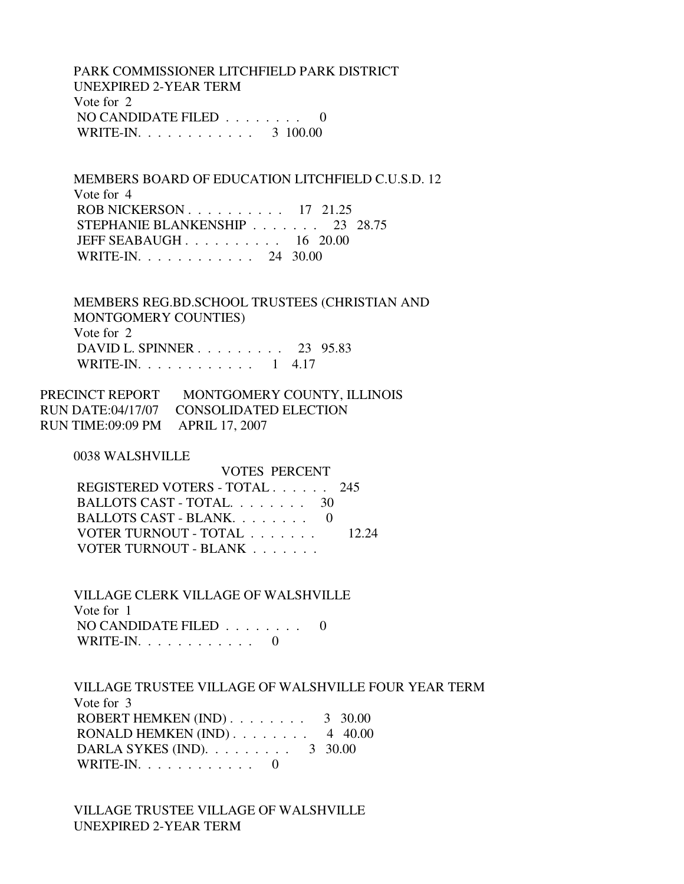PARK COMMISSIONER LITCHFIELD PARK DISTRICT
UNEXPIRED 2-YEAR TERM
Vote for 2

| | VOTES | PERCENT |
|---|---|---|
| NO CANDIDATE FILED . . . . . . . . | 0 | |
| WRITE-IN. . . . . . . . . . . . | 3 | 100.00 |

MEMBERS BOARD OF EDUCATION LITCHFIELD C.U.S.D. 12
Vote for 4

| | VOTES | PERCENT |
|---|---|---|
| ROB NICKERSON . . . . . . . . . . | 17 | 21.25 |
| STEPHANIE BLANKENSHIP . . . . . . . | 23 | 28.75 |
| JEFF SEABAUGH . . . . . . . . . . | 16 | 20.00 |
| WRITE-IN. . . . . . . . . . . . | 24 | 30.00 |

MEMBERS REG.BD.SCHOOL TRUSTEES (CHRISTIAN AND MONTGOMERY COUNTIES)
Vote for 2

| | VOTES | PERCENT |
|---|---|---|
| DAVID L. SPINNER . . . . . . . . . | 23 | 95.83 |
| WRITE-IN. . . . . . . . . . . . | 1 | 4.17 |

PRECINCT REPORT MONTGOMERY COUNTY, ILLINOIS
RUN DATE:04/17/07 CONSOLIDATED ELECTION
RUN TIME:09:09 PM APRIL 17, 2007

0038 WALSHVILLE

| | VOTES | PERCENT |
|---|---|---|
| REGISTERED VOTERS - TOTAL . . . . . . | 245 | |
| BALLOTS CAST - TOTAL. . . . . . . . | 30 | |
| BALLOTS CAST - BLANK. . . . . . . . | 0 | |
| VOTER TURNOUT - TOTAL . . . . . . . | | 12.24 |
| VOTER TURNOUT - BLANK . . . . . . . | | |

VILLAGE CLERK VILLAGE OF WALSHVILLE
Vote for 1

| | VOTES | PERCENT |
|---|---|---|
| NO CANDIDATE FILED . . . . . . . . | 0 | |
| WRITE-IN. . . . . . . . . . . . | 0 | |

VILLAGE TRUSTEE VILLAGE OF WALSHVILLE FOUR YEAR TERM
Vote for 3

| | VOTES | PERCENT |
|---|---|---|
| ROBERT HEMKEN (IND) . . . . . . . . | 3 | 30.00 |
| RONALD HEMKEN (IND) . . . . . . . . | 4 | 40.00 |
| DARLA SYKES (IND). . . . . . . . . | 3 | 30.00 |
| WRITE-IN. . . . . . . . . . . . | 0 | |

VILLAGE TRUSTEE VILLAGE OF WALSHVILLE
UNEXPIRED 2-YEAR TERM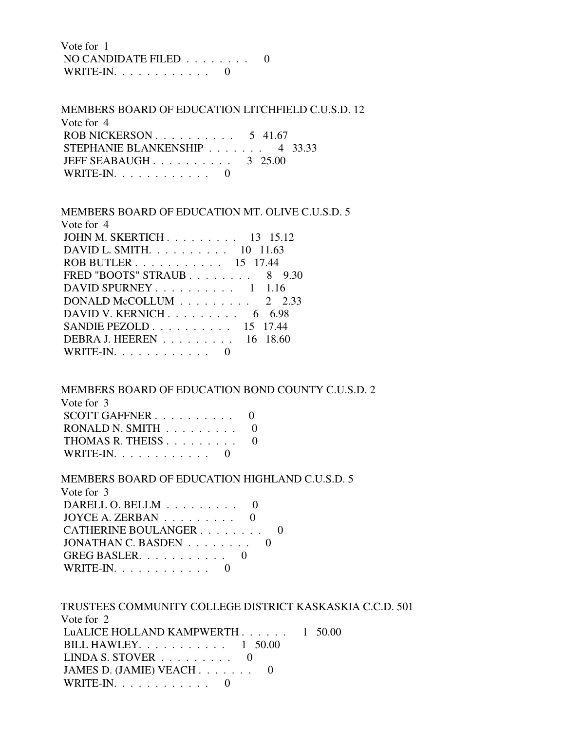Vote for 1
NO CANDIDATE FILED . . . . . . . . 0
WRITE-IN. . . . . . . . . . . . 0

MEMBERS BOARD OF EDUCATION LITCHFIELD C.U.S.D. 12
Vote for 4
ROB NICKERSON . . . . . . . . . . 5 41.67
STEPHANIE BLANKENSHIP . . . . . . . 4 33.33
JEFF SEABAUGH . . . . . . . . . . 3 25.00
WRITE-IN. . . . . . . . . . . . 0

MEMBERS BOARD OF EDUCATION MT. OLIVE C.U.S.D. 5
Vote for 4
JOHN M. SKERTICH . . . . . . . . . 13 15.12
DAVID L. SMITH. . . . . . . . . . 10 11.63
ROB BUTLER . . . . . . . . . . . 15 17.44
FRED "BOOTS" STRAUB . . . . . . . . 8 9.30
DAVID SPURNEY . . . . . . . . . . 1 1.16
DONALD McCOLLUM . . . . . . . . . 2 2.33
DAVID V. KERNICH . . . . . . . . . 6 6.98
SANDIE PEZOLD . . . . . . . . . . 15 17.44
DEBRA J. HEEREN . . . . . . . . . 16 18.60
WRITE-IN. . . . . . . . . . . . 0

MEMBERS BOARD OF EDUCATION BOND COUNTY C.U.S.D. 2
Vote for 3
SCOTT GAFFNER . . . . . . . . . . 0
RONALD N. SMITH . . . . . . . . . 0
THOMAS R. THEISS . . . . . . . . . 0
WRITE-IN. . . . . . . . . . . . 0

MEMBERS BOARD OF EDUCATION HIGHLAND C.U.S.D. 5
Vote for 3
DARELL O. BELLM . . . . . . . . . 0
JOYCE A. ZERBAN . . . . . . . . . 0
CATHERINE BOULANGER . . . . . . . . 0
JONATHAN C. BASDEN . . . . . . . . 0
GREG BASLER. . . . . . . . . . . 0
WRITE-IN. . . . . . . . . . . . 0

TRUSTEES COMMUNITY COLLEGE DISTRICT KASKASKIA C.C.D. 501
Vote for 2
LuALICE HOLLAND KAMPWERTH . . . . . . 1 50.00
BILL HAWLEY. . . . . . . . . . . 1 50.00
LINDA S. STOVER . . . . . . . . . 0
JAMES D. (JAMIE) VEACH . . . . . . . 0
WRITE-IN. . . . . . . . . . . . 0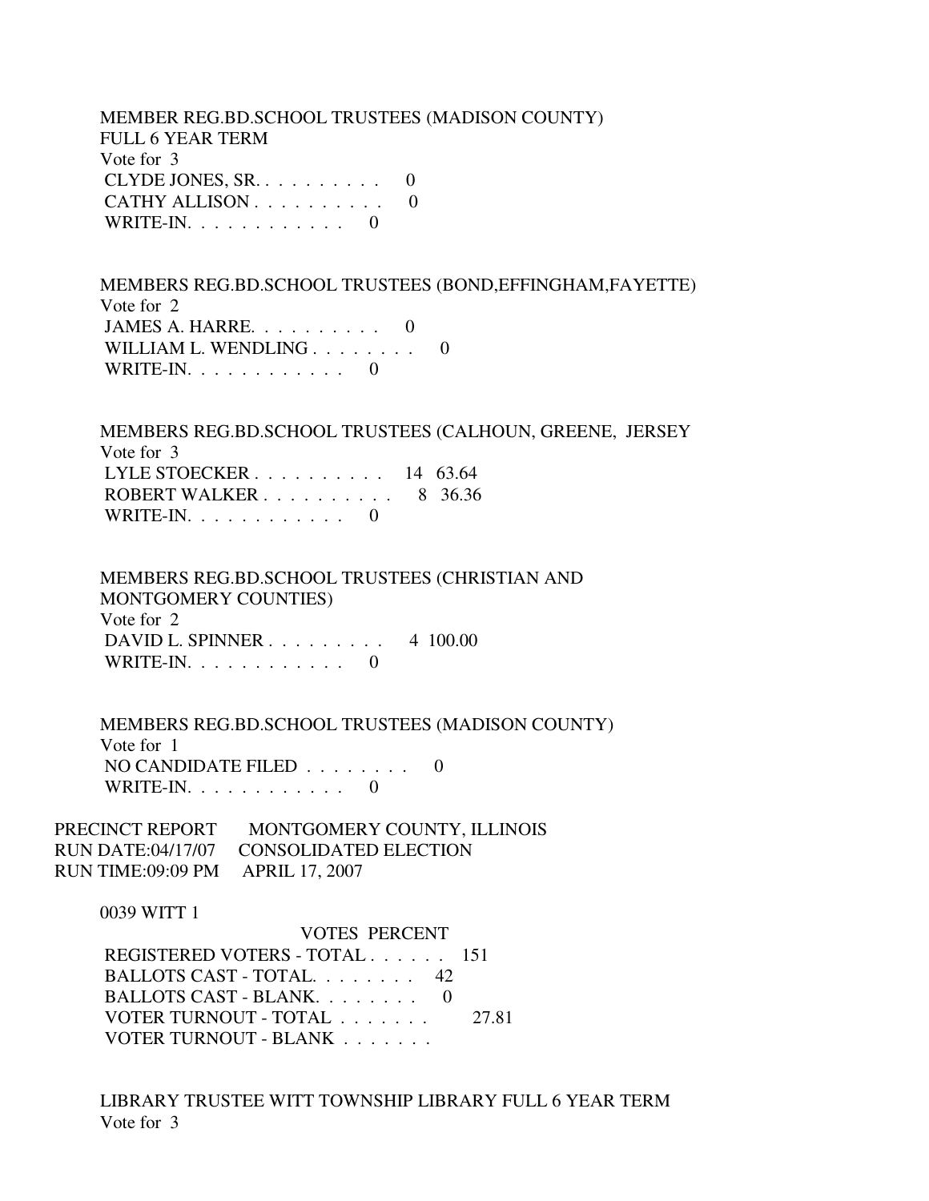MEMBER REG.BD.SCHOOL TRUSTEES (MADISON COUNTY)
FULL 6 YEAR TERM
Vote for 3

CLYDE JONES, SR. . . . . . . . . . 0
CATHY ALLISON . . . . . . . . . . 0
WRITE-IN. . . . . . . . . . . . 0

MEMBERS REG.BD.SCHOOL TRUSTEES (BOND,EFFINGHAM,FAYETTE)
Vote for 2

JAMES A. HARRE. . . . . . . . . . 0
WILLIAM L. WENDLING . . . . . . . . 0
WRITE-IN. . . . . . . . . . . . 0

MEMBERS REG.BD.SCHOOL TRUSTEES (CALHOUN, GREENE, JERSEY
Vote for 3

LYLE STOECKER . . . . . . . . . . 14 63.64
ROBERT WALKER . . . . . . . . . . 8 36.36
WRITE-IN. . . . . . . . . . . . 0

MEMBERS REG.BD.SCHOOL TRUSTEES (CHRISTIAN AND
MONTGOMERY COUNTIES)
Vote for 2

DAVID L. SPINNER . . . . . . . . . 4 100.00
WRITE-IN. . . . . . . . . . . . 0

MEMBERS REG.BD.SCHOOL TRUSTEES (MADISON COUNTY)
Vote for 1

NO CANDIDATE FILED . . . . . . . . 0
WRITE-IN. . . . . . . . . . . . 0

PRECINCT REPORT MONTGOMERY COUNTY, ILLINOIS
RUN DATE:04/17/07 CONSOLIDATED ELECTION
RUN TIME:09:09 PM APRIL 17, 2007

0039 WITT 1

VOTES PERCENT

REGISTERED VOTERS - TOTAL . . . . . . 151
BALLOTS CAST - TOTAL. . . . . . . . 42
BALLOTS CAST - BLANK. . . . . . . . 0
VOTER TURNOUT - TOTAL . . . . . . . 27.81
VOTER TURNOUT - BLANK . . . . . . .

LIBRARY TRUSTEE WITT TOWNSHIP LIBRARY FULL 6 YEAR TERM
Vote for 3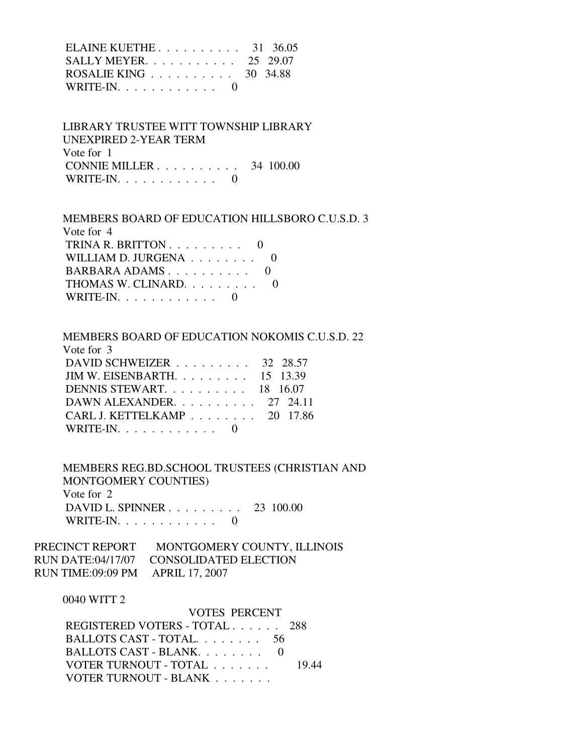| | | |
|---|---|---|
| ELAINE KUETHE | 31 | 36.05 |
| SALLY MEYER | 25 | 29.07 |
| ROSALIE KING | 30 | 34.88 |
| WRITE-IN | 0 | |

LIBRARY TRUSTEE WITT TOWNSHIP LIBRARY
UNEXPIRED 2-YEAR TERM
Vote for 1

| | | |
|---|---|---|
| CONNIE MILLER | 34 | 100.00 |
| WRITE-IN | 0 | |

MEMBERS BOARD OF EDUCATION HILLSBORO C.U.S.D. 3
Vote for 4

| | | |
|---|---|---|
| TRINA R. BRITTON | 0 | |
| WILLIAM D. JURGENA | 0 | |
| BARBARA ADAMS | 0 | |
| THOMAS W. CLINARD | 0 | |
| WRITE-IN | 0 | |

MEMBERS BOARD OF EDUCATION NOKOMIS C.U.S.D. 22
Vote for 3

| | | |
|---|---|---|
| DAVID SCHWEIZER | 32 | 28.57 |
| JIM W. EISENBARTH | 15 | 13.39 |
| DENNIS STEWART | 18 | 16.07 |
| DAWN ALEXANDER | 27 | 24.11 |
| CARL J. KETTELKAMP | 20 | 17.86 |
| WRITE-IN | 0 | |

MEMBERS REG.BD.SCHOOL TRUSTEES (CHRISTIAN AND MONTGOMERY COUNTIES)
Vote for 2

| | | |
|---|---|---|
| DAVID L. SPINNER | 23 | 100.00 |
| WRITE-IN | 0 | |

PRECINCT REPORT MONTGOMERY COUNTY, ILLINOIS
RUN DATE:04/17/07 CONSOLIDATED ELECTION
RUN TIME:09:09 PM APRIL 17, 2007

0040 WITT 2

| | VOTES | PERCENT |
|---|---|---|
| REGISTERED VOTERS - TOTAL | 288 | |
| BALLOTS CAST - TOTAL | 56 | |
| BALLOTS CAST - BLANK | 0 | |
| VOTER TURNOUT - TOTAL | | 19.44 |
| VOTER TURNOUT - BLANK | | |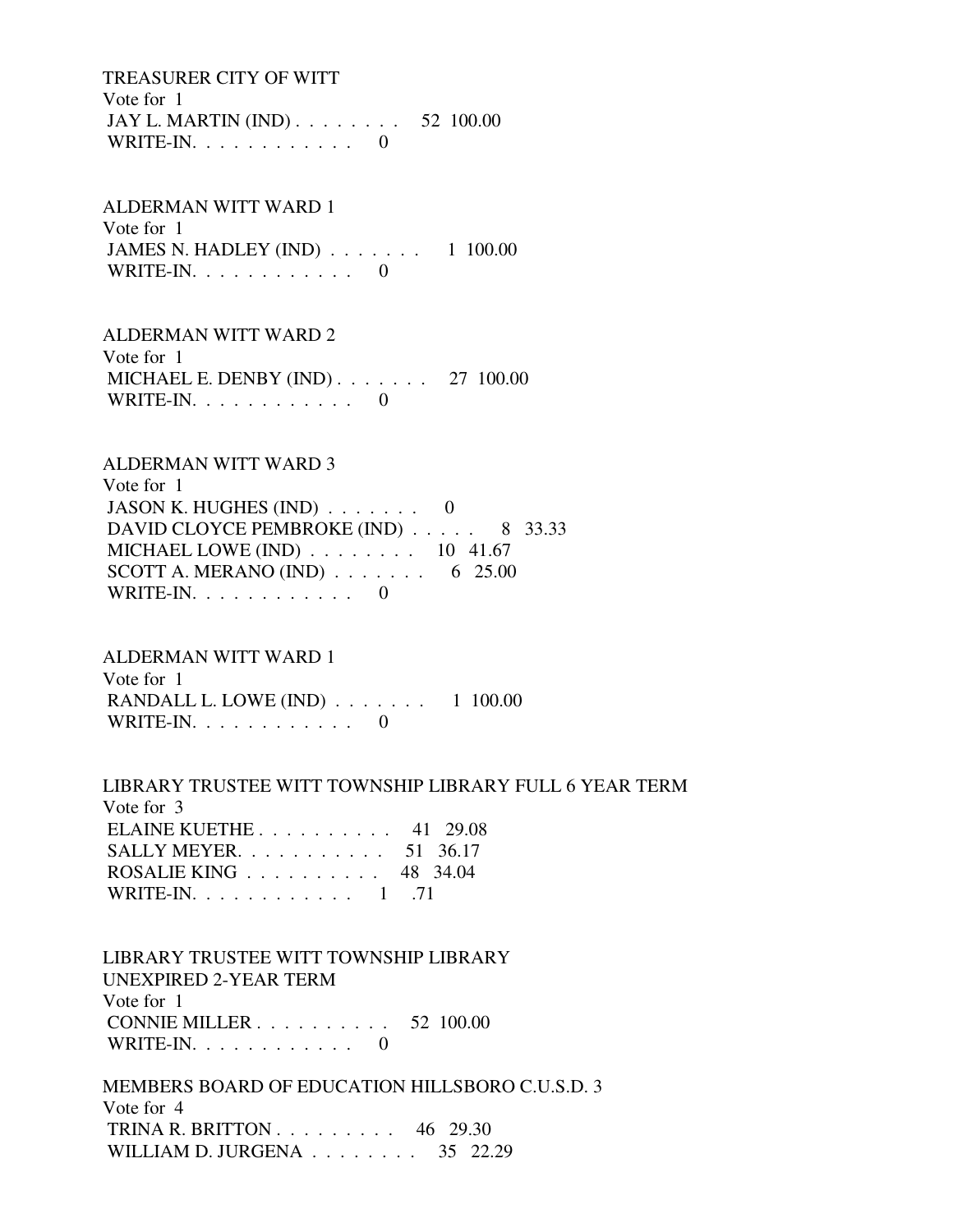TREASURER CITY OF WITT
Vote for 1
JAY L. MARTIN (IND) . . . . . . . . 52 100.00
WRITE-IN. . . . . . . . . . . . 0

ALDERMAN WITT WARD 1
Vote for 1
JAMES N. HADLEY (IND) . . . . . . . 1 100.00
WRITE-IN. . . . . . . . . . . . 0

ALDERMAN WITT WARD 2
Vote for 1
MICHAEL E. DENBY (IND) . . . . . . . 27 100.00
WRITE-IN. . . . . . . . . . . . 0

ALDERMAN WITT WARD 3
Vote for 1
JASON K. HUGHES (IND) . . . . . . . 0
DAVID CLOYCE PEMBROKE (IND) . . . . . 8 33.33
MICHAEL LOWE (IND) . . . . . . . . 10 41.67
SCOTT A. MERANO (IND) . . . . . . . 6 25.00
WRITE-IN. . . . . . . . . . . . 0

ALDERMAN WITT WARD 1
Vote for 1
RANDALL L. LOWE (IND) . . . . . . . 1 100.00
WRITE-IN. . . . . . . . . . . . 0

LIBRARY TRUSTEE WITT TOWNSHIP LIBRARY FULL 6 YEAR TERM
Vote for 3
ELAINE KUETHE . . . . . . . . . . 41 29.08
SALLY MEYER. . . . . . . . . . . 51 36.17
ROSALIE KING . . . . . . . . . . 48 34.04
WRITE-IN. . . . . . . . . . . . 1 .71

LIBRARY TRUSTEE WITT TOWNSHIP LIBRARY
UNEXPIRED 2-YEAR TERM
Vote for 1
CONNIE MILLER . . . . . . . . . . 52 100.00
WRITE-IN. . . . . . . . . . . . 0

MEMBERS BOARD OF EDUCATION HILLSBORO C.U.S.D. 3
Vote for 4
TRINA R. BRITTON . . . . . . . . . 46 29.30
WILLIAM D. JURGENA . . . . . . . . 35 22.29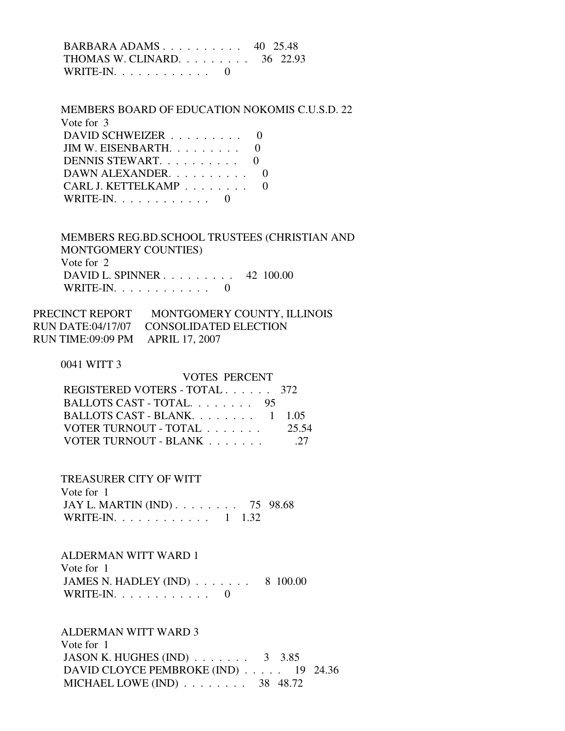BARBARA ADAMS . . . . . . . . . . 40 25.48
THOMAS W. CLINARD. . . . . . . . . 36 22.93
WRITE-IN. . . . . . . . . . . . 0

MEMBERS BOARD OF EDUCATION NOKOMIS C.U.S.D. 22
Vote for 3
DAVID SCHWEIZER . . . . . . . . . 0
JIM W. EISENBARTH. . . . . . . . . 0
DENNIS STEWART. . . . . . . . . . 0
DAWN ALEXANDER. . . . . . . . . . 0
CARL J. KETTELKAMP . . . . . . . . 0
WRITE-IN. . . . . . . . . . . . 0

MEMBERS REG.BD.SCHOOL TRUSTEES (CHRISTIAN AND MONTGOMERY COUNTIES)
Vote for 2
DAVID L. SPINNER . . . . . . . . . 42 100.00
WRITE-IN. . . . . . . . . . . . 0

PRECINCT REPORT MONTGOMERY COUNTY, ILLINOIS
RUN DATE:04/17/07 CONSOLIDATED ELECTION
RUN TIME:09:09 PM APRIL 17, 2007

0041 WITT 3

| | VOTES | PERCENT |
|---|---|---|
| REGISTERED VOTERS - TOTAL . . . . . . | 372 | |
| BALLOTS CAST - TOTAL. . . . . . . . | 95 | |
| BALLOTS CAST - BLANK. . . . . . . . | 1 | 1.05 |
| VOTER TURNOUT - TOTAL . . . . . . . | | 25.54 |
| VOTER TURNOUT - BLANK . . . . . . . | | .27 |

TREASURER CITY OF WITT
Vote for 1
JAY L. MARTIN (IND) . . . . . . . . 75 98.68
WRITE-IN. . . . . . . . . . . . 1 1.32

ALDERMAN WITT WARD 1
Vote for 1
JAMES N. HADLEY (IND) . . . . . . . 8 100.00
WRITE-IN. . . . . . . . . . . . 0

ALDERMAN WITT WARD 3
Vote for 1
JASON K. HUGHES (IND) . . . . . . . 3 3.85
DAVID CLOYCE PEMBROKE (IND) . . . . . 19 24.36
MICHAEL LOWE (IND) . . . . . . . . 38 48.72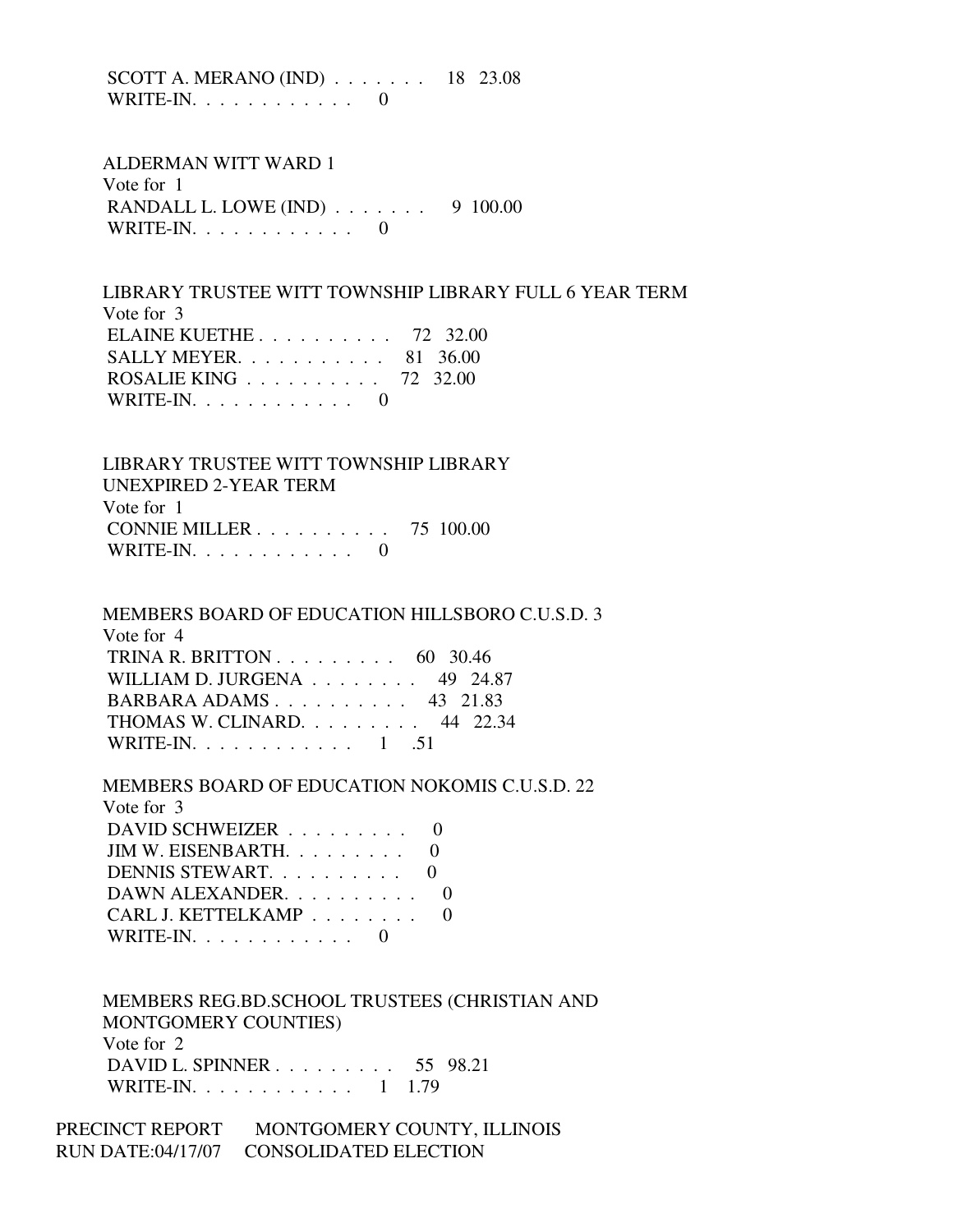SCOTT A. MERANO (IND) . . . . . . . 18 23.08
WRITE-IN. . . . . . . . . . . . 0

ALDERMAN WITT WARD 1
Vote for 1
RANDALL L. LOWE (IND) . . . . . . . 9 100.00
WRITE-IN. . . . . . . . . . . . 0

LIBRARY TRUSTEE WITT TOWNSHIP LIBRARY FULL 6 YEAR TERM
Vote for 3
ELAINE KUETHE . . . . . . . . . . 72 32.00
SALLY MEYER. . . . . . . . . . . 81 36.00
ROSALIE KING . . . . . . . . . . 72 32.00
WRITE-IN. . . . . . . . . . . . 0

LIBRARY TRUSTEE WITT TOWNSHIP LIBRARY
UNEXPIRED 2-YEAR TERM
Vote for 1
CONNIE MILLER . . . . . . . . . . 75 100.00
WRITE-IN. . . . . . . . . . . . 0

MEMBERS BOARD OF EDUCATION HILLSBORO C.U.S.D. 3
Vote for 4
TRINA R. BRITTON . . . . . . . . . 60 30.46
WILLIAM D. JURGENA . . . . . . . . 49 24.87
BARBARA ADAMS . . . . . . . . . . 43 21.83
THOMAS W. CLINARD. . . . . . . . . 44 22.34
WRITE-IN. . . . . . . . . . . . 1 .51

MEMBERS BOARD OF EDUCATION NOKOMIS C.U.S.D. 22
Vote for 3
DAVID SCHWEIZER . . . . . . . . . 0
JIM W. EISENBARTH. . . . . . . . . 0
DENNIS STEWART. . . . . . . . . . 0
DAWN ALEXANDER. . . . . . . . . . 0
CARL J. KETTELKAMP . . . . . . . . 0
WRITE-IN. . . . . . . . . . . . 0

MEMBERS REG.BD.SCHOOL TRUSTEES (CHRISTIAN AND
MONTGOMERY COUNTIES)
Vote for 2
DAVID L. SPINNER . . . . . . . . . 55 98.21
WRITE-IN. . . . . . . . . . . . 1 1.79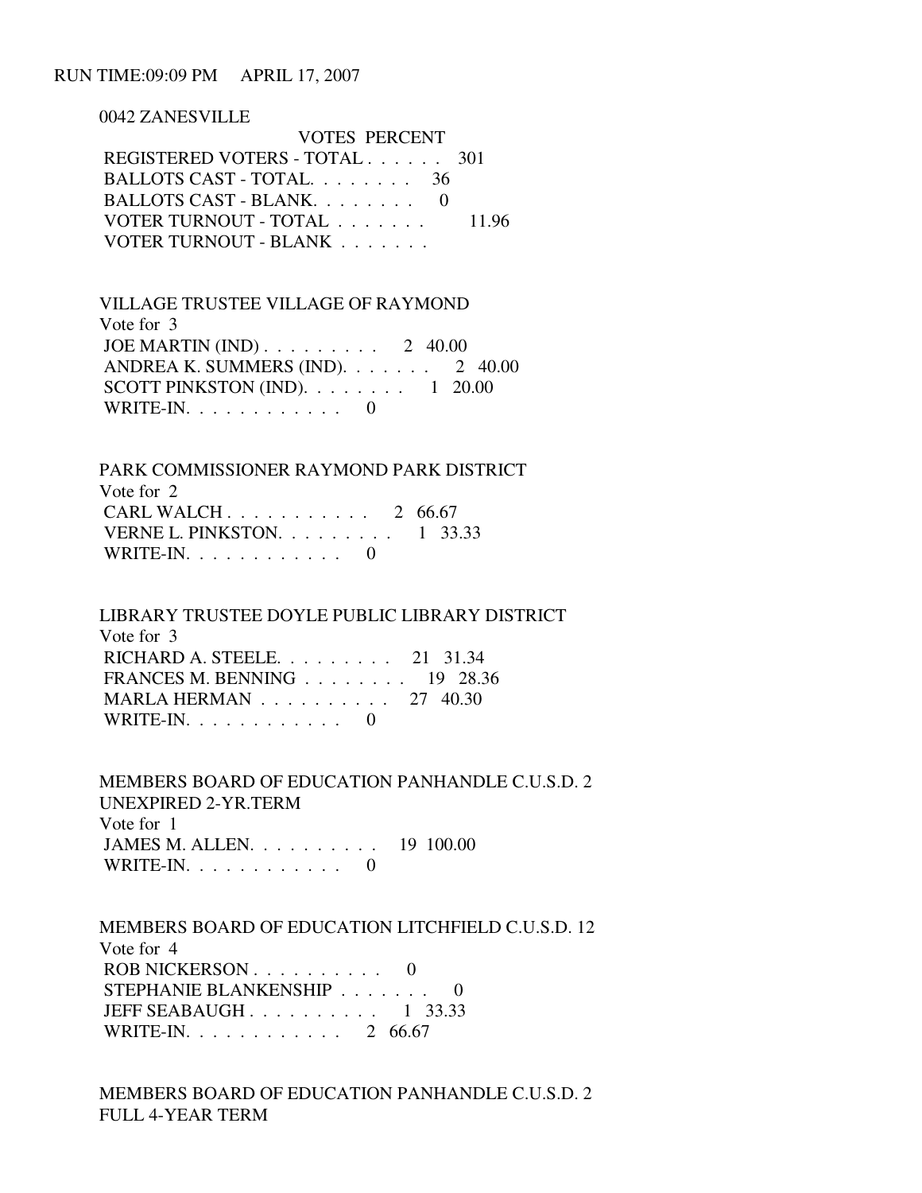RUN TIME:09:09 PM APRIL 17, 2007

0042 ZANESVILLE

| | VOTES | PERCENT |
|---|---|---|
| REGISTERED VOTERS - TOTAL . . . . . . | 301 | |
| BALLOTS CAST - TOTAL. . . . . . . . | 36 | |
| BALLOTS CAST - BLANK. . . . . . . . | 0 | |
| VOTER TURNOUT - TOTAL . . . . . . . | | 11.96 |
| VOTER TURNOUT - BLANK . . . . . . . | | |

VILLAGE TRUSTEE VILLAGE OF RAYMOND
Vote for 3

| | | |
|---|---|---|
| JOE MARTIN (IND) . . . . . . . . . | 2 | 40.00 |
| ANDREA K. SUMMERS (IND). . . . . . . | 2 | 40.00 |
| SCOTT PINKSTON (IND). . . . . . . . | 1 | 20.00 |
| WRITE-IN. . . . . . . . . . . . | 0 | |

PARK COMMISSIONER RAYMOND PARK DISTRICT
Vote for 2

| | | |
|---|---|---|
| CARL WALCH . . . . . . . . . . . | 2 | 66.67 |
| VERNE L. PINKSTON. . . . . . . . . | 1 | 33.33 |
| WRITE-IN. . . . . . . . . . . . | 0 | |

LIBRARY TRUSTEE DOYLE PUBLIC LIBRARY DISTRICT
Vote for 3

| | | |
|---|---|---|
| RICHARD A. STEELE. . . . . . . . . | 21 | 31.34 |
| FRANCES M. BENNING . . . . . . . . | 19 | 28.36 |
| MARLA HERMAN . . . . . . . . . . | 27 | 40.30 |
| WRITE-IN. . . . . . . . . . . . | 0 | |

MEMBERS BOARD OF EDUCATION PANHANDLE C.U.S.D. 2
UNEXPIRED 2-YR.TERM
Vote for 1

| | | |
|---|---|---|
| JAMES M. ALLEN. . . . . . . . . . | 19 | 100.00 |
| WRITE-IN. . . . . . . . . . . . | 0 | |

MEMBERS BOARD OF EDUCATION LITCHFIELD C.U.S.D. 12
Vote for 4

| | | |
|---|---|---|
| ROB NICKERSON . . . . . . . . . . | 0 | |
| STEPHANIE BLANKENSHIP . . . . . . . | 0 | |
| JEFF SEABAUGH . . . . . . . . . . | 1 | 33.33 |
| WRITE-IN. . . . . . . . . . . . | 2 | 66.67 |

MEMBERS BOARD OF EDUCATION PANHANDLE C.U.S.D. 2
FULL 4-YEAR TERM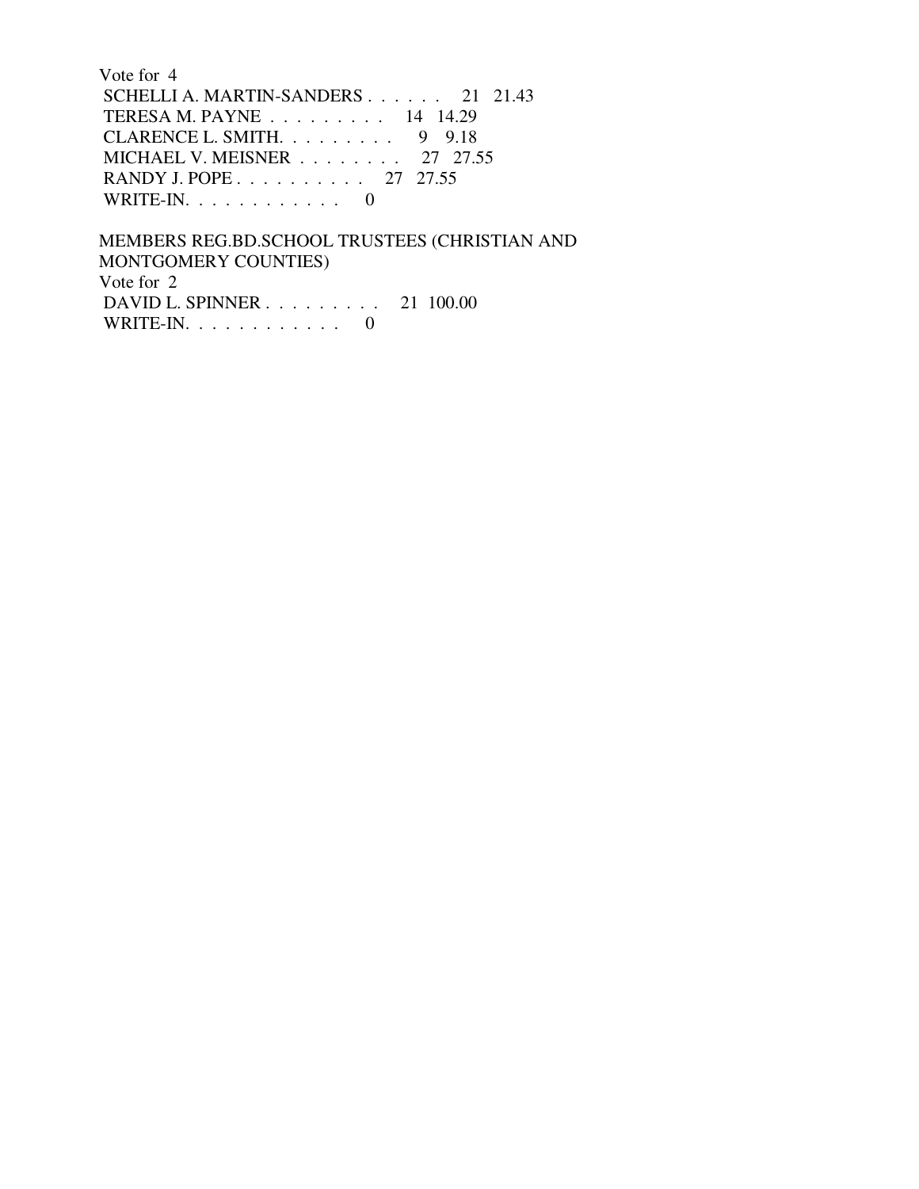Vote for 4

| | | |
|---|---|---|
| SCHELLI A. MARTIN-SANDERS | 21 | 21.43 |
| TERESA M. PAYNE | 14 | 14.29 |
| CLARENCE L. SMITH | 9 | 9.18 |
| MICHAEL V. MEISNER | 27 | 27.55 |
| RANDY J. POPE | 27 | 27.55 |
| WRITE-IN | 0 | |

MEMBERS REG.BD.SCHOOL TRUSTEES (CHRISTIAN AND MONTGOMERY COUNTIES)

Vote for 2

| | | |
|---|---|---|
| DAVID L. SPINNER | 21 | 100.00 |
| WRITE-IN | 0 | |